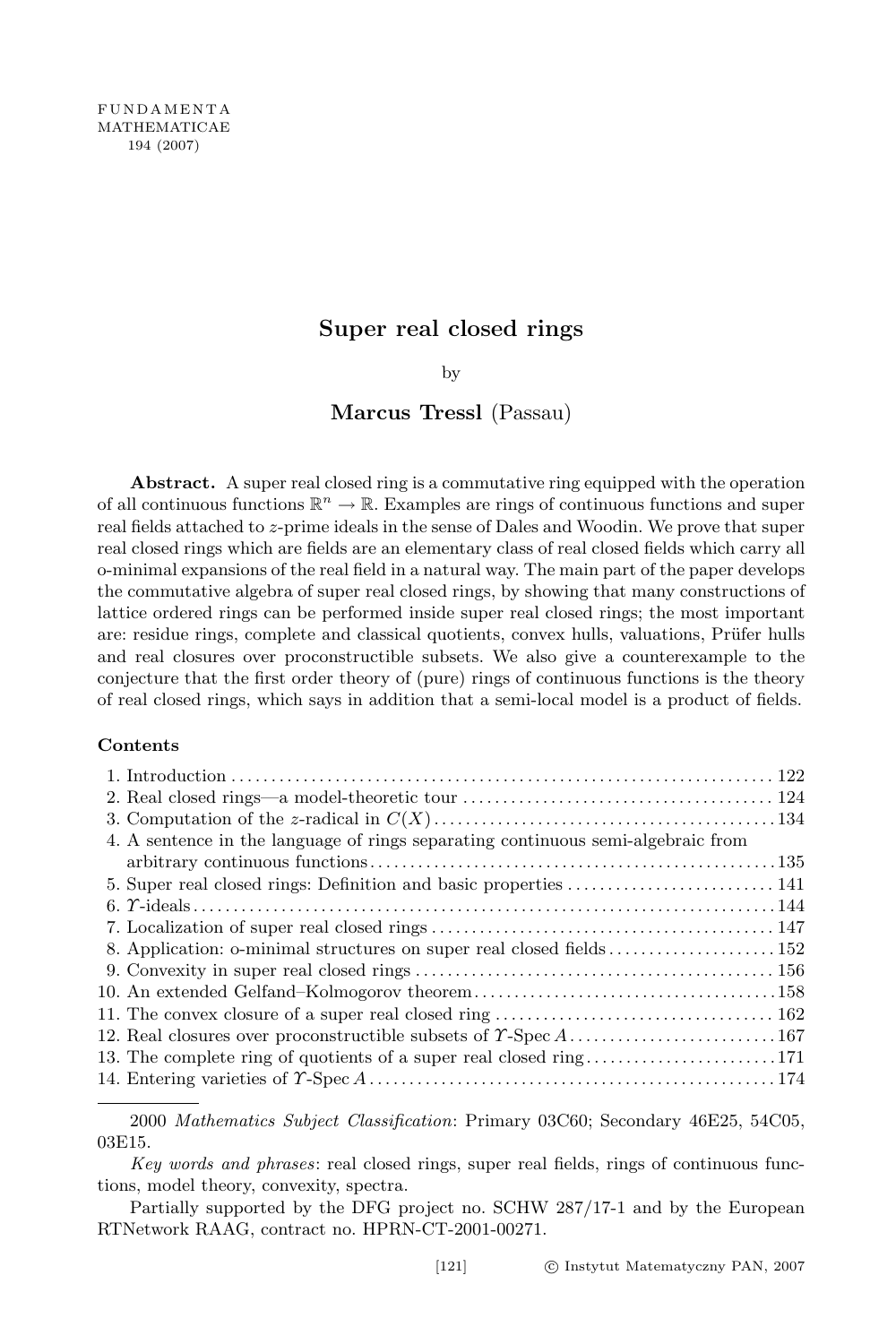# Super real closed rings

by

**Marcus Tressl** (Passau)

**Abstract.** A super real closed ring is a commutative ring equipped with the operation of all continuous functions $\mathbb{R}^n \to \mathbb{R}$. Examples are rings of continuous functions and super real fields attached to $z$-prime ideals in the sense of Dales and Woodin. We prove that super real closed rings which are fields are an elementary class of real closed fields which carry all o-minimal expansions of the real field in a natural way. The main part of the paper develops the commutative algebra of super real closed rings, by showing that many constructions of lattice ordered rings can be performed inside super real closed rings; the most important are: residue rings, complete and classical quotients, convex hulls, valuations, Prüfer hulls and real closures over proconstructible subsets. We also give a counterexample to the conjecture that the first order theory of (pure) rings of continuous functions is the theory of real closed rings, which says in addition that a semi-local model is a product of fields.

**Contents**

1. Introduction ........ 122
2. Real closed rings—a model-theoretic tour ........ 124
3. Computation of the $z$-radical in $C(X)$ ........ 134
4. A sentence in the language of rings separating continuous semi-algebraic from arbitrary continuous functions ........ 135
5. Super real closed rings: Definition and basic properties ........ 141
6. $\Upsilon$-ideals ........ 144
7. Localization of super real closed rings ........ 147
8. Application: o-minimal structures on super real closed fields ........ 152
9. Convexity in super real closed rings ........ 156
10. An extended Gelfand–Kolmogorov theorem ........ 158
11. The convex closure of a super real closed ring ........ 162
12. Real closures over proconstructible subsets of $\Upsilon$-Spec $A$ ........ 167
13. The complete ring of quotients of a super real closed ring ........ 171
14. Entering varieties of $\Upsilon$-Spec $A$ ........ 174

---

2000 *Mathematics Subject Classification*: Primary 03C60; Secondary 46E25, 54C05, 03E15.

*Key words and phrases*: real closed rings, super real fields, rings of continuous functions, model theory, convexity, spectra.

Partially supported by the DFG project no. SCHW 287/17-1 and by the European RTNetwork RAAG, contract no. HPRN-CT-2001-00271.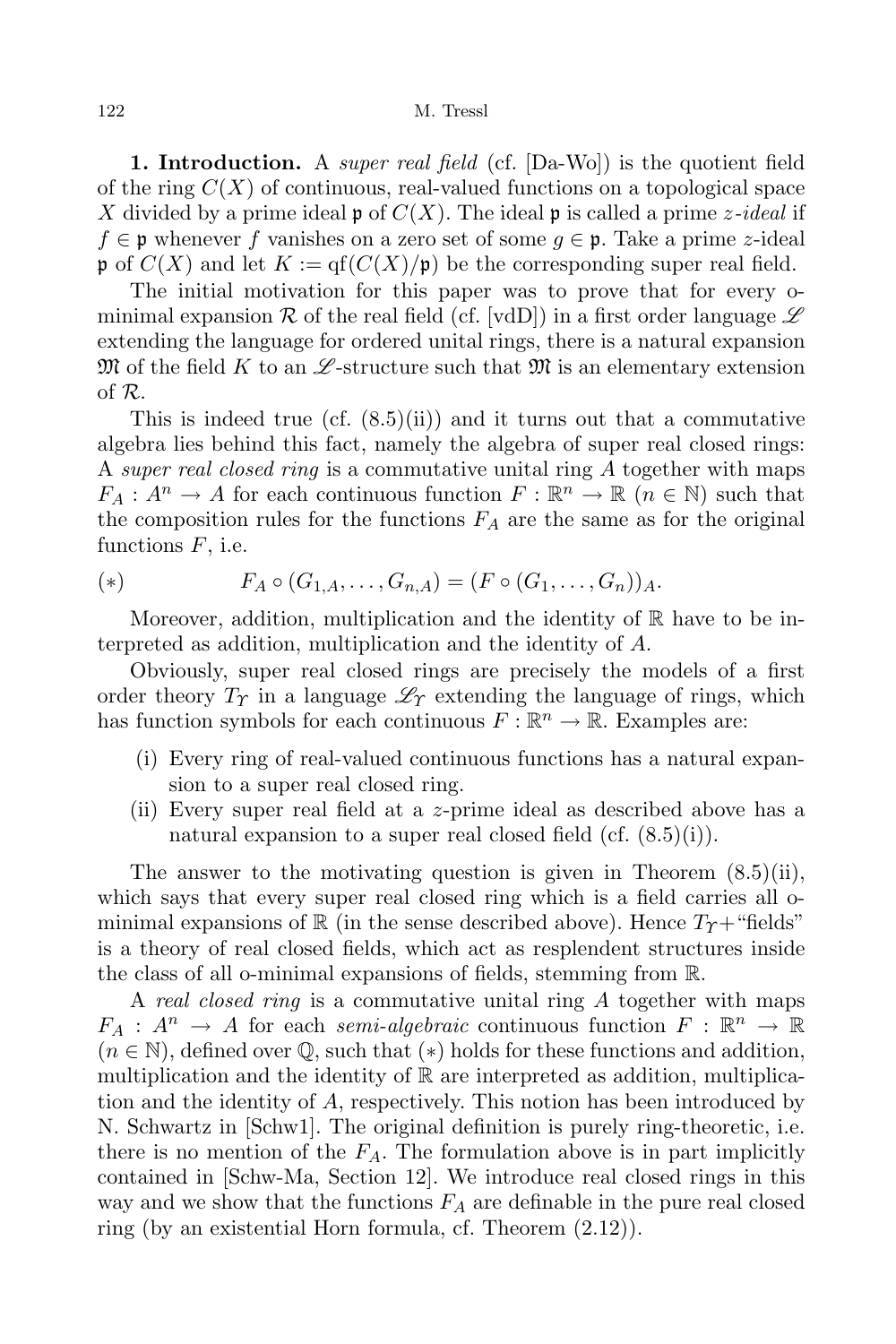**1. Introduction.** A *super real field* (cf. [Da-Wo]) is the quotient field of the ring $C(X)$ of continuous, real-valued functions on a topological space $X$ divided by a prime ideal $\mathfrak{p}$ of $C(X)$. The ideal $\mathfrak{p}$ is called a prime *z-ideal* if $f \in \mathfrak{p}$ whenever $f$ vanishes on a zero set of some $g \in \mathfrak{p}$. Take a prime $z$-ideal $\mathfrak{p}$ of $C(X)$ and let $K := \mathrm{qf}(C(X)/\mathfrak{p})$ be the corresponding super real field.

The initial motivation for this paper was to prove that for every o-minimal expansion $\mathcal{R}$ of the real field (cf. [vdD]) in a first order language $\mathscr{L}$ extending the language for ordered unital rings, there is a natural expansion $\mathfrak{M}$ of the field $K$ to an $\mathscr{L}$-structure such that $\mathfrak{M}$ is an elementary extension of $\mathcal{R}$.

This is indeed true (cf. (8.5)(ii)) and it turns out that a commutative algebra lies behind this fact, namely the algebra of super real closed rings: A *super real closed ring* is a commutative unital ring $A$ together with maps $F_A : A^n \to A$ for each continuous function $F : \mathbb{R}^n \to \mathbb{R}$ ($n \in \mathbb{N}$) such that the composition rules for the functions $F_A$ are the same as for the original functions $F$, i.e.

$$(*) \qquad F_A \circ (G_{1,A}, \ldots, G_{n,A}) = (F \circ (G_1, \ldots, G_n))_A.$$

Moreover, addition, multiplication and the identity of $\mathbb{R}$ have to be interpreted as addition, multiplication and the identity of $A$.

Obviously, super real closed rings are precisely the models of a first order theory $T_\Upsilon$ in a language $\mathscr{L}_\Upsilon$ extending the language of rings, which has function symbols for each continuous $F : \mathbb{R}^n \to \mathbb{R}$. Examples are:

- (i) Every ring of real-valued continuous functions has a natural expansion to a super real closed ring.
- (ii) Every super real field at a $z$-prime ideal as described above has a natural expansion to a super real closed field (cf. (8.5)(i)).

The answer to the motivating question is given in Theorem (8.5)(ii), which says that every super real closed ring which is a field carries all o-minimal expansions of $\mathbb{R}$ (in the sense described above). Hence $T_\Upsilon$+"fields" is a theory of real closed fields, which act as resplendent structures inside the class of all o-minimal expansions of fields, stemming from $\mathbb{R}$.

A *real closed ring* is a commutative unital ring $A$ together with maps $F_A : A^n \to A$ for each *semi-algebraic* continuous function $F : \mathbb{R}^n \to \mathbb{R}$ ($n \in \mathbb{N}$), defined over $\mathbb{Q}$, such that $(*)$ holds for these functions and addition, multiplication and the identity of $\mathbb{R}$ are interpreted as addition, multiplication and the identity of $A$, respectively. This notion has been introduced by N. Schwartz in [Schw1]. The original definition is purely ring-theoretic, i.e. there is no mention of the $F_A$. The formulation above is in part implicitly contained in [Schw-Ma, Section 12]. We introduce real closed rings in this way and we show that the functions $F_A$ are definable in the pure real closed ring (by an existential Horn formula, cf. Theorem (2.12)).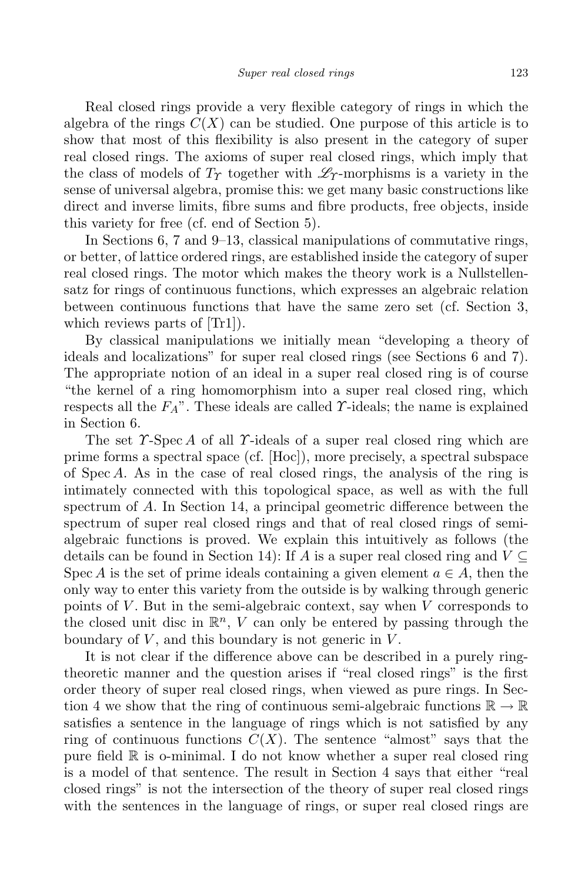Real closed rings provide a very flexible category of rings in which the algebra of the rings $C(X)$ can be studied. One purpose of this article is to show that most of this flexibility is also present in the category of super real closed rings. The axioms of super real closed rings, which imply that the class of models of $T_\Upsilon$ together with $\mathscr{L}_\Upsilon$-morphisms is a variety in the sense of universal algebra, promise this: we get many basic constructions like direct and inverse limits, fibre sums and fibre products, free objects, inside this variety for free (cf. end of Section 5).

In Sections 6, 7 and 9–13, classical manipulations of commutative rings, or better, of lattice ordered rings, are established inside the category of super real closed rings. The motor which makes the theory work is a Nullstellensatz for rings of continuous functions, which expresses an algebraic relation between continuous functions that have the same zero set (cf. Section 3, which reviews parts of [Tr1]).

By classical manipulations we initially mean "developing a theory of ideals and localizations" for super real closed rings (see Sections 6 and 7). The appropriate notion of an ideal in a super real closed ring is of course "the kernel of a ring homomorphism into a super real closed ring, which respects all the $F_A$". These ideals are called $\Upsilon$-ideals; the name is explained in Section 6.

The set $\Upsilon$-Spec $A$ of all $\Upsilon$-ideals of a super real closed ring which are prime forms a spectral space (cf. [Hoc]), more precisely, a spectral subspace of Spec $A$. As in the case of real closed rings, the analysis of the ring is intimately connected with this topological space, as well as with the full spectrum of $A$. In Section 14, a principal geometric difference between the spectrum of super real closed rings and that of real closed rings of semi-algebraic functions is proved. We explain this intuitively as follows (the details can be found in Section 14): If $A$ is a super real closed ring and $V \subseteq$ Spec $A$ is the set of prime ideals containing a given element $a \in A$, then the only way to enter this variety from the outside is by walking through generic points of $V$. But in the semi-algebraic context, say when $V$ corresponds to the closed unit disc in $\mathbb{R}^n$, $V$ can only be entered by passing through the boundary of $V$, and this boundary is not generic in $V$.

It is not clear if the difference above can be described in a purely ring-theoretic manner and the question arises if "real closed rings" is the first order theory of super real closed rings, when viewed as pure rings. In Section 4 we show that the ring of continuous semi-algebraic functions $\mathbb{R} \to \mathbb{R}$ satisfies a sentence in the language of rings which is not satisfied by any ring of continuous functions $C(X)$. The sentence "almost" says that the pure field $\mathbb{R}$ is o-minimal. I do not know whether a super real closed ring is a model of that sentence. The result in Section 4 says that either "real closed rings" is not the intersection of the theory of super real closed rings with the sentences in the language of rings, or super real closed rings are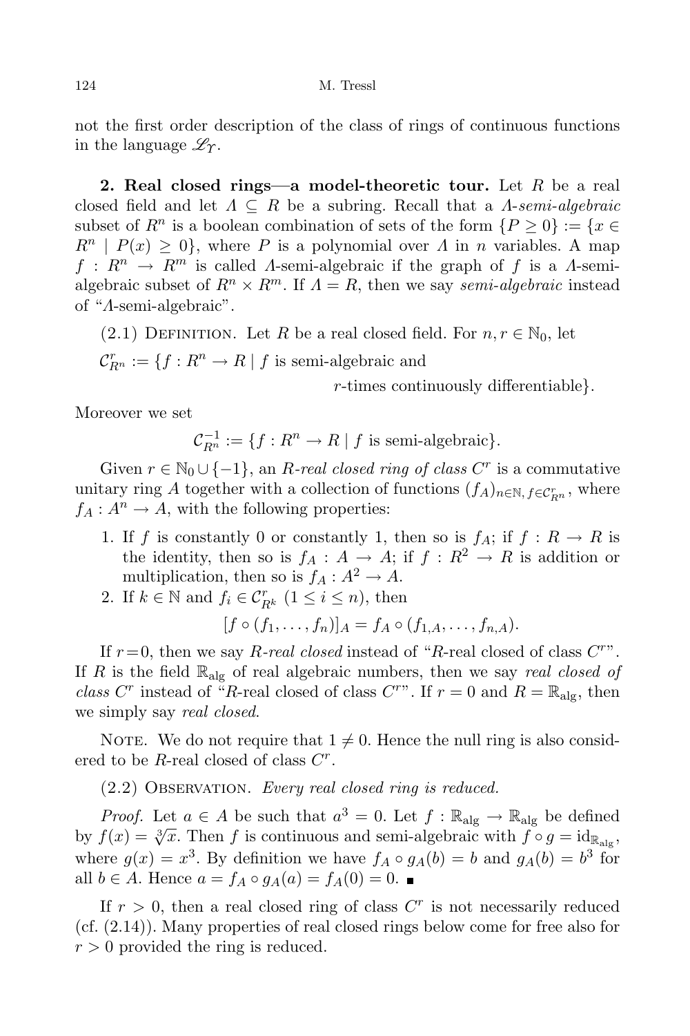not the first order description of the class of rings of continuous functions in the language $\mathscr{L}_\Upsilon$.

**2. Real closed rings—a model-theoretic tour.** Let $R$ be a real closed field and let $\Lambda \subseteq R$ be a subring. Recall that a *$\Lambda$-semi-algebraic* subset of $R^n$ is a boolean combination of sets of the form $\{P \geq 0\} := \{x \in R^n \mid P(x) \geq 0\}$, where $P$ is a polynomial over $\Lambda$ in $n$ variables. A map $f : R^n \to R^m$ is called $\Lambda$-semi-algebraic if the graph of $f$ is a $\Lambda$-semi-algebraic subset of $R^n \times R^m$. If $\Lambda = R$, then we say *semi-algebraic* instead of "$\Lambda$-semi-algebraic".

(2.1) Definition. Let $R$ be a real closed field. For $n, r \in \mathbb{N}_0$, let

$$\mathcal{C}^r_{R^n} := \{f : R^n \to R \mid f \text{ is semi-algebraic and } r\text{-times continuously differentiable}\}.$$

Moreover we set

$$\mathcal{C}^{-1}_{R^n} := \{f : R^n \to R \mid f \text{ is semi-algebraic}\}.$$

Given $r \in \mathbb{N}_0 \cup \{-1\}$, an *$R$-real closed ring of class $C^r$* is a commutative unitary ring $A$ together with a collection of functions $(f_A)_{n\in\mathbb{N},\, f\in\mathcal{C}^r_{R^n}}$, where $f_A : A^n \to A$, with the following properties:

1. If $f$ is constantly 0 or constantly 1, then so is $f_A$; if $f : R \to R$ is the identity, then so is $f_A : A \to A$; if $f : R^2 \to R$ is addition or multiplication, then so is $f_A : A^2 \to A$.
2. If $k \in \mathbb{N}$ and $f_i \in \mathcal{C}^r_{R^k}$ $(1 \leq i \leq n)$, then
$$[f \circ (f_1, \ldots, f_n)]_A = f_A \circ (f_{1,A}, \ldots, f_{n,A}).$$

If $r = 0$, then we say *$R$-real closed* instead of "$R$-real closed of class $C^r$". If $R$ is the field $\mathbb{R}_{\mathrm{alg}}$ of real algebraic numbers, then we say *real closed of class $C^r$* instead of "$R$-real closed of class $C^r$". If $r = 0$ and $R = \mathbb{R}_{\mathrm{alg}}$, then we simply say *real closed*.

Note. We do not require that $1 \neq 0$. Hence the null ring is also considered to be $R$-real closed of class $C^r$.

(2.2) Observation. *Every real closed ring is reduced.*

*Proof.* Let $a \in A$ be such that $a^3 = 0$. Let $f : \mathbb{R}_{\mathrm{alg}} \to \mathbb{R}_{\mathrm{alg}}$ be defined by $f(x) = \sqrt[3]{x}$. Then $f$ is continuous and semi-algebraic with $f \circ g = \mathrm{id}_{\mathbb{R}_{\mathrm{alg}}}$, where $g(x) = x^3$. By definition we have $f_A \circ g_A(b) = b$ and $g_A(b) = b^3$ for all $b \in A$. Hence $a = f_A \circ g_A(a) = f_A(0) = 0$. ∎

If $r > 0$, then a real closed ring of class $C^r$ is not necessarily reduced (cf. (2.14)). Many properties of real closed rings below come for free also for $r > 0$ provided the ring is reduced.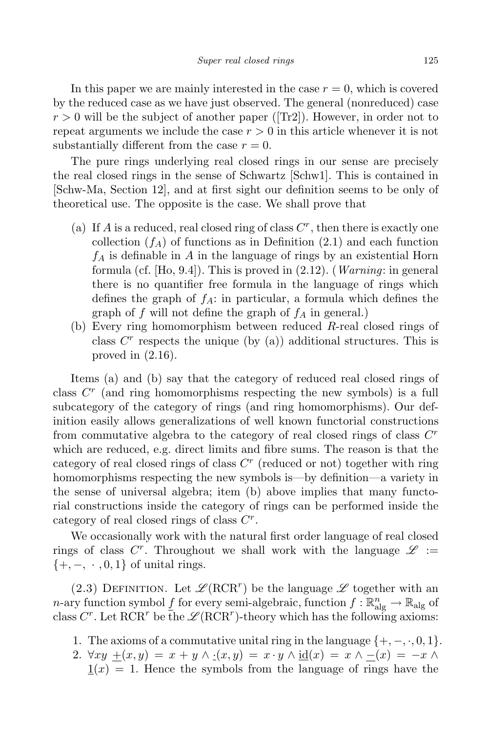In this paper we are mainly interested in the case $r = 0$, which is covered by the reduced case as we have just observed. The general (nonreduced) case $r > 0$ will be the subject of another paper ([Tr2]). However, in order not to repeat arguments we include the case $r > 0$ in this article whenever it is not substantially different from the case $r = 0$.

The pure rings underlying real closed rings in our sense are precisely the real closed rings in the sense of Schwartz [Schw1]. This is contained in [Schw-Ma, Section 12], and at first sight our definition seems to be only of theoretical use. The opposite is the case. We shall prove that

- (a) If $A$ is a reduced, real closed ring of class $C^r$, then there is exactly one collection $(f_A)$ of functions as in Definition (2.1) and each function $f_A$ is definable in $A$ in the language of rings by an existential Horn formula (cf. [Ho, 9.4]). This is proved in (2.12). (*Warning*: in general there is no quantifier free formula in the language of rings which defines the graph of $f_A$: in particular, a formula which defines the graph of $f$ will not define the graph of $f_A$ in general.)
- (b) Every ring homomorphism between reduced $R$-real closed rings of class $C^r$ respects the unique (by (a)) additional structures. This is proved in (2.16).

Items (a) and (b) say that the category of reduced real closed rings of class $C^r$ (and ring homomorphisms respecting the new symbols) is a full subcategory of the category of rings (and ring homomorphisms). Our definition easily allows generalizations of well known functorial constructions from commutative algebra to the category of real closed rings of class $C^r$ which are reduced, e.g. direct limits and fibre sums. The reason is that the category of real closed rings of class $C^r$ (reduced or not) together with ring homomorphisms respecting the new symbols is—by definition—a variety in the sense of universal algebra; item (b) above implies that many functorial constructions inside the category of rings can be performed inside the category of real closed rings of class $C^r$.

We occasionally work with the natural first order language of real closed rings of class $C^r$. Throughout we shall work with the language $\mathscr{L} := \{+, -, \cdot, 0, 1\}$ of unital rings.

(2.3) Definition. Let $\mathscr{L}(\mathrm{RCR}^r)$ be the language $\mathscr{L}$ together with an $n$-ary function symbol $\underline{f}$ for every semi-algebraic, function $f : \mathbb{R}^n_{\mathrm{alg}} \to \mathbb{R}_{\mathrm{alg}}$ of class $C^r$. Let $\mathrm{RCR}^r$ be the $\mathscr{L}(\mathrm{RCR}^r)$-theory which has the following axioms:

1. The axioms of a commutative unital ring in the language $\{+, -, \cdot, 0, 1\}$.
2. $\forall xy\ \underline{+}(x, y) = x + y \wedge \underline{\cdot}(x, y) = x \cdot y \wedge \underline{\mathrm{id}}(x) = x \wedge \underline{-}(x) = -x \wedge \underline{1}(x) = 1$. Hence the symbols from the language of rings have the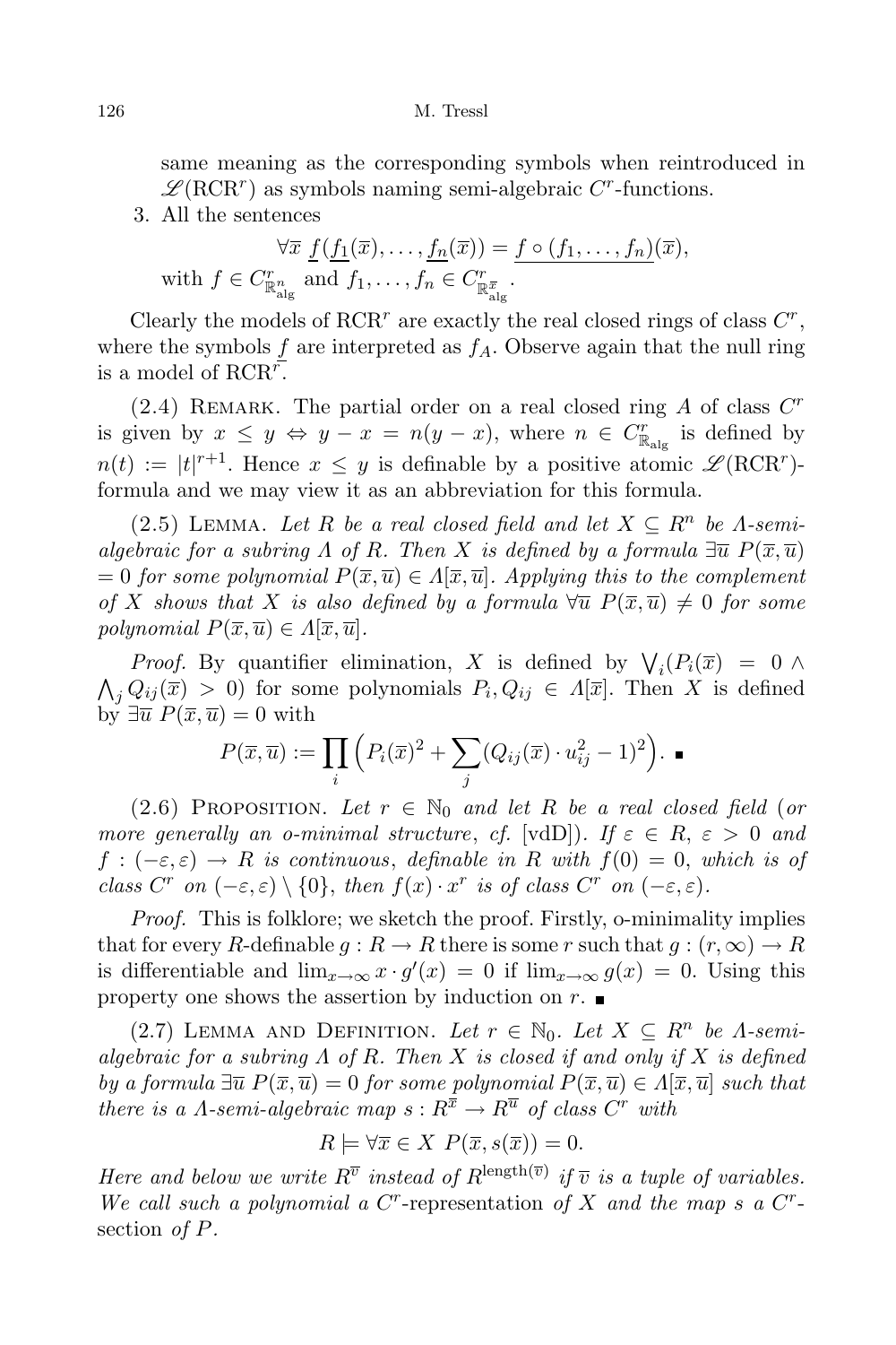same meaning as the corresponding symbols when reintroduced in $\mathscr{L}(\mathrm{RCR}^r)$ as symbols naming semi-algebraic $C^r$-functions.

3. All the sentences
$$\forall \overline{x}\ \underline{f}(\underline{f_1}(\overline{x}),\ldots,\underline{f_n}(\overline{x})) = \underline{f\circ(f_1,\ldots,f_n)}(\overline{x}),$$
with $f\in C^r_{\mathbb{R}^n_{\mathrm{alg}}}$ and $f_1,\ldots,f_n\in C^r_{\mathbb{R}^{\overline{x}}_{\mathrm{alg}}}$.

Clearly the models of $\mathrm{RCR}^r$ are exactly the real closed rings of class $C^r$, where the symbols $\underline{f}$ are interpreted as $f_A$. Observe again that the null ring is a model of $\mathrm{RCR}^r$.

(2.4) Remark. The partial order on a real closed ring $A$ of class $C^r$ is given by $x\le y \Leftrightarrow y-x = n(y-x)$, where $n\in C^r_{\mathbb{R}_{\mathrm{alg}}}$ is defined by $n(t) := |t|^{r+1}$. Hence $x\le y$ is definable by a positive atomic $\mathscr{L}(\mathrm{RCR}^r)$-formula and we may view it as an abbreviation for this formula.

(2.5) Lemma. *Let $R$ be a real closed field and let $X\subseteq R^n$ be $\Lambda$-semi-algebraic for a subring $\Lambda$ of $R$. Then $X$ is defined by a formula $\exists\overline{u}\ P(\overline{x},\overline{u}) = 0$ for some polynomial $P(\overline{x},\overline{u})\in\Lambda[\overline{x},\overline{u}]$. Applying this to the complement of $X$ shows that $X$ is also defined by a formula $\forall\overline{u}\ P(\overline{x},\overline{u})\neq 0$ for some polynomial $P(\overline{x},\overline{u})\in\Lambda[\overline{x},\overline{u}]$.*

*Proof.* By quantifier elimination, $X$ is defined by $\bigvee_i(P_i(\overline{x}) = 0 \wedge \bigwedge_j Q_{ij}(\overline{x}) > 0)$ for some polynomials $P_i, Q_{ij}\in\Lambda[\overline{x}]$. Then $X$ is defined by $\exists\overline{u}\ P(\overline{x},\overline{u}) = 0$ with
$$P(\overline{x},\overline{u}) := \prod_i\Big(P_i(\overline{x})^2 + \sum_j(Q_{ij}(\overline{x})\cdot u_{ij}^2 - 1)^2\Big). \ ■$$

(2.6) Proposition. *Let $r\in\mathbb{N}_0$ and let $R$ be a real closed field* (*or more generally an o-minimal structure*, *cf.* [vdD]). *If $\varepsilon\in R$, $\varepsilon>0$ and $f:(-\varepsilon,\varepsilon)\to R$ is continuous*, *definable in $R$ with $f(0)=0$*, *which is of class $C^r$ on $(-\varepsilon,\varepsilon)\setminus\{0\}$*, *then $f(x)\cdot x^r$ is of class $C^r$ on $(-\varepsilon,\varepsilon)$.*

*Proof.* This is folklore; we sketch the proof. Firstly, o-minimality implies that for every $R$-definable $g:R\to R$ there is some $r$ such that $g:(r,\infty)\to R$ is differentiable and $\lim_{x\to\infty} x\cdot g'(x) = 0$ if $\lim_{x\to\infty} g(x) = 0$. Using this property one shows the assertion by induction on $r$. ■

(2.7) Lemma and Definition. *Let $r\in\mathbb{N}_0$. Let $X\subseteq R^n$ be $\Lambda$-semi-algebraic for a subring $\Lambda$ of $R$. Then $X$ is closed if and only if $X$ is defined by a formula $\exists\overline{u}\ P(\overline{x},\overline{u}) = 0$ for some polynomial $P(\overline{x},\overline{u})\in\Lambda[\overline{x},\overline{u}]$ such that there is a $\Lambda$-semi-algebraic map $s:R^{\overline{x}}\to R^{\overline{u}}$ of class $C^r$ with*
$$R\models\forall\overline{x}\in X\ P(\overline{x},s(\overline{x})) = 0.$$
*Here and below we write $R^{\overline{v}}$ instead of $R^{\mathrm{length}(\overline{v})}$ if $\overline{v}$ is a tuple of variables. We call such a polynomial a* $C^r$-representation *of $X$ and the map $s$ a* $C^r$-section *of $P$.*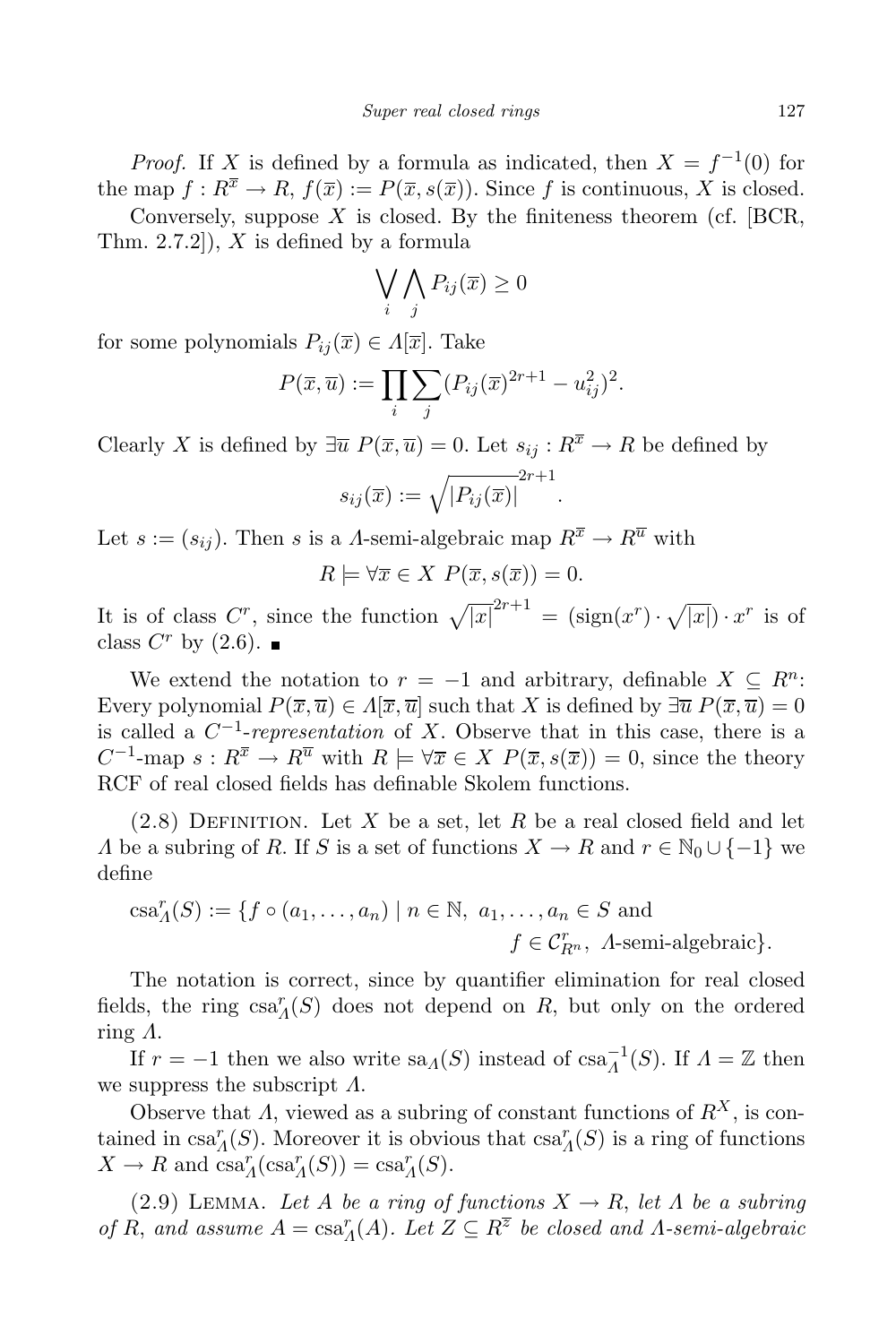*Proof.* If $X$ is defined by a formula as indicated, then $X = f^{-1}(0)$ for the map $f : R^{\overline{x}} \to R$, $f(\overline{x}) := P(\overline{x}, s(\overline{x}))$. Since $f$ is continuous, $X$ is closed.

Conversely, suppose $X$ is closed. By the finiteness theorem (cf. [BCR, Thm. 2.7.2]), $X$ is defined by a formula

$$\bigvee_i \bigwedge_j P_{ij}(\overline{x}) \geq 0$$

for some polynomials $P_{ij}(\overline{x}) \in \Lambda[\overline{x}]$. Take

$$P(\overline{x}, \overline{u}) := \prod_i \sum_j (P_{ij}(\overline{x})^{2r+1} - u_{ij}^2)^2.$$

Clearly $X$ is defined by $\exists \overline{u}\ P(\overline{x}, \overline{u}) = 0$. Let $s_{ij} : R^{\overline{x}} \to R$ be defined by

$$s_{ij}(\overline{x}) := \sqrt{|P_{ij}(\overline{x})|}^{2r+1}.$$

Let $s := (s_{ij})$. Then $s$ is a $\Lambda$-semi-algebraic map $R^{\overline{x}} \to R^{\overline{u}}$ with

$$R \models \forall \overline{x} \in X\ P(\overline{x}, s(\overline{x})) = 0.$$

It is of class $C^r$, since the function $\sqrt{|x|}^{2r+1} = (\mathrm{sign}(x^r) \cdot \sqrt{|x|}) \cdot x^r$ is of class $C^r$ by (2.6). ■

We extend the notation to $r = -1$ and arbitrary, definable $X \subseteq R^n$: Every polynomial $P(\overline{x}, \overline{u}) \in \Lambda[\overline{x}, \overline{u}]$ such that $X$ is defined by $\exists \overline{u}\ P(\overline{x}, \overline{u}) = 0$ is called a *$C^{-1}$-representation* of $X$. Observe that in this case, there is a $C^{-1}$-map $s : R^{\overline{x}} \to R^{\overline{u}}$ with $R \models \forall \overline{x} \in X\ P(\overline{x}, s(\overline{x})) = 0$, since the theory RCF of real closed fields has definable Skolem functions.

(2.8) Definition. Let $X$ be a set, let $R$ be a real closed field and let $\Lambda$ be a subring of $R$. If $S$ is a set of functions $X \to R$ and $r \in \mathbb{N}_0 \cup \{-1\}$ we define

$$\mathrm{csa}^r_\Lambda(S) := \{f \circ (a_1, \ldots, a_n) \mid n \in \mathbb{N},\ a_1, \ldots, a_n \in S \text{ and } f \in \mathcal{C}^r_{R^n},\ \Lambda\text{-semi-algebraic}\}.$$

The notation is correct, since by quantifier elimination for real closed fields, the ring $\mathrm{csa}^r_\Lambda(S)$ does not depend on $R$, but only on the ordered ring $\Lambda$.

If $r = -1$ then we also write $\mathrm{sa}_\Lambda(S)$ instead of $\mathrm{csa}^{-1}_\Lambda(S)$. If $\Lambda = \mathbb{Z}$ then we suppress the subscript $\Lambda$.

Observe that $\Lambda$, viewed as a subring of constant functions of $R^X$, is contained in $\mathrm{csa}^r_\Lambda(S)$. Moreover it is obvious that $\mathrm{csa}^r_\Lambda(S)$ is a ring of functions $X \to R$ and $\mathrm{csa}^r_\Lambda(\mathrm{csa}^r_\Lambda(S)) = \mathrm{csa}^r_\Lambda(S)$.

(2.9) Lemma. *Let $A$ be a ring of functions $X \to R$, let $\Lambda$ be a subring of $R$, and assume $A = \mathrm{csa}^r_\Lambda(A)$. Let $Z \subseteq R^{\overline{z}}$ be closed and $\Lambda$-semi-algebraic*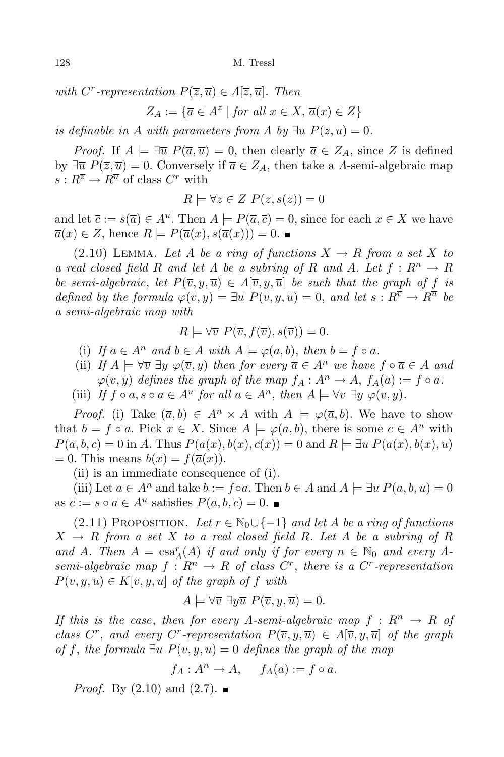*with $C^r$-representation $P(\overline{z},\overline{u}) \in \Lambda[\overline{z},\overline{u}]$. Then*

$$Z_A := \{\overline{a} \in A^{\overline{z}} \mid \textit{for all } x \in X,\ \overline{a}(x) \in Z\}$$

*is definable in $A$ with parameters from $\Lambda$ by $\exists \overline{u}\ P(\overline{z},\overline{u}) = 0$.*

*Proof.* If $A \models \exists \overline{u}\ P(\overline{a},\overline{u}) = 0$, then clearly $\overline{a} \in Z_A$, since $Z$ is defined by $\exists \overline{u}\ P(\overline{z},\overline{u}) = 0$. Conversely if $\overline{a} \in Z_A$, then take a $\Lambda$-semi-algebraic map $s : R^{\overline{z}} \to R^{\overline{u}}$ of class $C^r$ with

$$R \models \forall \overline{z} \in Z\ P(\overline{z}, s(\overline{z})) = 0$$

and let $\overline{c} := s(\overline{a}) \in A^{\overline{u}}$. Then $A \models P(\overline{a},\overline{c}) = 0$, since for each $x \in X$ we have $\overline{a}(x) \in Z$, hence $R \models P(\overline{a}(x), s(\overline{a}(x))) = 0$. ■

(2.10) Lemma. *Let $A$ be a ring of functions $X \to R$ from a set $X$ to a real closed field $R$ and let $\Lambda$ be a subring of $R$ and $A$. Let $f : R^n \to R$ be semi-algebraic, let $P(\overline{v}, y, \overline{u}) \in \Lambda[\overline{v}, y, \overline{u}]$ be such that the graph of $f$ is defined by the formula $\varphi(\overline{v}, y) = \exists \overline{u}\ P(\overline{v}, y, \overline{u}) = 0$, and let $s : R^{\overline{v}} \to R^{\overline{u}}$ be a semi-algebraic map with*

$$R \models \forall \overline{v}\ P(\overline{v}, f(\overline{v}), s(\overline{v})) = 0.$$

(i) *If $\overline{a} \in A^n$ and $b \in A$ with $A \models \varphi(\overline{a}, b)$, then $b = f \circ \overline{a}$.*

(ii) *If $A \models \forall \overline{v}\ \exists y\ \varphi(\overline{v}, y)$ then for every $\overline{a} \in A^n$ we have $f \circ \overline{a} \in A$ and $\varphi(\overline{v}, y)$ defines the graph of the map $f_A : A^n \to A$, $f_A(\overline{a}) := f \circ \overline{a}$.*

(iii) *If $f \circ \overline{a}, s \circ \overline{a} \in A^{\overline{u}}$ for all $\overline{a} \in A^n$, then $A \models \forall \overline{v}\ \exists y\ \varphi(\overline{v}, y)$.*

*Proof.* (i) Take $(\overline{a}, b) \in A^n \times A$ with $A \models \varphi(\overline{a}, b)$. We have to show that $b = f \circ \overline{a}$. Pick $x \in X$. Since $A \models \varphi(\overline{a}, b)$, there is some $\overline{c} \in A^{\overline{u}}$ with $P(\overline{a}, b, \overline{c}) = 0$ in $A$. Thus $P(\overline{a}(x), b(x), \overline{c}(x)) = 0$ and $R \models \exists \overline{u}\ P(\overline{a}(x), b(x), \overline{u}) = 0$. This means $b(x) = f(\overline{a}(x))$.

(ii) is an immediate consequence of (i).

(iii) Let $\overline{a} \in A^n$ and take $b := f \circ \overline{a}$. Then $b \in A$ and $A \models \exists \overline{u}\ P(\overline{a}, b, \overline{u}) = 0$ as $\overline{c} := s \circ \overline{a} \in A^{\overline{u}}$ satisfies $P(\overline{a}, b, \overline{c}) = 0$. ■

(2.11) Proposition. *Let $r \in \mathbb{N}_0 \cup \{-1\}$ and let $A$ be a ring of functions $X \to R$ from a set $X$ to a real closed field $R$. Let $\Lambda$ be a subring of $R$ and $A$. Then $A = \operatorname{csa}^r_\Lambda(A)$ if and only if for every $n \in \mathbb{N}_0$ and every $\Lambda$-semi-algebraic map $f : R^n \to R$ of class $C^r$, there is a $C^r$-representation $P(\overline{v}, y, \overline{u}) \in K[\overline{v}, y, \overline{u}]$ of the graph of $f$ with*

$$A \models \forall \overline{v}\ \exists y \overline{u}\ P(\overline{v}, y, \overline{u}) = 0.$$

*If this is the case, then for every $\Lambda$-semi-algebraic map $f : R^n \to R$ of class $C^r$, and every $C^r$-representation $P(\overline{v}, y, \overline{u}) \in \Lambda[\overline{v}, y, \overline{u}]$ of the graph of $f$, the formula $\exists \overline{u}\ P(\overline{v}, y, \overline{u}) = 0$ defines the graph of the map*

$$f_A : A^n \to A, \quad f_A(\overline{a}) := f \circ \overline{a}.$$

*Proof.* By (2.10) and (2.7). ■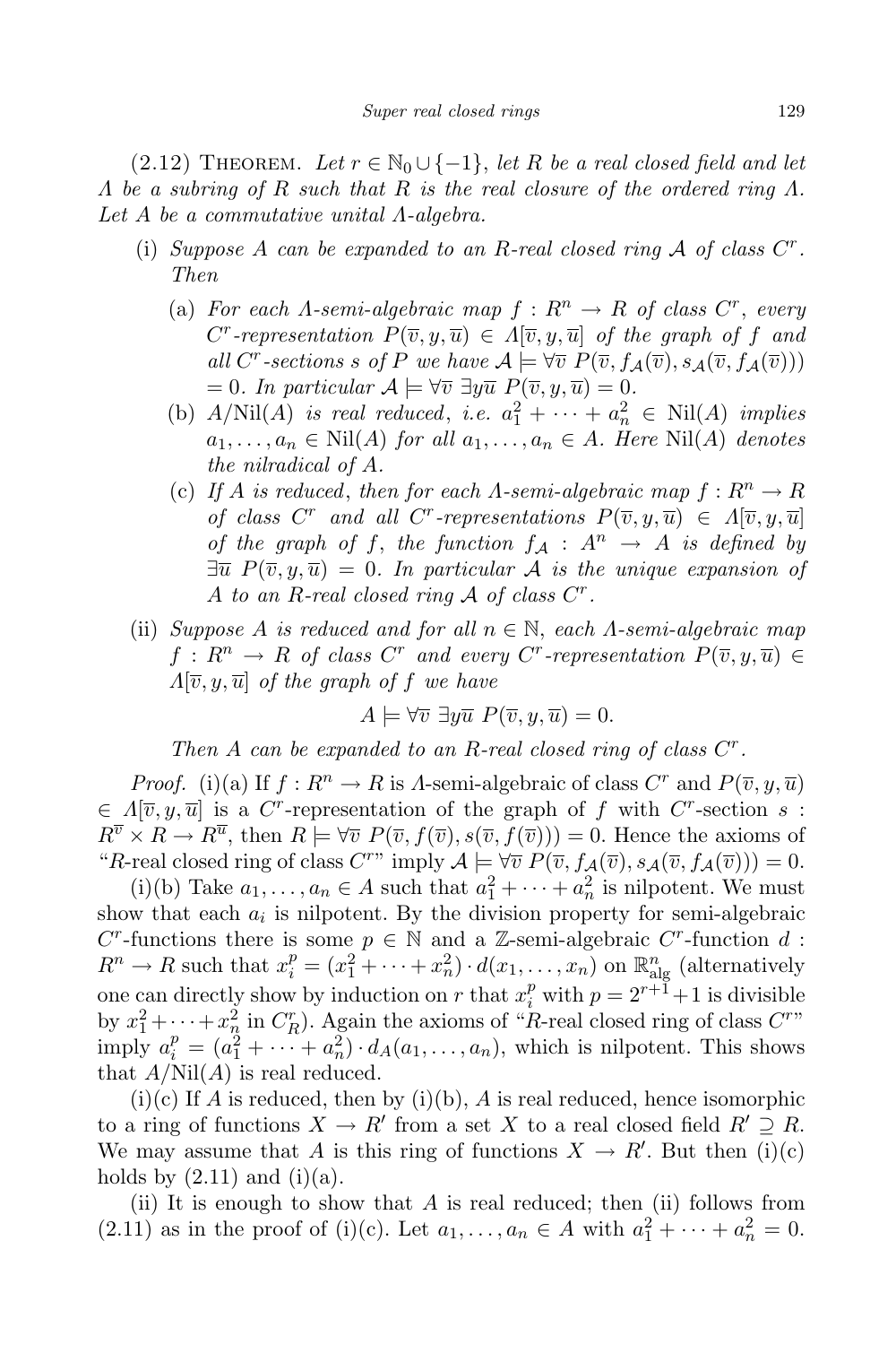(2.12) Theorem. *Let $r \in \mathbb{N}_0 \cup \{-1\}$, let $R$ be a real closed field and let $\Lambda$ be a subring of $R$ such that $R$ is the real closure of the ordered ring $\Lambda$. Let $A$ be a commutative unital $\Lambda$-algebra.*

(i) *Suppose $A$ can be expanded to an $R$-real closed ring $\mathcal{A}$ of class $C^r$. Then*

  (a) *For each $\Lambda$-semi-algebraic map $f : R^n \to R$ of class $C^r$, every $C^r$-representation $P(\overline{v}, y, \overline{u}) \in \Lambda[\overline{v}, y, \overline{u}]$ of the graph of $f$ and all $C^r$-sections $s$ of $P$ we have $\mathcal{A} \models \forall \overline{v}\ P(\overline{v}, f_{\mathcal{A}}(\overline{v}), s_{\mathcal{A}}(\overline{v}, f_{\mathcal{A}}(\overline{v}))) = 0$. In particular $\mathcal{A} \models \forall \overline{v}\ \exists y \overline{u}\ P(\overline{v}, y, \overline{u}) = 0$.*

  (b) *$A/\mathrm{Nil}(A)$ is real reduced, i.e. $a_1^2 + \cdots + a_n^2 \in \mathrm{Nil}(A)$ implies $a_1, \ldots, a_n \in \mathrm{Nil}(A)$ for all $a_1, \ldots, a_n \in A$. Here $\mathrm{Nil}(A)$ denotes the nilradical of $A$.*

  (c) *If $A$ is reduced, then for each $\Lambda$-semi-algebraic map $f : R^n \to R$ of class $C^r$ and all $C^r$-representations $P(\overline{v}, y, \overline{u}) \in \Lambda[\overline{v}, y, \overline{u}]$ of the graph of $f$, the function $f_{\mathcal{A}} : A^n \to A$ is defined by $\exists \overline{u}\ P(\overline{v}, y, \overline{u}) = 0$. In particular $\mathcal{A}$ is the unique expansion of $A$ to an $R$-real closed ring $\mathcal{A}$ of class $C^r$.*

(ii) *Suppose $A$ is reduced and for all $n \in \mathbb{N}$, each $\Lambda$-semi-algebraic map $f : R^n \to R$ of class $C^r$ and every $C^r$-representation $P(\overline{v}, y, \overline{u}) \in \Lambda[\overline{v}, y, \overline{u}]$ of the graph of $f$ we have*

$$A \models \forall \overline{v}\ \exists y \overline{u}\ P(\overline{v}, y, \overline{u}) = 0.$$

*Then $A$ can be expanded to an $R$-real closed ring of class $C^r$.*

*Proof.* (i)(a) If $f : R^n \to R$ is $\Lambda$-semi-algebraic of class $C^r$ and $P(\overline{v}, y, \overline{u}) \in \Lambda[\overline{v}, y, \overline{u}]$ is a $C^r$-representation of the graph of $f$ with $C^r$-section $s : R^{\overline{v}} \times R \to R^{\overline{u}}$, then $R \models \forall \overline{v}\ P(\overline{v}, f(\overline{v}), s(\overline{v}, f(\overline{v}))) = 0$. Hence the axioms of "$R$-real closed ring of class $C^r$" imply $\mathcal{A} \models \forall \overline{v}\ P(\overline{v}, f_{\mathcal{A}}(\overline{v}), s_{\mathcal{A}}(\overline{v}, f_{\mathcal{A}}(\overline{v}))) = 0$.

(i)(b) Take $a_1, \ldots, a_n \in A$ such that $a_1^2 + \cdots + a_n^2$ is nilpotent. We must show that each $a_i$ is nilpotent. By the division property for semi-algebraic $C^r$-functions there is some $p \in \mathbb{N}$ and a $\mathbb{Z}$-semi-algebraic $C^r$-function $d : R^n \to R$ such that $x_i^p = (x_1^2 + \cdots + x_n^2) \cdot d(x_1, \ldots, x_n)$ on $\mathbb{R}^n_{\mathrm{alg}}$ (alternatively one can directly show by induction on $r$ that $x_i^p$ with $p = 2^{r+1} + 1$ is divisible by $x_1^2 + \cdots + x_n^2$ in $C^r_R$). Again the axioms of "$R$-real closed ring of class $C^r$" imply $a_i^p = (a_1^2 + \cdots + a_n^2) \cdot d_A(a_1, \ldots, a_n)$, which is nilpotent. This shows that $A/\mathrm{Nil}(A)$ is real reduced.

(i)(c) If $A$ is reduced, then by (i)(b), $A$ is real reduced, hence isomorphic to a ring of functions $X \to R'$ from a set $X$ to a real closed field $R' \supseteq R$. We may assume that $A$ is this ring of functions $X \to R'$. But then (i)(c) holds by (2.11) and (i)(a).

(ii) It is enough to show that $A$ is real reduced; then (ii) follows from (2.11) as in the proof of (i)(c). Let $a_1, \ldots, a_n \in A$ with $a_1^2 + \cdots + a_n^2 = 0$.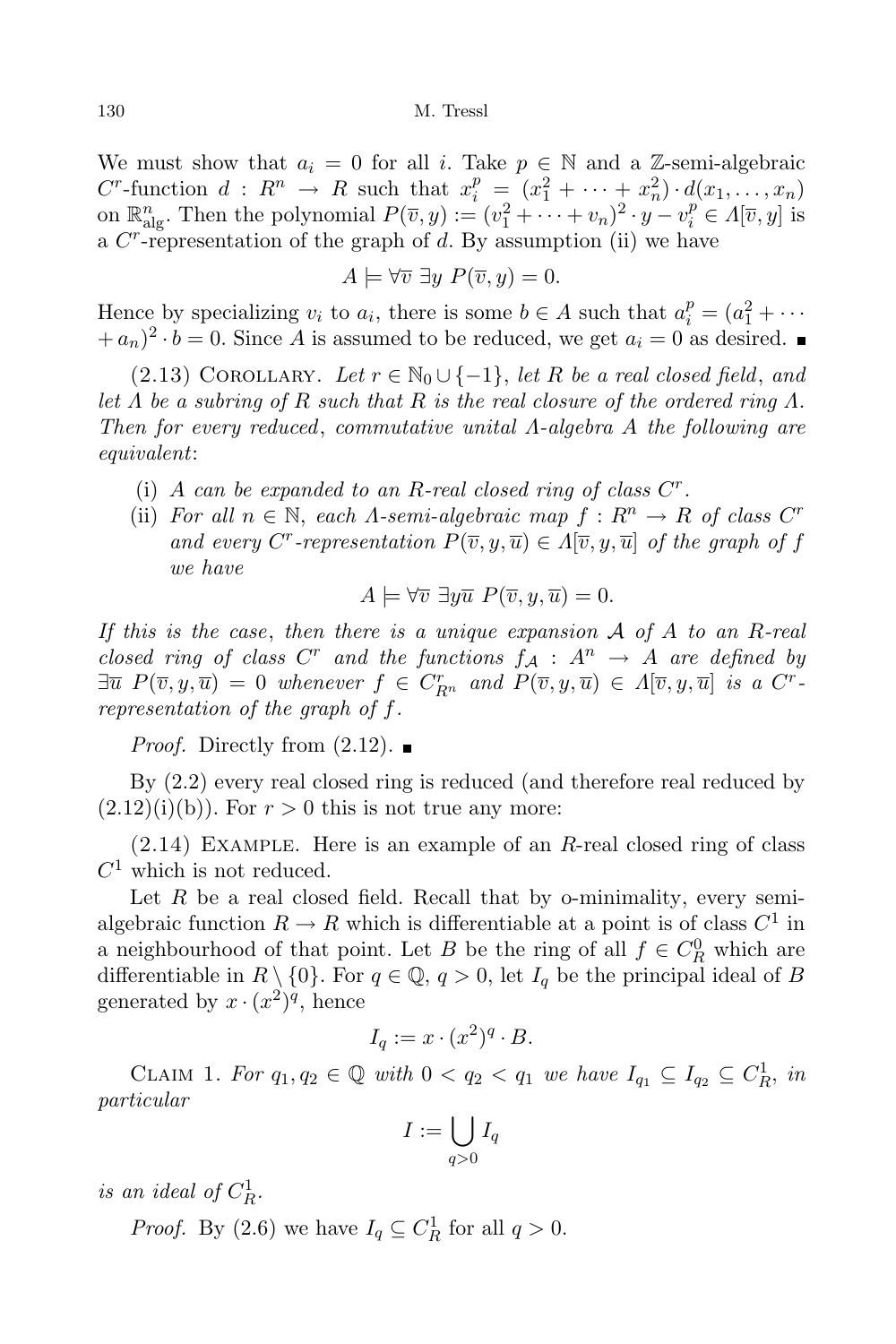We must show that $a_i = 0$ for all $i$. Take $p \in \mathbb{N}$ and a $\mathbb{Z}$-semi-algebraic $C^r$-function $d : R^n \to R$ such that $x_i^p = (x_1^2 + \cdots + x_n^2) \cdot d(x_1, \ldots, x_n)$ on $\mathbb{R}^n_{\mathrm{alg}}$. Then the polynomial $P(\overline{v}, y) := (v_1^2 + \cdots + v_n)^2 \cdot y - v_i^p \in \Lambda[\overline{v}, y]$ is a $C^r$-representation of the graph of $d$. By assumption (ii) we have

$$A \models \forall \overline{v}\ \exists y\ P(\overline{v}, y) = 0.$$

Hence by specializing $v_i$ to $a_i$, there is some $b \in A$ such that $a_i^p = (a_1^2 + \cdots + a_n)^2 \cdot b = 0$. Since $A$ is assumed to be reduced, we get $a_i = 0$ as desired. ■

(2.13) Corollary. *Let $r \in \mathbb{N}_0 \cup \{-1\}$, let $R$ be a real closed field, and let $\Lambda$ be a subring of $R$ such that $R$ is the real closure of the ordered ring $\Lambda$. Then for every reduced, commutative unital $\Lambda$-algebra $A$ the following are equivalent*:

- (i) *$A$ can be expanded to an $R$-real closed ring of class $C^r$.*
- (ii) *For all $n \in \mathbb{N}$, each $\Lambda$-semi-algebraic map $f : R^n \to R$ of class $C^r$ and every $C^r$-representation $P(\overline{v}, y, \overline{u}) \in \Lambda[\overline{v}, y, \overline{u}]$ of the graph of $f$ we have*

$$A \models \forall \overline{v}\ \exists y \overline{u}\ P(\overline{v}, y, \overline{u}) = 0.$$

*If this is the case, then there is a unique expansion $\mathcal{A}$ of $A$ to an $R$-real closed ring of class $C^r$ and the functions $f_{\mathcal{A}} : A^n \to A$ are defined by $\exists \overline{u}\ P(\overline{v}, y, \overline{u}) = 0$ whenever $f \in C^r_{R^n}$ and $P(\overline{v}, y, \overline{u}) \in \Lambda[\overline{v}, y, \overline{u}]$ is a $C^r$-representation of the graph of $f$.*

*Proof.* Directly from (2.12). ■

By (2.2) every real closed ring is reduced (and therefore real reduced by (2.12)(i)(b)). For $r > 0$ this is not true any more:

(2.14) Example. Here is an example of an $R$-real closed ring of class $C^1$ which is not reduced.

Let $R$ be a real closed field. Recall that by o-minimality, every semi-algebraic function $R \to R$ which is differentiable at a point is of class $C^1$ in a neighbourhood of that point. Let $B$ be the ring of all $f \in C^0_R$ which are differentiable in $R \setminus \{0\}$. For $q \in \mathbb{Q}$, $q > 0$, let $I_q$ be the principal ideal of $B$ generated by $x \cdot (x^2)^q$, hence

$$I_q := x \cdot (x^2)^q \cdot B.$$

Claim 1. *For $q_1, q_2 \in \mathbb{Q}$ with $0 < q_2 < q_1$ we have $I_{q_1} \subseteq I_{q_2} \subseteq C^1_R$, in particular*

$$I := \bigcup_{q > 0} I_q$$

*is an ideal of $C^1_R$.*

*Proof.* By (2.6) we have $I_q \subseteq C^1_R$ for all $q > 0$.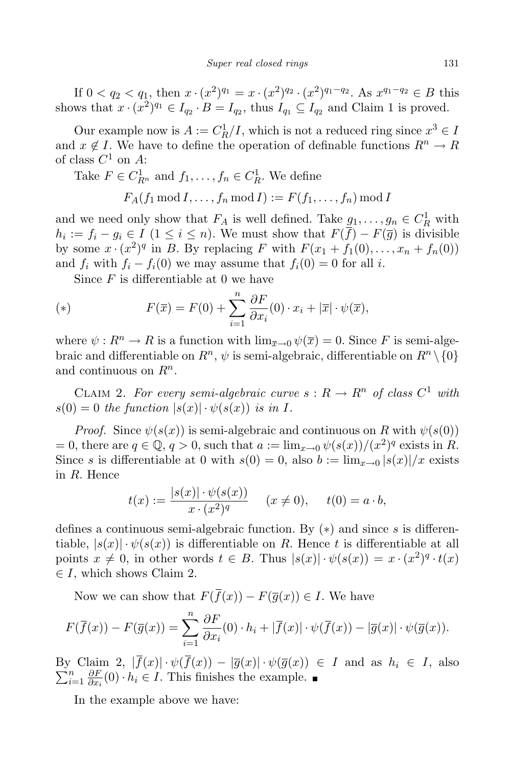If $0 < q_2 < q_1$, then $x \cdot (x^2)^{q_1} = x \cdot (x^2)^{q_2} \cdot (x^2)^{q_1 - q_2}$. As $x^{q_1 - q_2} \in B$ this shows that $x \cdot (x^2)^{q_1} \in I_{q_2} \cdot B = I_{q_2}$, thus $I_{q_1} \subseteq I_{q_2}$ and Claim 1 is proved.

Our example now is $A := C^1_R / I$, which is not a reduced ring since $x^3 \in I$ and $x \notin I$. We have to define the operation of definable functions $R^n \to R$ of class $C^1$ on $A$:

Take $F \in C^1_{R^n}$ and $f_1, \ldots, f_n \in C^1_R$. We define

$$F_A(f_1 \bmod I, \ldots, f_n \bmod I) := F(f_1, \ldots, f_n) \bmod I$$

and we need only show that $F_A$ is well defined. Take $g_1, \ldots, g_n \in C^1_R$ with $h_i := f_i - g_i \in I$ $(1 \le i \le n)$. We must show that $F(\overline{f}) - F(\overline{g})$ is divisible by some $x \cdot (x^2)^q$ in $B$. By replacing $F$ with $F(x_1 + f_1(0), \ldots, x_n + f_n(0))$ and $f_i$ with $f_i - f_i(0)$ we may assume that $f_i(0) = 0$ for all $i$.

Since $F$ is differentiable at 0 we have

$$(*) \qquad F(\overline{x}) = F(0) + \sum_{i=1}^{n} \frac{\partial F}{\partial x_i}(0) \cdot x_i + |\overline{x}| \cdot \psi(\overline{x}),$$

where $\psi : R^n \to R$ is a function with $\lim_{\overline{x} \to 0} \psi(\overline{x}) = 0$. Since $F$ is semi-algebraic and differentiable on $R^n$, $\psi$ is semi-algebraic, differentiable on $R^n \setminus \{0\}$ and continuous on $R^n$.

Claim 2. *For every semi-algebraic curve $s : R \to R^n$ of class $C^1$ with $s(0) = 0$ the function $|s(x)| \cdot \psi(s(x))$ is in $I$.*

*Proof.* Since $\psi(s(x))$ is semi-algebraic and continuous on $R$ with $\psi(s(0)) = 0$, there are $q \in \mathbb{Q}$, $q > 0$, such that $a := \lim_{x \to 0} \psi(s(x))/(x^2)^q$ exists in $R$. Since $s$ is differentiable at 0 with $s(0) = 0$, also $b := \lim_{x \to 0} |s(x)|/x$ exists in $R$. Hence

$$t(x) := \frac{|s(x)| \cdot \psi(s(x))}{x \cdot (x^2)^q} \quad (x \neq 0), \quad t(0) = a \cdot b,$$

defines a continuous semi-algebraic function. By $(*)$ and since $s$ is differentiable, $|s(x)| \cdot \psi(s(x))$ is differentiable on $R$. Hence $t$ is differentiable at all points $x \neq 0$, in other words $t \in B$. Thus $|s(x)| \cdot \psi(s(x)) = x \cdot (x^2)^q \cdot t(x) \in I$, which shows Claim 2.

Now we can show that $F(\overline{f}(x)) - F(\overline{g}(x)) \in I$. We have

$$F(\overline{f}(x)) - F(\overline{g}(x)) = \sum_{i=1}^{n} \frac{\partial F}{\partial x_i}(0) \cdot h_i + |\overline{f}(x)| \cdot \psi(\overline{f}(x)) - |\overline{g}(x)| \cdot \psi(\overline{g}(x)).$$

By Claim 2, $|\overline{f}(x)| \cdot \psi(\overline{f}(x)) - |\overline{g}(x)| \cdot \psi(\overline{g}(x)) \in I$ and as $h_i \in I$, also $\sum_{i=1}^{n} \frac{\partial F}{\partial x_i}(0) \cdot h_i \in I$. This finishes the example. ∎

In the example above we have: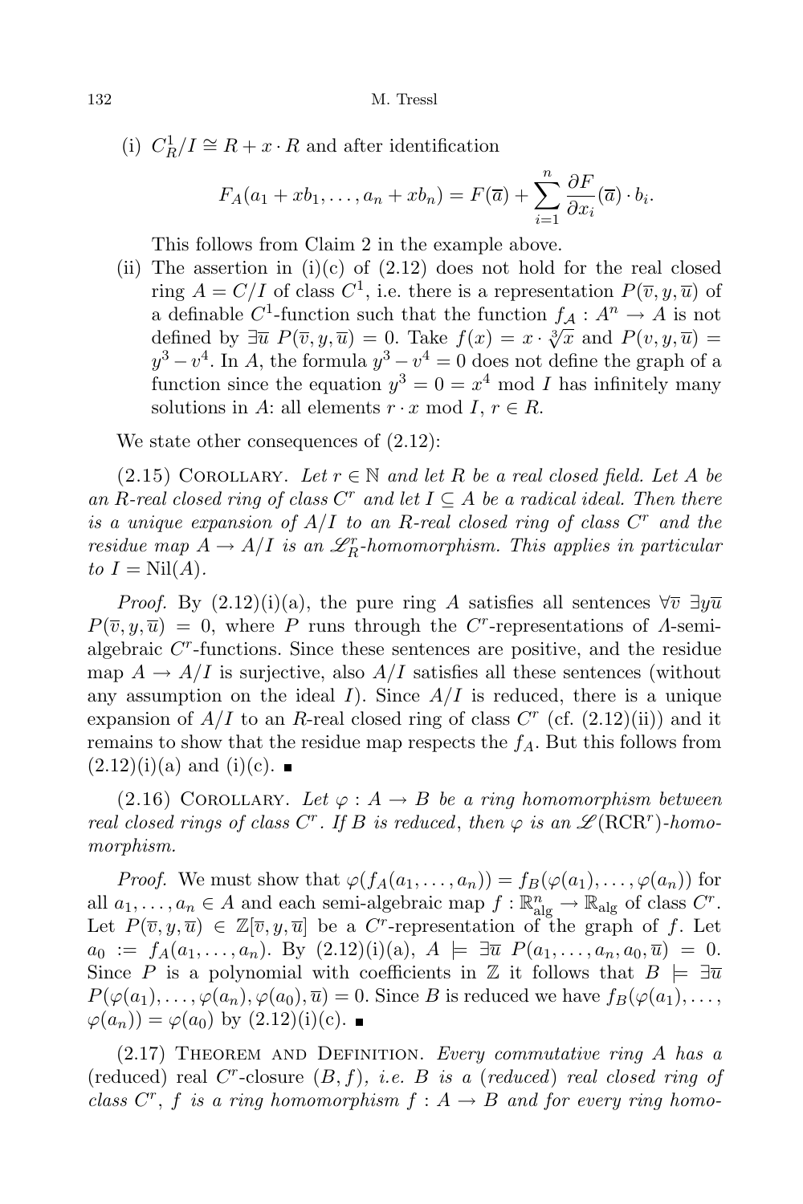(i) $C^1_R/I \cong R + x \cdot R$ and after identification

$$F_A(a_1 + xb_1, \ldots, a_n + xb_n) = F(\overline{a}) + \sum_{i=1}^{n} \frac{\partial F}{\partial x_i}(\overline{a}) \cdot b_i.$$

This follows from Claim 2 in the example above.

(ii) The assertion in (i)(c) of (2.12) does not hold for the real closed ring $A = C/I$ of class $C^1$, i.e. there is a representation $P(\overline{v}, y, \overline{u})$ of a definable $C^1$-function such that the function $f_{\mathcal{A}} : A^n \to A$ is not defined by $\exists \overline{u}\ P(\overline{v}, y, \overline{u}) = 0$. Take $f(x) = x \cdot \sqrt[3]{x}$ and $P(v, y, \overline{u}) = y^3 - v^4$. In $A$, the formula $y^3 - v^4 = 0$ does not define the graph of a function since the equation $y^3 = 0 = x^4 \bmod I$ has infinitely many solutions in $A$: all elements $r \cdot x \bmod I$, $r \in R$.

We state other consequences of (2.12):

(2.15) Corollary. *Let $r \in \mathbb{N}$ and let $R$ be a real closed field. Let $A$ be an $R$-real closed ring of class $C^r$ and let $I \subseteq A$ be a radical ideal. Then there is a unique expansion of $A/I$ to an $R$-real closed ring of class $C^r$ and the residue map $A \to A/I$ is an $\mathscr{L}^r_R$-homomorphism. This applies in particular to $I = \mathrm{Nil}(A)$.*

*Proof.* By (2.12)(i)(a), the pure ring $A$ satisfies all sentences $\forall \overline{v}\ \exists y \overline{u}$ $P(\overline{v}, y, \overline{u}) = 0$, where $P$ runs through the $C^r$-representations of $\Lambda$-semialgebraic $C^r$-functions. Since these sentences are positive, and the residue map $A \to A/I$ is surjective, also $A/I$ satisfies all these sentences (without any assumption on the ideal $I$). Since $A/I$ is reduced, there is a unique expansion of $A/I$ to an $R$-real closed ring of class $C^r$ (cf. (2.12)(ii)) and it remains to show that the residue map respects the $f_A$. But this follows from (2.12)(i)(a) and (i)(c). ∎

(2.16) Corollary. *Let $\varphi : A \to B$ be a ring homomorphism between real closed rings of class $C^r$. If $B$ is reduced, then $\varphi$ is an $\mathscr{L}(\mathrm{RCR}^r)$-homomorphism.*

*Proof.* We must show that $\varphi(f_A(a_1, \ldots, a_n)) = f_B(\varphi(a_1), \ldots, \varphi(a_n))$ for all $a_1, \ldots, a_n \in A$ and each semi-algebraic map $f : \mathbb{R}^n_{\mathrm{alg}} \to \mathbb{R}_{\mathrm{alg}}$ of class $C^r$. Let $P(\overline{v}, y, \overline{u}) \in \mathbb{Z}[\overline{v}, y, \overline{u}]$ be a $C^r$-representation of the graph of $f$. Let $a_0 := f_A(a_1, \ldots, a_n)$. By (2.12)(i)(a), $A \models \exists \overline{u}\ P(a_1, \ldots, a_n, a_0, \overline{u}) = 0$. Since $P$ is a polynomial with coefficients in $\mathbb{Z}$ it follows that $B \models \exists \overline{u}$ $P(\varphi(a_1), \ldots, \varphi(a_n), \varphi(a_0), \overline{u}) = 0$. Since $B$ is reduced we have $f_B(\varphi(a_1), \ldots, \varphi(a_n)) = \varphi(a_0)$ by (2.12)(i)(c). ∎

(2.17) Theorem and Definition. *Every commutative ring $A$ has a* (reduced) real $C^r$-closure $(B, f)$, *i.e. $B$ is a (reduced) real closed ring of class $C^r$, $f$ is a ring homomorphism $f : A \to B$ and for every ring homo-*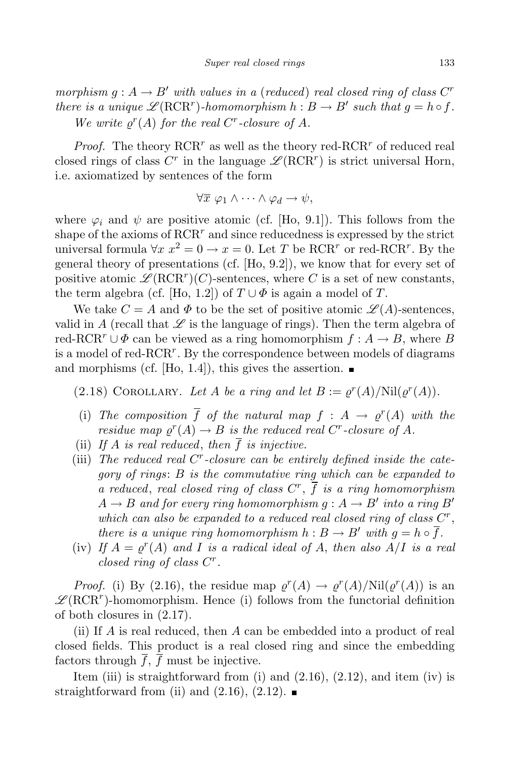*morphism $g : A \to B'$ with values in a (reduced) real closed ring of class $C^r$ there is a unique $\mathscr{L}(\mathrm{RCR}^r)$-homomorphism $h : B \to B'$ such that $g = h \circ f$.*

*We write $\varrho^r(A)$ for the real $C^r$-closure of $A$.*

*Proof.* The theory $\mathrm{RCR}^r$ as well as the theory red-$\mathrm{RCR}^r$ of reduced real closed rings of class $C^r$ in the language $\mathscr{L}(\mathrm{RCR}^r)$ is strict universal Horn, i.e. axiomatized by sentences of the form

$$\forall \overline{x}\ \varphi_1 \wedge \cdots \wedge \varphi_d \to \psi,$$

where $\varphi_i$ and $\psi$ are positive atomic (cf. [Ho, 9.1]). This follows from the shape of the axioms of $\mathrm{RCR}^r$ and since reducedness is expressed by the strict universal formula $\forall x\ x^2 = 0 \to x = 0$. Let $T$ be $\mathrm{RCR}^r$ or red-$\mathrm{RCR}^r$. By the general theory of presentations (cf. [Ho, 9.2]), we know that for every set of positive atomic $\mathscr{L}(\mathrm{RCR}^r)(C)$-sentences, where $C$ is a set of new constants, the term algebra (cf. [Ho, 1.2]) of $T \cup \Phi$ is again a model of $T$.

We take $C = A$ and $\Phi$ to be the set of positive atomic $\mathscr{L}(A)$-sentences, valid in $A$ (recall that $\mathscr{L}$ is the language of rings). Then the term algebra of red-$\mathrm{RCR}^r \cup \Phi$ can be viewed as a ring homomorphism $f : A \to B$, where $B$ is a model of red-$\mathrm{RCR}^r$. By the correspondence between models of diagrams and morphisms (cf. [Ho, 1.4]), this gives the assertion. ∎

(2.18) Corollary. *Let $A$ be a ring and let $B := \varrho^r(A)/\mathrm{Nil}(\varrho^r(A))$.*

- (i) *The composition $\overline{f}$ of the natural map $f : A \to \varrho^r(A)$ with the residue map $\varrho^r(A) \to B$ is the reduced real $C^r$-closure of $A$.*
- (ii) *If $A$ is real reduced, then $\overline{f}$ is injective.*
- (iii) *The reduced real $C^r$-closure can be entirely defined inside the category of rings: $B$ is the commutative ring which can be expanded to a reduced, real closed ring of class $C^r$, $\overline{f}$ is a ring homomorphism $A \to B$ and for every ring homomorphism $g : A \to B'$ into a ring $B'$ which can also be expanded to a reduced real closed ring of class $C^r$, there is a unique ring homomorphism $h : B \to B'$ with $g = h \circ \overline{f}$.*
- (iv) *If $A = \varrho^r(A)$ and $I$ is a radical ideal of $A$, then also $A/I$ is a real closed ring of class $C^r$.*

*Proof.* (i) By (2.16), the residue map $\varrho^r(A) \to \varrho^r(A)/\mathrm{Nil}(\varrho^r(A))$ is an $\mathscr{L}(\mathrm{RCR}^r)$-homomorphism. Hence (i) follows from the functorial definition of both closures in (2.17).

(ii) If $A$ is real reduced, then $A$ can be embedded into a product of real closed fields. This product is a real closed ring and since the embedding factors through $\overline{f}$, $\overline{f}$ must be injective.

Item (iii) is straightforward from (i) and (2.16), (2.12), and item (iv) is straightforward from (ii) and (2.16), (2.12). ∎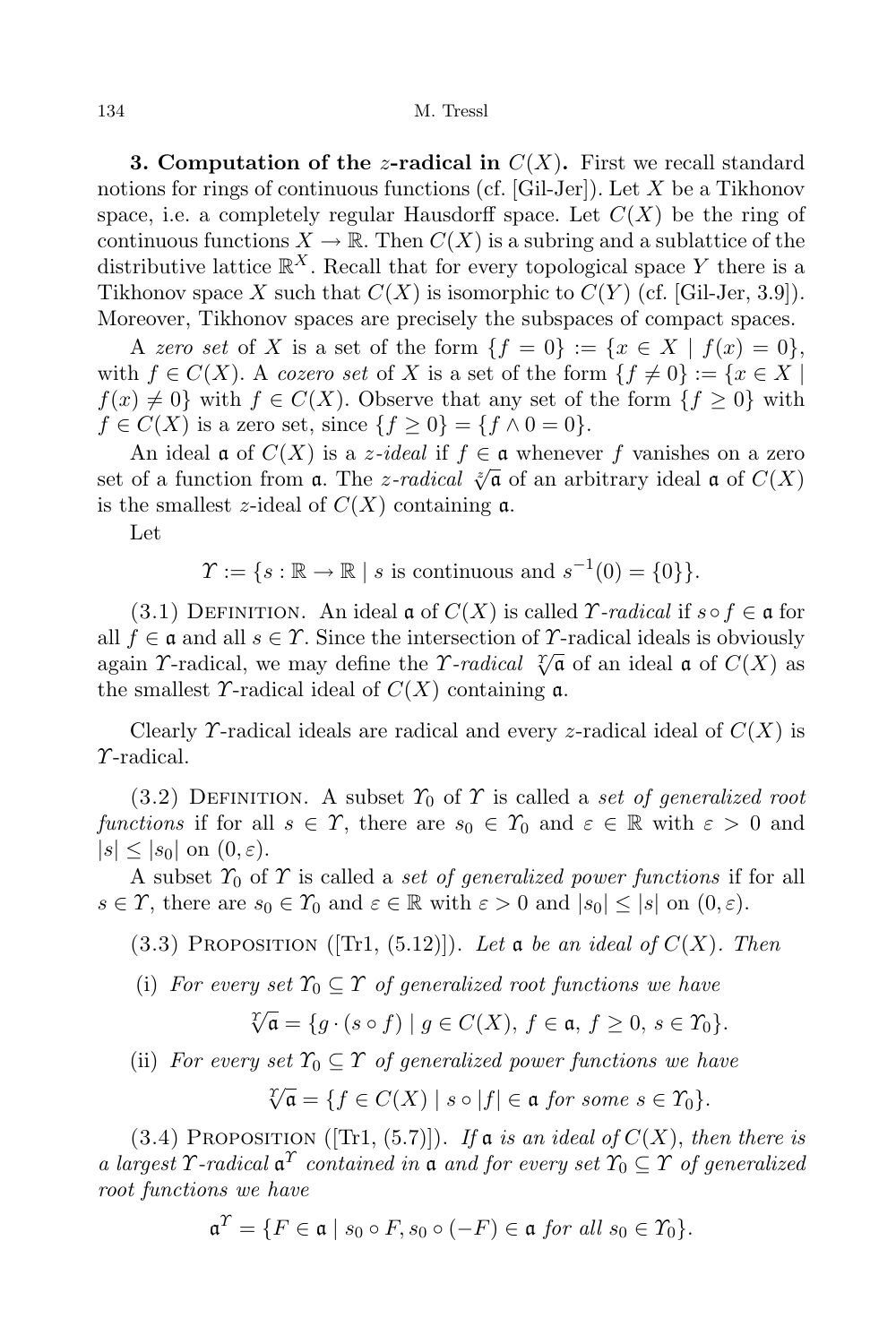**3. Computation of the $z$-radical in $C(X)$.** First we recall standard notions for rings of continuous functions (cf. [Gil-Jer]). Let $X$ be a Tikhonov space, i.e. a completely regular Hausdorff space. Let $C(X)$ be the ring of continuous functions $X \to \mathbb{R}$. Then $C(X)$ is a subring and a sublattice of the distributive lattice $\mathbb{R}^X$. Recall that for every topological space $Y$ there is a Tikhonov space $X$ such that $C(X)$ is isomorphic to $C(Y)$ (cf. [Gil-Jer, 3.9]). Moreover, Tikhonov spaces are precisely the subspaces of compact spaces.

A *zero set* of $X$ is a set of the form $\{f = 0\} := \{x \in X \mid f(x) = 0\}$, with $f \in C(X)$. A *cozero set* of $X$ is a set of the form $\{f \neq 0\} := \{x \in X \mid f(x) \neq 0\}$ with $f \in C(X)$. Observe that any set of the form $\{f \geq 0\}$ with $f \in C(X)$ is a zero set, since $\{f \geq 0\} = \{f \wedge 0 = 0\}$.

An ideal $\mathfrak{a}$ of $C(X)$ is a *z-ideal* if $f \in \mathfrak{a}$ whenever $f$ vanishes on a zero set of a function from $\mathfrak{a}$. The *z-radical* $\sqrt[z]{\mathfrak{a}}$ of an arbitrary ideal $\mathfrak{a}$ of $C(X)$ is the smallest $z$-ideal of $C(X)$ containing $\mathfrak{a}$.

Let

$$\Upsilon := \{s : \mathbb{R} \to \mathbb{R} \mid s \text{ is continuous and } s^{-1}(0) = \{0\}\}.$$

(3.1) Definition. An ideal $\mathfrak{a}$ of $C(X)$ is called *$\Upsilon$-radical* if $s \circ f \in \mathfrak{a}$ for all $f \in \mathfrak{a}$ and all $s \in \Upsilon$. Since the intersection of $\Upsilon$-radical ideals is obviously again $\Upsilon$-radical, we may define the *$\Upsilon$-radical* $\sqrt[\Upsilon]{\mathfrak{a}}$ of an ideal $\mathfrak{a}$ of $C(X)$ as the smallest $\Upsilon$-radical ideal of $C(X)$ containing $\mathfrak{a}$.

Clearly $\Upsilon$-radical ideals are radical and every $z$-radical ideal of $C(X)$ is $\Upsilon$-radical.

(3.2) Definition. A subset $\Upsilon_0$ of $\Upsilon$ is called a *set of generalized root functions* if for all $s \in \Upsilon$, there are $s_0 \in \Upsilon_0$ and $\varepsilon \in \mathbb{R}$ with $\varepsilon > 0$ and $|s| \leq |s_0|$ on $(0, \varepsilon)$.

A subset $\Upsilon_0$ of $\Upsilon$ is called a *set of generalized power functions* if for all $s \in \Upsilon$, there are $s_0 \in \Upsilon_0$ and $\varepsilon \in \mathbb{R}$ with $\varepsilon > 0$ and $|s_0| \leq |s|$ on $(0, \varepsilon)$.

(3.3) Proposition ([Tr1, (5.12)]). *Let $\mathfrak{a}$ be an ideal of $C(X)$. Then*

(i) *For every set $\Upsilon_0 \subseteq \Upsilon$ of generalized root functions we have*

$$\sqrt[\Upsilon]{\mathfrak{a}} = \{g \cdot (s \circ f) \mid g \in C(X),\ f \in \mathfrak{a},\ f \geq 0,\ s \in \Upsilon_0\}.$$

(ii) *For every set $\Upsilon_0 \subseteq \Upsilon$ of generalized power functions we have*

$$\sqrt[\Upsilon]{\mathfrak{a}} = \{f \in C(X) \mid s \circ |f| \in \mathfrak{a} \text{ for some } s \in \Upsilon_0\}.$$

(3.4) Proposition ([Tr1, (5.7)]). *If $\mathfrak{a}$ is an ideal of $C(X)$, then there is a largest $\Upsilon$-radical $\mathfrak{a}^{\Upsilon}$ contained in $\mathfrak{a}$ and for every set $\Upsilon_0 \subseteq \Upsilon$ of generalized root functions we have*

$$\mathfrak{a}^{\Upsilon} = \{F \in \mathfrak{a} \mid s_0 \circ F,\ s_0 \circ (-F) \in \mathfrak{a} \text{ for all } s_0 \in \Upsilon_0\}.$$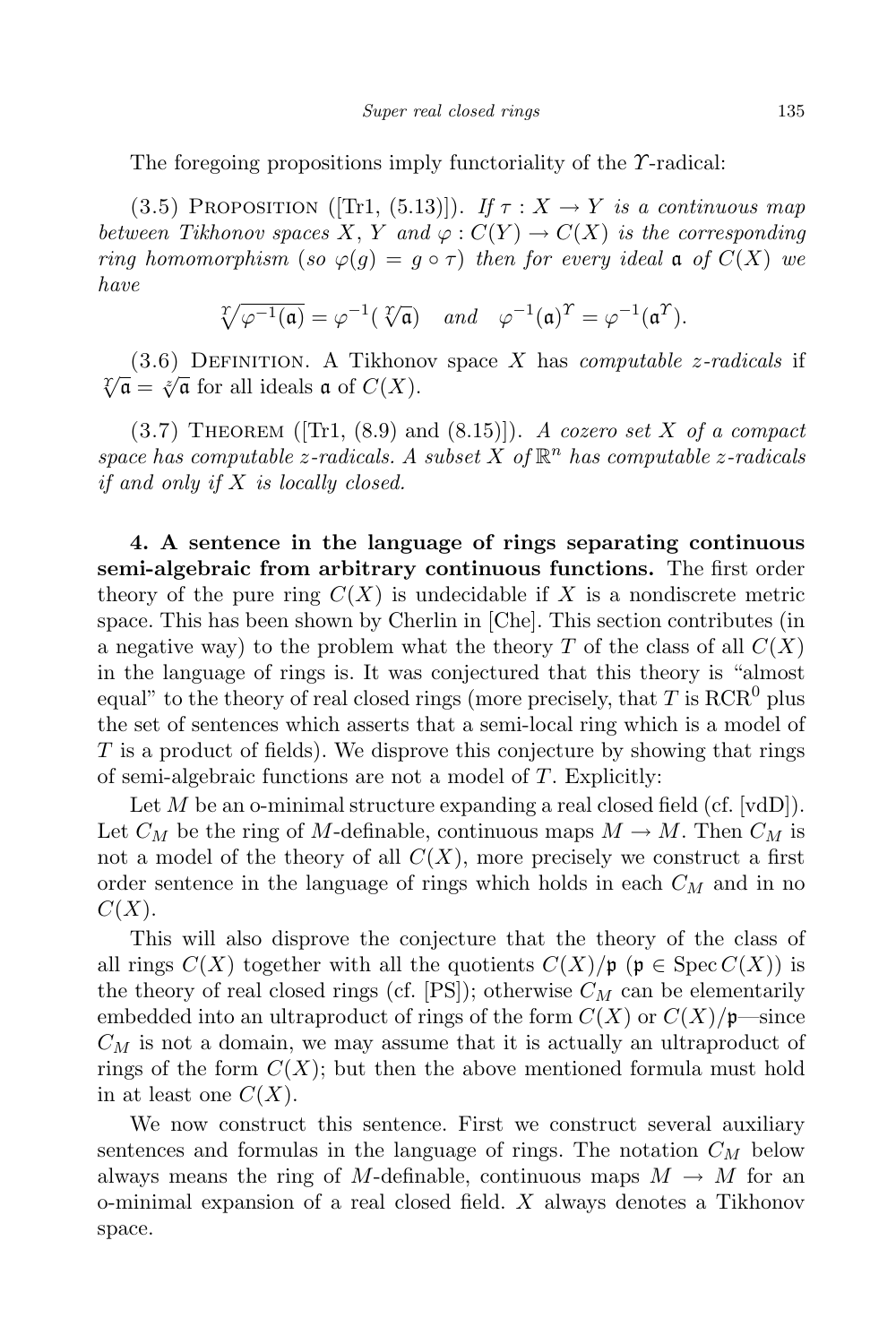The foregoing propositions imply functoriality of the $\Upsilon$-radical:

(3.5) Proposition ([Tr1, (5.13)]). *If $\tau : X \to Y$ is a continuous map between Tikhonov spaces $X$, $Y$ and $\varphi : C(Y) \to C(X)$ is the corresponding ring homomorphism (so $\varphi(g) = g \circ \tau$) then for every ideal $\mathfrak{a}$ of $C(X)$ we have*

$$\sqrt[\Upsilon]{\varphi^{-1}(\mathfrak{a})} = \varphi^{-1}(\sqrt[\Upsilon]{\mathfrak{a}}) \quad \text{and} \quad \varphi^{-1}(\mathfrak{a})^{\Upsilon} = \varphi^{-1}(\mathfrak{a}^{\Upsilon}).$$

(3.6) Definition. A Tikhonov space $X$ has *computable $z$-radicals* if $\sqrt[\Upsilon]{\mathfrak{a}} = \sqrt[z]{\mathfrak{a}}$ for all ideals $\mathfrak{a}$ of $C(X)$.

(3.7) Theorem ([Tr1, (8.9) and (8.15)]). *A cozero set $X$ of a compact space has computable $z$-radicals. A subset $X$ of $\mathbb{R}^n$ has computable $z$-radicals if and only if $X$ is locally closed.*

## 4. A sentence in the language of rings separating continuous semi-algebraic from arbitrary continuous functions.

The first order theory of the pure ring $C(X)$ is undecidable if $X$ is a nondiscrete metric space. This has been shown by Cherlin in [Che]. This section contributes (in a negative way) to the problem what the theory $T$ of the class of all $C(X)$ in the language of rings is. It was conjectured that this theory is "almost equal" to the theory of real closed rings (more precisely, that $T$ is $\mathrm{RCR}^0$ plus the set of sentences which asserts that a semi-local ring which is a model of $T$ is a product of fields). We disprove this conjecture by showing that rings of semi-algebraic functions are not a model of $T$. Explicitly:

Let $M$ be an o-minimal structure expanding a real closed field (cf. [vdD]). Let $C_M$ be the ring of $M$-definable, continuous maps $M \to M$. Then $C_M$ is not a model of the theory of all $C(X)$, more precisely we construct a first order sentence in the language of rings which holds in each $C_M$ and in no $C(X)$.

This will also disprove the conjecture that the theory of the class of all rings $C(X)$ together with all the quotients $C(X)/\mathfrak{p}$ ($\mathfrak{p} \in \operatorname{Spec} C(X)$) is the theory of real closed rings (cf. [PS]); otherwise $C_M$ can be elementarily embedded into an ultraproduct of rings of the form $C(X)$ or $C(X)/\mathfrak{p}$—since $C_M$ is not a domain, we may assume that it is actually an ultraproduct of rings of the form $C(X)$; but then the above mentioned formula must hold in at least one $C(X)$.

We now construct this sentence. First we construct several auxiliary sentences and formulas in the language of rings. The notation $C_M$ below always means the ring of $M$-definable, continuous maps $M \to M$ for an o-minimal expansion of a real closed field. $X$ always denotes a Tikhonov space.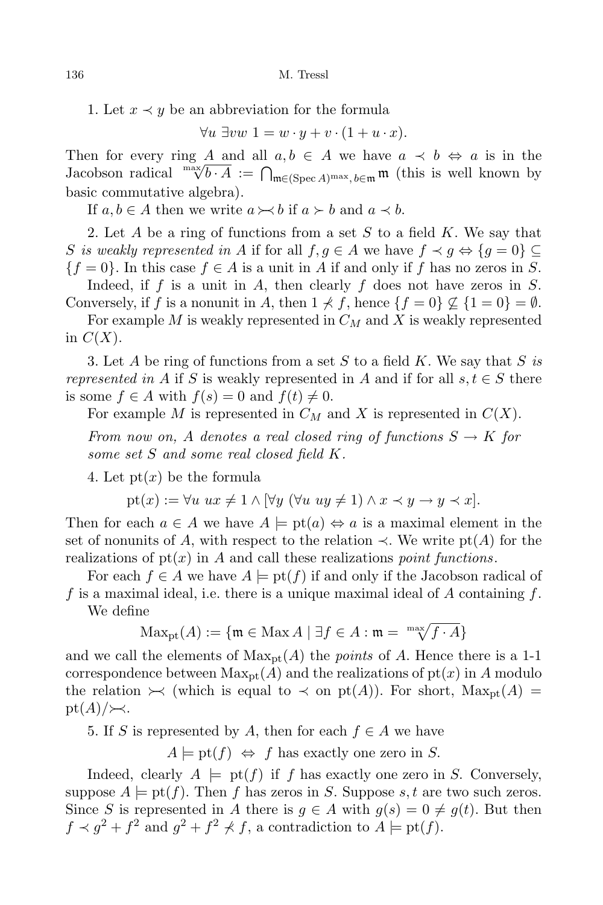1. Let $x \prec y$ be an abbreviation for the formula

$$\forall u \; \exists vw \; 1 = w \cdot y + v \cdot (1 + u \cdot x).$$

Then for every ring $A$ and all $a, b \in A$ we have $a \prec b \Leftrightarrow a$ is in the Jacobson radical $\sqrt[\max]{b \cdot A} := \bigcap_{\mathfrak{m} \in (\operatorname{Spec} A)^{\max},\, b \in \mathfrak{m}} \mathfrak{m}$ (this is well known by basic commutative algebra).

If $a, b \in A$ then we write $a \succ\!\prec b$ if $a \succ b$ and $a \prec b$.

2. Let $A$ be a ring of functions from a set $S$ to a field $K$. We say that *$S$ is weakly represented in $A$* if for all $f, g \in A$ we have $f \prec g \Leftrightarrow \{g = 0\} \subseteq \{f = 0\}$. In this case $f \in A$ is a unit in $A$ if and only if $f$ has no zeros in $S$.

Indeed, if $f$ is a unit in $A$, then clearly $f$ does not have zeros in $S$. Conversely, if $f$ is a nonunit in $A$, then $1 \not\prec f$, hence $\{f = 0\} \not\subseteq \{1 = 0\} = \emptyset$.

For example $M$ is weakly represented in $C_M$ and $X$ is weakly represented in $C(X)$.

3. Let $A$ be ring of functions from a set $S$ to a field $K$. We say that *$S$ is represented in $A$* if $S$ is weakly represented in $A$ and if for all $s, t \in S$ there is some $f \in A$ with $f(s) = 0$ and $f(t) \neq 0$.

For example $M$ is represented in $C_M$ and $X$ is represented in $C(X)$.

*From now on, $A$ denotes a real closed ring of functions $S \to K$ for some set $S$ and some real closed field $K$.*

4. Let $\operatorname{pt}(x)$ be the formula

$$\operatorname{pt}(x) := \forall u \; ux \neq 1 \wedge [\forall y \; (\forall u \; uy \neq 1) \wedge x \prec y \to y \prec x].$$

Then for each $a \in A$ we have $A \models \operatorname{pt}(a) \Leftrightarrow a$ is a maximal element in the set of nonunits of $A$, with respect to the relation $\prec$. We write $\operatorname{pt}(A)$ for the realizations of $\operatorname{pt}(x)$ in $A$ and call these realizations *point functions*.

For each $f \in A$ we have $A \models \operatorname{pt}(f)$ if and only if the Jacobson radical of $f$ is a maximal ideal, i.e. there is a unique maximal ideal of $A$ containing $f$.

We define

$$\operatorname{Max}_{\operatorname{pt}}(A) := \{\mathfrak{m} \in \operatorname{Max} A \mid \exists f \in A : \mathfrak{m} = \sqrt[\max]{f \cdot A}\}$$

and we call the elements of $\operatorname{Max}_{\operatorname{pt}}(A)$ the *points* of $A$. Hence there is a 1-1 correspondence between $\operatorname{Max}_{\operatorname{pt}}(A)$ and the realizations of $\operatorname{pt}(x)$ in $A$ modulo the relation $\succ\!\prec$ (which is equal to $\prec$ on $\operatorname{pt}(A)$). For short, $\operatorname{Max}_{\operatorname{pt}}(A) = \operatorname{pt}(A)/\!\succ\!\prec$.

5. If $S$ is represented by $A$, then for each $f \in A$ we have

$$A \models \operatorname{pt}(f) \;\Leftrightarrow\; f \text{ has exactly one zero in } S.$$

Indeed, clearly $A \models \operatorname{pt}(f)$ if $f$ has exactly one zero in $S$. Conversely, suppose $A \models \operatorname{pt}(f)$. Then $f$ has zeros in $S$. Suppose $s, t$ are two such zeros. Since $S$ is represented in $A$ there is $g \in A$ with $g(s) = 0 \neq g(t)$. But then $f \prec g^2 + f^2$ and $g^2 + f^2 \not\prec f$, a contradiction to $A \models \operatorname{pt}(f)$.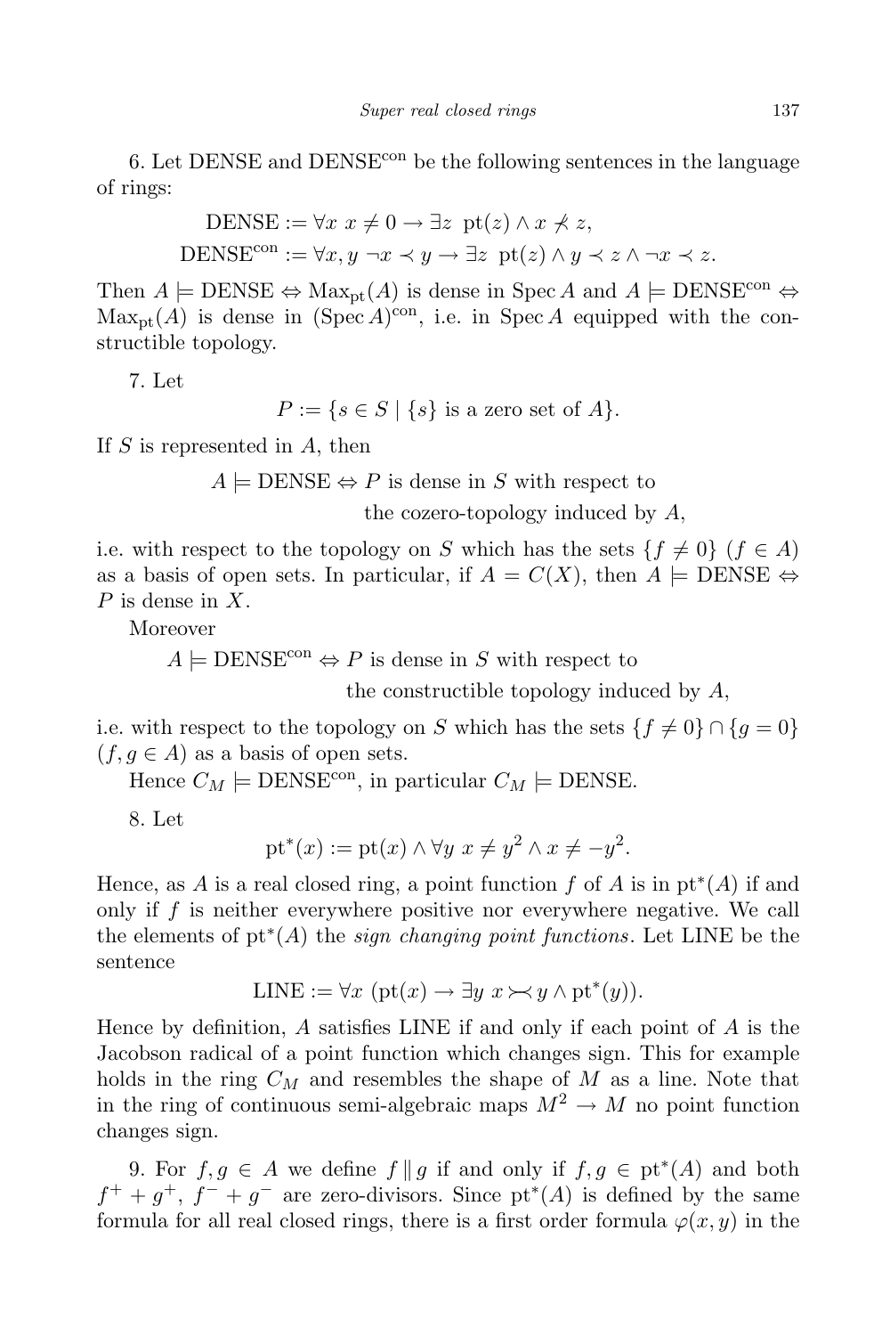6. Let DENSE and $\text{DENSE}^{\text{con}}$ be the following sentences in the language of rings:

$$\text{DENSE} := \forall x \; x \neq 0 \to \exists z \;\; \text{pt}(z) \wedge x \not\prec z,$$
$$\text{DENSE}^{\text{con}} := \forall x, y \; \neg x \prec y \to \exists z \;\; \text{pt}(z) \wedge y \prec z \wedge \neg x \prec z.$$

Then $A \models \text{DENSE} \Leftrightarrow \text{Max}_{\text{pt}}(A)$ is dense in $\operatorname{Spec} A$ and $A \models \text{DENSE}^{\text{con}} \Leftrightarrow \text{Max}_{\text{pt}}(A)$ is dense in $(\operatorname{Spec} A)^{\text{con}}$, i.e. in $\operatorname{Spec} A$ equipped with the constructible topology.

7. Let

$$P := \{s \in S \mid \{s\} \text{ is a zero set of } A\}.$$

If $S$ is represented in $A$, then

$$A \models \text{DENSE} \Leftrightarrow P \text{ is dense in } S \text{ with respect to the cozero-topology induced by } A,$$

i.e. with respect to the topology on $S$ which has the sets $\{f \neq 0\}$ $(f \in A)$ as a basis of open sets. In particular, if $A = C(X)$, then $A \models \text{DENSE} \Leftrightarrow P$ is dense in $X$.

Moreover

$$A \models \text{DENSE}^{\text{con}} \Leftrightarrow P \text{ is dense in } S \text{ with respect to the constructible topology induced by } A,$$

i.e. with respect to the topology on $S$ which has the sets $\{f \neq 0\} \cap \{g = 0\}$ $(f, g \in A)$ as a basis of open sets.

Hence $C_M \models \text{DENSE}^{\text{con}}$, in particular $C_M \models \text{DENSE}$.

8. Let

$$\text{pt}^*(x) := \text{pt}(x) \wedge \forall y \; x \neq y^2 \wedge x \neq -y^2.$$

Hence, as $A$ is a real closed ring, a point function $f$ of $A$ is in $\text{pt}^*(A)$ if and only if $f$ is neither everywhere positive nor everywhere negative. We call the elements of $\text{pt}^*(A)$ the *sign changing point functions*. Let LINE be the sentence

$$\text{LINE} := \forall x \; (\text{pt}(x) \to \exists y \; x \rightarrowtail\!\prec y \wedge \text{pt}^*(y)).$$

Hence by definition, $A$ satisfies LINE if and only if each point of $A$ is the Jacobson radical of a point function which changes sign. This for example holds in the ring $C_M$ and resembles the shape of $M$ as a line. Note that in the ring of continuous semi-algebraic maps $M^2 \to M$ no point function changes sign.

9. For $f, g \in A$ we define $f \parallel g$ if and only if $f, g \in \text{pt}^*(A)$ and both $f^+ + g^+$, $f^- + g^-$ are zero-divisors. Since $\text{pt}^*(A)$ is defined by the same formula for all real closed rings, there is a first order formula $\varphi(x, y)$ in the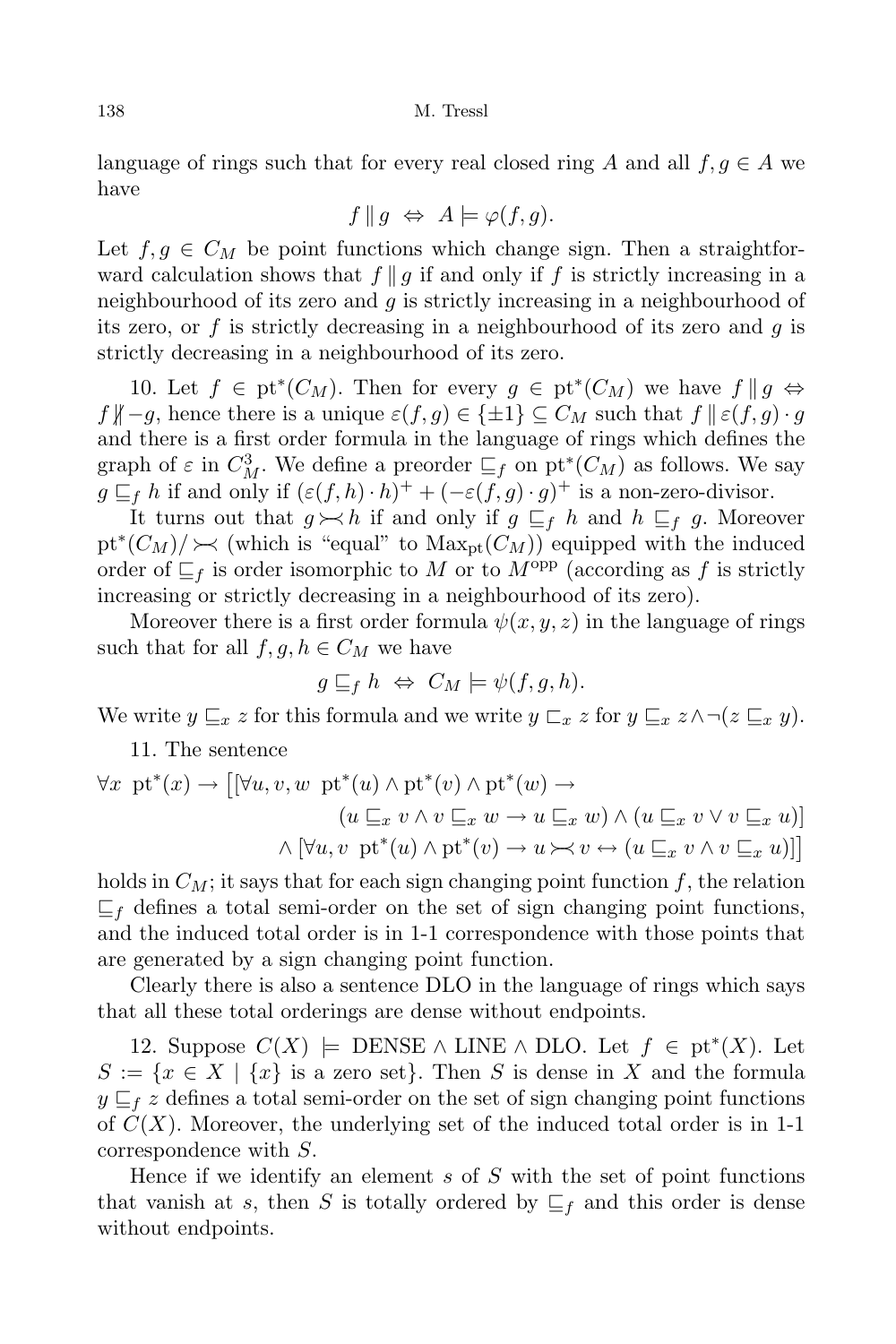language of rings such that for every real closed ring $A$ and all $f, g \in A$ we have

$$f \parallel g \;\Leftrightarrow\; A \models \varphi(f,g).$$

Let $f, g \in C_M$ be point functions which change sign. Then a straightforward calculation shows that $f \parallel g$ if and only if $f$ is strictly increasing in a neighbourhood of its zero and $g$ is strictly increasing in a neighbourhood of its zero, or $f$ is strictly decreasing in a neighbourhood of its zero and $g$ is strictly decreasing in a neighbourhood of its zero.

10. Let $f \in \mathrm{pt}^*(C_M)$. Then for every $g \in \mathrm{pt}^*(C_M)$ we have $f \parallel g \Leftrightarrow f \nparallel -g$, hence there is a unique $\varepsilon(f,g) \in \{\pm 1\} \subseteq C_M$ such that $f \parallel \varepsilon(f,g) \cdot g$ and there is a first order formula in the language of rings which defines the graph of $\varepsilon$ in $C_M^3$. We define a preorder $\sqsubseteq_f$ on $\mathrm{pt}^*(C_M)$ as follows. We say $g \sqsubseteq_f h$ if and only if $(\varepsilon(f,h) \cdot h)^+ + (-\varepsilon(f,g) \cdot g)^+$ is a non-zero-divisor.

It turns out that $g \rightarrowtail\!\!\!\!\prec h$ if and only if $g \sqsubseteq_f h$ and $h \sqsubseteq_f g$. Moreover $\mathrm{pt}^*(C_M)/\rightarrowtail\!\!\!\!\prec$ (which is "equal" to $\mathrm{Max}_{\mathrm{pt}}(C_M)$) equipped with the induced order of $\sqsubseteq_f$ is order isomorphic to $M$ or to $M^{\mathrm{opp}}$ (according as $f$ is strictly increasing or strictly decreasing in a neighbourhood of its zero).

Moreover there is a first order formula $\psi(x,y,z)$ in the language of rings such that for all $f, g, h \in C_M$ we have

$$g \sqsubseteq_f h \;\Leftrightarrow\; C_M \models \psi(f,g,h).$$

We write $y \sqsubseteq_x z$ for this formula and we write $y \sqsubset_x z$ for $y \sqsubseteq_x z \wedge \neg(z \sqsubseteq_x y)$.

11. The sentence

$$\begin{aligned}\forall x \;\; \mathrm{pt}^*(x) \to \big[[\forall u,v,w \;\; &\mathrm{pt}^*(u) \wedge \mathrm{pt}^*(v) \wedge \mathrm{pt}^*(w) \to \\ &(u \sqsubseteq_x v \wedge v \sqsubseteq_x w \to u \sqsubseteq_x w) \wedge (u \sqsubseteq_x v \vee v \sqsubseteq_x u)] \\ &\wedge [\forall u,v \;\; \mathrm{pt}^*(u) \wedge \mathrm{pt}^*(v) \to u \rightarrowtail\!\!\!\!\prec v \leftrightarrow (u \sqsubseteq_x v \wedge v \sqsubseteq_x u)]\big]\end{aligned}$$

holds in $C_M$; it says that for each sign changing point function $f$, the relation $\sqsubseteq_f$ defines a total semi-order on the set of sign changing point functions, and the induced total order is in 1-1 correspondence with those points that are generated by a sign changing point function.

Clearly there is also a sentence DLO in the language of rings which says that all these total orderings are dense without endpoints.

12. Suppose $C(X) \models \mathrm{DENSE} \wedge \mathrm{LINE} \wedge \mathrm{DLO}$. Let $f \in \mathrm{pt}^*(X)$. Let $S := \{x \in X \mid \{x\} \text{ is a zero set}\}$. Then $S$ is dense in $X$ and the formula $y \sqsubseteq_f z$ defines a total semi-order on the set of sign changing point functions of $C(X)$. Moreover, the underlying set of the induced total order is in 1-1 correspondence with $S$.

Hence if we identify an element $s$ of $S$ with the set of point functions that vanish at $s$, then $S$ is totally ordered by $\sqsubseteq_f$ and this order is dense without endpoints.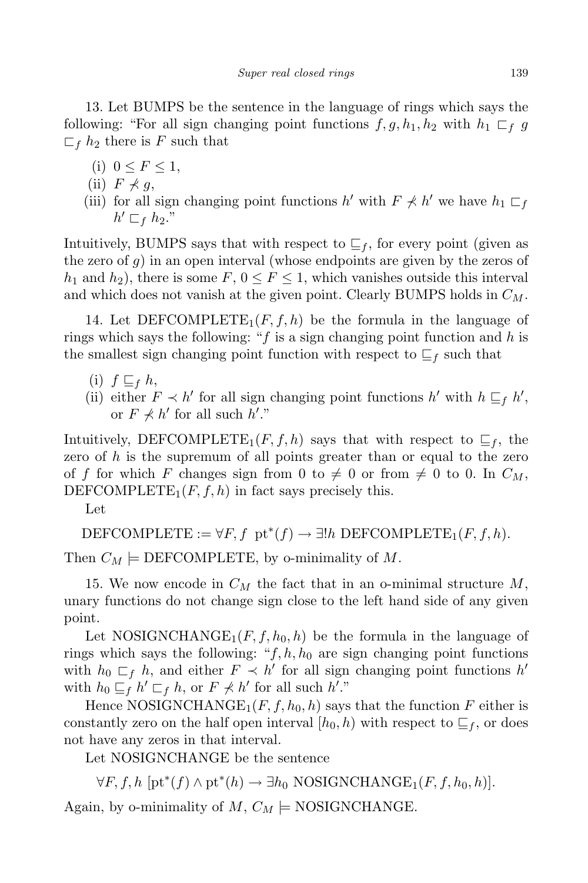13. Let BUMPS be the sentence in the language of rings which says the following: "For all sign changing point functions $f, g, h_1, h_2$ with $h_1 \sqsubset_f g \sqsubset_f h_2$ there is $F$ such that

(i) $0 \leq F \leq 1$,
(ii) $F \not\asymp g$,
(iii) for all sign changing point functions $h'$ with $F \not\asymp h'$ we have $h_1 \sqsubset_f h' \sqsubset_f h_2$."

Intuitively, BUMPS says that with respect to $\sqsubseteq_f$, for every point (given as the zero of $g$) in an open interval (whose endpoints are given by the zeros of $h_1$ and $h_2$), there is some $F$, $0 \leq F \leq 1$, which vanishes outside this interval and which does not vanish at the given point. Clearly BUMPS holds in $C_M$.

14. Let $\mathrm{DEFCOMPLETE}_1(F, f, h)$ be the formula in the language of rings which says the following: "$f$ is a sign changing point function and $h$ is the smallest sign changing point function with respect to $\sqsubseteq_f$ such that

(i) $f \sqsubseteq_f h$,
(ii) either $F \prec h'$ for all sign changing point functions $h'$ with $h \sqsubseteq_f h'$, or $F \not\asymp h'$ for all such $h'$."

Intuitively, $\mathrm{DEFCOMPLETE}_1(F, f, h)$ says that with respect to $\sqsubseteq_f$, the zero of $h$ is the supremum of all points greater than or equal to the zero of $f$ for which $F$ changes sign from 0 to $\neq 0$ or from $\neq 0$ to 0. In $C_M$, $\mathrm{DEFCOMPLETE}_1(F, f, h)$ in fact says precisely this.

Let

$$\mathrm{DEFCOMPLETE} := \forall F, f \ \mathrm{pt}^*(f) \rightarrow \exists! h \ \mathrm{DEFCOMPLETE}_1(F, f, h).$$

Then $C_M \models \mathrm{DEFCOMPLETE}$, by o-minimality of $M$.

15. We now encode in $C_M$ the fact that in an o-minimal structure $M$, unary functions do not change sign close to the left hand side of any given point.

Let $\mathrm{NOSIGNCHANGE}_1(F, f, h_0, h)$ be the formula in the language of rings which says the following: "$f, h, h_0$ are sign changing point functions with $h_0 \sqsubset_f h$, and either $F \prec h'$ for all sign changing point functions $h'$ with $h_0 \sqsubseteq_f h' \sqsubset_f h$, or $F \not\asymp h'$ for all such $h'$."

Hence $\mathrm{NOSIGNCHANGE}_1(F, f, h_0, h)$ says that the function $F$ either is constantly zero on the half open interval $[h_0, h)$ with respect to $\sqsubseteq_f$, or does not have any zeros in that interval.

Let NOSIGNCHANGE be the sentence

$$\forall F, f, h \ [\mathrm{pt}^*(f) \wedge \mathrm{pt}^*(h) \rightarrow \exists h_0 \ \mathrm{NOSIGNCHANGE}_1(F, f, h_0, h)].$$

Again, by o-minimality of $M$, $C_M \models \mathrm{NOSIGNCHANGE}$.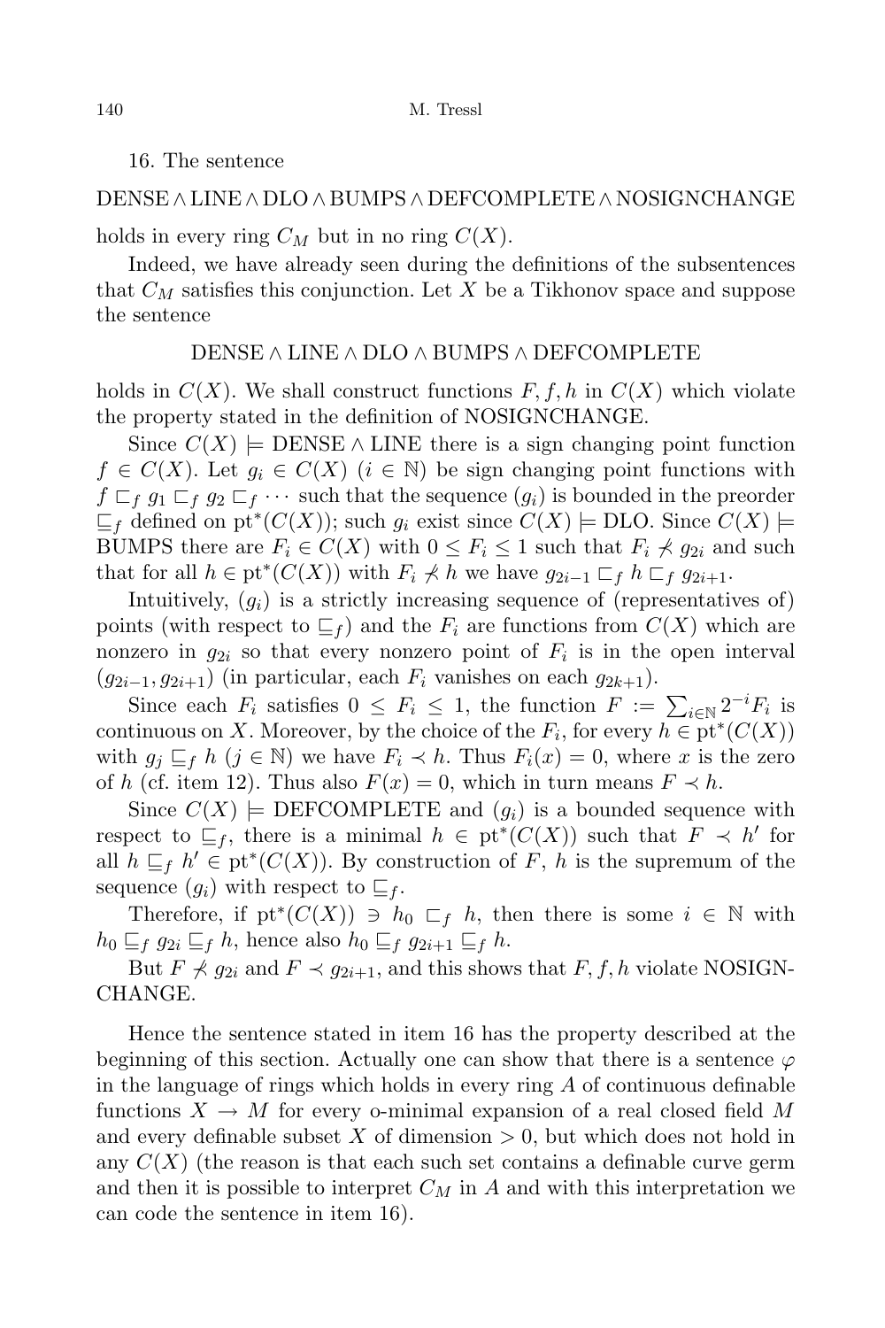16. The sentence

$$\mathrm{DENSE} \wedge \mathrm{LINE} \wedge \mathrm{DLO} \wedge \mathrm{BUMPS} \wedge \mathrm{DEFCOMPLETE} \wedge \mathrm{NOSIGNCHANGE}$$

holds in every ring $C_M$ but in no ring $C(X)$.

Indeed, we have already seen during the definitions of the subsentences that $C_M$ satisfies this conjunction. Let $X$ be a Tikhonov space and suppose the sentence

$$\mathrm{DENSE} \wedge \mathrm{LINE} \wedge \mathrm{DLO} \wedge \mathrm{BUMPS} \wedge \mathrm{DEFCOMPLETE}$$

holds in $C(X)$. We shall construct functions $F, f, h$ in $C(X)$ which violate the property stated in the definition of NOSIGNCHANGE.

Since $C(X) \models \mathrm{DENSE} \wedge \mathrm{LINE}$ there is a sign changing point function $f \in C(X)$. Let $g_i \in C(X)$ ($i \in \mathbb{N}$) be sign changing point functions with $f \sqsubset_f g_1 \sqsubset_f g_2 \sqsubset_f \cdots$ such that the sequence $(g_i)$ is bounded in the preorder $\sqsubseteq_f$ defined on $\mathrm{pt}^*(C(X))$; such $g_i$ exist since $C(X) \models \mathrm{DLO}$. Since $C(X) \models \mathrm{BUMPS}$ there are $F_i \in C(X)$ with $0 \leq F_i \leq 1$ such that $F_i \not\prec g_{2i}$ and such that for all $h \in \mathrm{pt}^*(C(X))$ with $F_i \not\prec h$ we have $g_{2i-1} \sqsubset_f h \sqsubset_f g_{2i+1}$.

Intuitively, $(g_i)$ is a strictly increasing sequence of (representatives of) points (with respect to $\sqsubseteq_f$) and the $F_i$ are functions from $C(X)$ which are nonzero in $g_{2i}$ so that every nonzero point of $F_i$ is in the open interval $(g_{2i-1}, g_{2i+1})$ (in particular, each $F_i$ vanishes on each $g_{2k+1}$).

Since each $F_i$ satisfies $0 \leq F_i \leq 1$, the function $F := \sum_{i \in \mathbb{N}} 2^{-i} F_i$ is continuous on $X$. Moreover, by the choice of the $F_i$, for every $h \in \mathrm{pt}^*(C(X))$ with $g_j \sqsubseteq_f h$ ($j \in \mathbb{N}$) we have $F_i \prec h$. Thus $F_i(x) = 0$, where $x$ is the zero of $h$ (cf. item 12). Thus also $F(x) = 0$, which in turn means $F \prec h$.

Since $C(X) \models \mathrm{DEFCOMPLETE}$ and $(g_i)$ is a bounded sequence with respect to $\sqsubseteq_f$, there is a minimal $h \in \mathrm{pt}^*(C(X))$ such that $F \prec h'$ for all $h \sqsubseteq_f h' \in \mathrm{pt}^*(C(X))$. By construction of $F$, $h$ is the supremum of the sequence $(g_i)$ with respect to $\sqsubseteq_f$.

Therefore, if $\mathrm{pt}^*(C(X)) \ni h_0 \sqsubset_f h$, then there is some $i \in \mathbb{N}$ with $h_0 \sqsubseteq_f g_{2i} \sqsubseteq_f h$, hence also $h_0 \sqsubseteq_f g_{2i+1} \sqsubseteq_f h$.

But $F \not\prec g_{2i}$ and $F \prec g_{2i+1}$, and this shows that $F, f, h$ violate NOSIGNCHANGE.

Hence the sentence stated in item 16 has the property described at the beginning of this section. Actually one can show that there is a sentence $\varphi$ in the language of rings which holds in every ring $A$ of continuous definable functions $X \to M$ for every o-minimal expansion of a real closed field $M$ and every definable subset $X$ of dimension $> 0$, but which does not hold in any $C(X)$ (the reason is that each such set contains a definable curve germ and then it is possible to interpret $C_M$ in $A$ and with this interpretation we can code the sentence in item 16).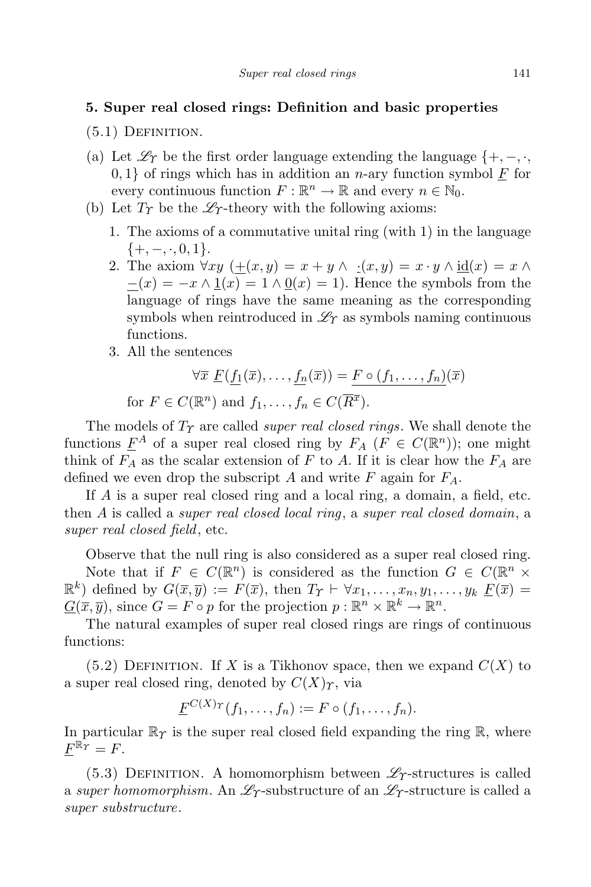## 5. Super real closed rings: Definition and basic properties

(5.1) Definition.

(a) Let $\mathscr{L}_\Upsilon$ be the first order language extending the language $\{+,-,\cdot, 0,1\}$ of rings which has in addition an $n$-ary function symbol $\underline{F}$ for every continuous function $F:\mathbb{R}^n\to\mathbb{R}$ and every $n\in\mathbb{N}_0$.

(b) Let $T_\Upsilon$ be the $\mathscr{L}_\Upsilon$-theory with the following axioms:

1. The axioms of a commutative unital ring (with 1) in the language $\{+,-,\cdot,0,1\}$.
2. The axiom $\forall xy\ (\underline{+}(x,y)=x+y \wedge \underline{\cdot}(x,y)=x\cdot y\wedge \underline{\mathrm{id}}(x)=x\wedge \underline{-}(x)=-x\wedge \underline{1}(x)=1\wedge \underline{0}(x)=1)$. Hence the symbols from the language of rings have the same meaning as the corresponding symbols when reintroduced in $\mathscr{L}_\Upsilon$ as symbols naming continuous functions.
3. All the sentences
$$\forall \overline{x}\ \underline{F}(\underline{f_1}(\overline{x}),\dots,\underline{f_n}(\overline{x}))=\underline{F\circ(f_1,\dots,f_n)}(\overline{x})$$
for $F\in C(\mathbb{R}^n)$ and $f_1,\dots,f_n\in C(\overline{R^{\overline{x}}})$.

The models of $T_\Upsilon$ are called *super real closed rings*. We shall denote the functions $\underline{F}^A$ of a super real closed ring by $F_A$ ($F\in C(\mathbb{R}^n)$); one might think of $F_A$ as the scalar extension of $F$ to $A$. If it is clear how the $F_A$ are defined we even drop the subscript $A$ and write $F$ again for $F_A$.

If $A$ is a super real closed ring and a local ring, a domain, a field, etc. then $A$ is called a *super real closed local ring*, a *super real closed domain*, a *super real closed field*, etc.

Observe that the null ring is also considered as a super real closed ring.

Note that if $F\in C(\mathbb{R}^n)$ is considered as the function $G\in C(\mathbb{R}^n\times\mathbb{R}^k)$ defined by $G(\overline{x},\overline{y}):=F(\overline{x})$, then $T_\Upsilon\vdash\forall x_1,\dots,x_n,y_1,\dots,y_k\ \underline{F}(\overline{x})=\underline{G}(\overline{x},\overline{y})$, since $G=F\circ p$ for the projection $p:\mathbb{R}^n\times\mathbb{R}^k\to\mathbb{R}^n$.

The natural examples of super real closed rings are rings of continuous functions:

(5.2) Definition. If $X$ is a Tikhonov space, then we expand $C(X)$ to a super real closed ring, denoted by $C(X)_\Upsilon$, via
$$\underline{F}^{C(X)_\Upsilon}(f_1,\dots,f_n):=F\circ(f_1,\dots,f_n).$$
In particular $\mathbb{R}_\Upsilon$ is the super real closed field expanding the ring $\mathbb{R}$, where $\underline{F}^{\mathbb{R}_\Upsilon}=F$.

(5.3) Definition. A homomorphism between $\mathscr{L}_\Upsilon$-structures is called a *super homomorphism*. An $\mathscr{L}_\Upsilon$-substructure of an $\mathscr{L}_\Upsilon$-structure is called a *super substructure*.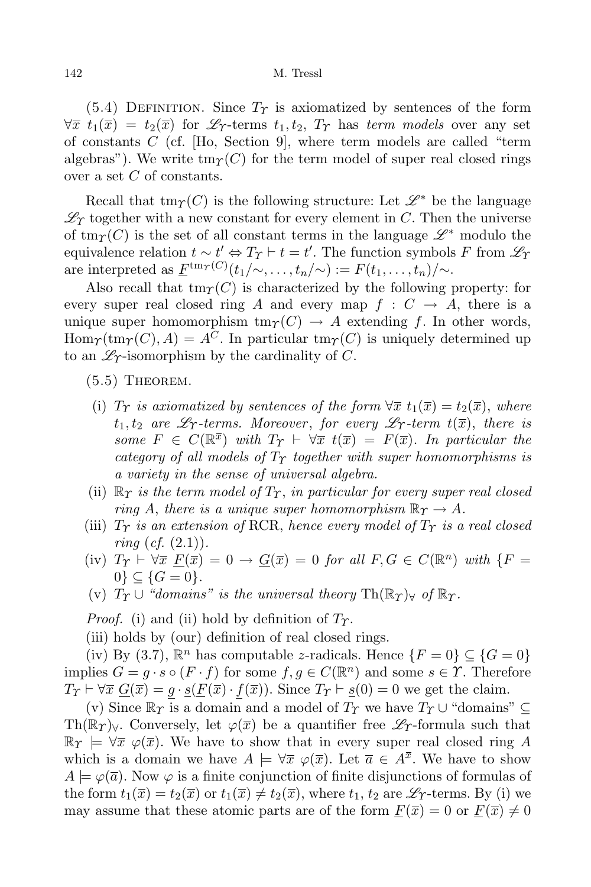(5.4) Definition. Since $T_\Upsilon$ is axiomatized by sentences of the form $\forall \overline{x}\ t_1(\overline{x}) = t_2(\overline{x})$ for $\mathscr{L}_\Upsilon$-terms $t_1, t_2$, $T_\Upsilon$ has *term models* over any set of constants $C$ (cf. [Ho, Section 9], where term models are called "term algebras"). We write $\mathrm{tm}_\Upsilon(C)$ for the term model of super real closed rings over a set $C$ of constants.

Recall that $\mathrm{tm}_\Upsilon(C)$ is the following structure: Let $\mathscr{L}^*$ be the language $\mathscr{L}_\Upsilon$ together with a new constant for every element in $C$. Then the universe of $\mathrm{tm}_\Upsilon(C)$ is the set of all constant terms in the language $\mathscr{L}^*$ modulo the equivalence relation $t \sim t' \Leftrightarrow T_\Upsilon \vdash t = t'$. The function symbols $F$ from $\mathscr{L}_\Upsilon$ are interpreted as $\underline{F}^{\mathrm{tm}_\Upsilon(C)}(t_1/{\sim}, \ldots, t_n/{\sim}) := F(t_1, \ldots, t_n)/{\sim}$.

Also recall that $\mathrm{tm}_\Upsilon(C)$ is characterized by the following property: for every super real closed ring $A$ and every map $f : C \to A$, there is a unique super homomorphism $\mathrm{tm}_\Upsilon(C) \to A$ extending $f$. In other words, $\mathrm{Hom}_\Upsilon(\mathrm{tm}_\Upsilon(C), A) = A^C$. In particular $\mathrm{tm}_\Upsilon(C)$ is uniquely determined up to an $\mathscr{L}_\Upsilon$-isomorphism by the cardinality of $C$.

(5.5) Theorem.

(i) *$T_\Upsilon$ is axiomatized by sentences of the form $\forall \overline{x}\ t_1(\overline{x}) = t_2(\overline{x})$, where $t_1, t_2$ are $\mathscr{L}_\Upsilon$-terms. Moreover, for every $\mathscr{L}_\Upsilon$-term $t(\overline{x})$, there is some $F \in C(\mathbb{R}^{\overline{x}})$ with $T_\Upsilon \vdash \forall \overline{x}\ t(\overline{x}) = F(\overline{x})$. In particular the category of all models of $T_\Upsilon$ together with super homomorphisms is a variety in the sense of universal algebra.*

(ii) *$\mathbb{R}_\Upsilon$ is the term model of $T_\Upsilon$, in particular for every super real closed ring $A$, there is a unique super homomorphism $\mathbb{R}_\Upsilon \to A$.*

(iii) *$T_\Upsilon$ is an extension of* RCR, *hence every model of $T_\Upsilon$ is a real closed ring (cf. (2.1)).*

(iv) *$T_\Upsilon \vdash \forall \overline{x}\ \underline{F}(\overline{x}) = 0 \to \underline{G}(\overline{x}) = 0$ for all $F, G \in C(\mathbb{R}^n)$ with $\{F = 0\} \subseteq \{G = 0\}$.*

(v) *$T_\Upsilon \cup$ "domains" is the universal theory $\mathrm{Th}(\mathbb{R}_\Upsilon)_\forall$ of $\mathbb{R}_\Upsilon$.*

*Proof.* (i) and (ii) hold by definition of $T_\Upsilon$.

(iii) holds by (our) definition of real closed rings.

(iv) By (3.7), $\mathbb{R}^n$ has computable $z$-radicals. Hence $\{F = 0\} \subseteq \{G = 0\}$ implies $G = g \cdot s \circ (F \cdot f)$ for some $f, g \in C(\mathbb{R}^n)$ and some $s \in \Upsilon$. Therefore $T_\Upsilon \vdash \forall \overline{x}\ \underline{G}(\overline{x}) = \underline{g} \cdot \underline{s}(\underline{F}(\overline{x}) \cdot \underline{f}(\overline{x}))$. Since $T_\Upsilon \vdash \underline{s}(0) = 0$ we get the claim.

(v) Since $\mathbb{R}_\Upsilon$ is a domain and a model of $T_\Upsilon$ we have $T_\Upsilon \cup$ "domains" $\subseteq \mathrm{Th}(\mathbb{R}_\Upsilon)_\forall$. Conversely, let $\varphi(\overline{x})$ be a quantifier free $\mathscr{L}_\Upsilon$-formula such that $\mathbb{R}_\Upsilon \models \forall \overline{x}\ \varphi(\overline{x})$. We have to show that in every super real closed ring $A$ which is a domain we have $A \models \forall \overline{x}\ \varphi(\overline{x})$. Let $\overline{a} \in A^{\overline{x}}$. We have to show $A \models \varphi(\overline{a})$. Now $\varphi$ is a finite conjunction of finite disjunctions of formulas of the form $t_1(\overline{x}) = t_2(\overline{x})$ or $t_1(\overline{x}) \neq t_2(\overline{x})$, where $t_1$, $t_2$ are $\mathscr{L}_\Upsilon$-terms. By (i) we may assume that these atomic parts are of the form $\underline{F}(\overline{x}) = 0$ or $\underline{F}(\overline{x}) \neq 0$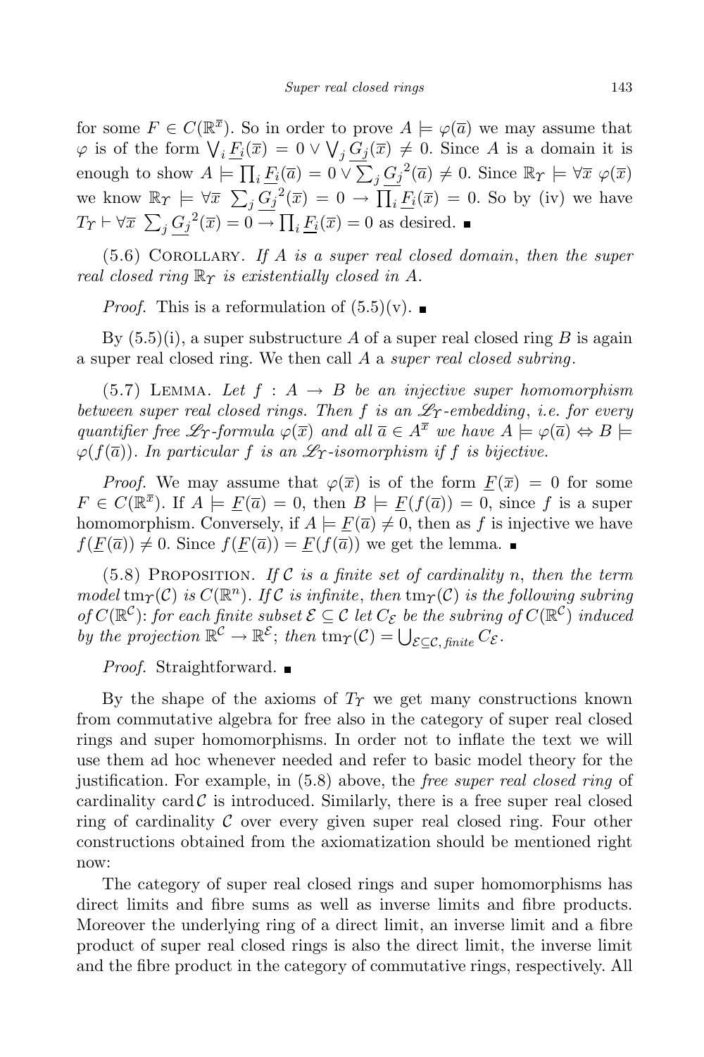for some $F \in C(\mathbb{R}^{\overline{x}})$. So in order to prove $A \models \varphi(\overline{a})$ we may assume that $\varphi$ is of the form $\bigvee_i \underline{F_i}(\overline{x}) = 0 \vee \bigvee_j \underline{G_j}(\overline{x}) \neq 0$. Since $A$ is a domain it is enough to show $A \models \prod_i \underline{F_i}(\overline{a}) = 0 \vee \sum_j \underline{G_j}^2(\overline{a}) \neq 0$. Since $\mathbb{R}_\Upsilon \models \forall \overline{x}\ \varphi(\overline{x})$ we know $\mathbb{R}_\Upsilon \models \forall \overline{x}\ \sum_j \underline{G_j}^2(\overline{x}) = 0 \to \prod_i \underline{F_i}(\overline{x}) = 0$. So by (iv) we have $T_\Upsilon \vdash \forall \overline{x}\ \sum_j \underline{G_j}^2(\overline{x}) = 0 \to \prod_i \underline{F_i}(\overline{x}) = 0$ as desired. ∎

(5.6) Corollary. *If $A$ is a super real closed domain, then the super real closed ring $\mathbb{R}_\Upsilon$ is existentially closed in $A$.*

*Proof.* This is a reformulation of (5.5)(v). ∎

By (5.5)(i), a super substructure $A$ of a super real closed ring $B$ is again a super real closed ring. We then call $A$ a *super real closed subring*.

(5.7) Lemma. *Let $f : A \to B$ be an injective super homomorphism between super real closed rings. Then $f$ is an $\mathscr{L}_\Upsilon$-embedding, i.e. for every quantifier free $\mathscr{L}_\Upsilon$-formula $\varphi(\overline{x})$ and all $\overline{a} \in A^{\overline{x}}$ we have $A \models \varphi(\overline{a}) \Leftrightarrow B \models \varphi(f(\overline{a}))$. In particular $f$ is an $\mathscr{L}_\Upsilon$-isomorphism if $f$ is bijective.*

*Proof.* We may assume that $\varphi(\overline{x})$ is of the form $\underline{F}(\overline{x}) = 0$ for some $F \in C(\mathbb{R}^{\overline{x}})$. If $A \models \underline{F}(\overline{a}) = 0$, then $B \models \underline{F}(f(\overline{a})) = 0$, since $f$ is a super homomorphism. Conversely, if $A \models \underline{F}(\overline{a}) \neq 0$, then as $f$ is injective we have $f(\underline{F}(\overline{a})) \neq 0$. Since $f(\underline{F}(\overline{a})) = \underline{F}(f(\overline{a}))$ we get the lemma. ∎

(5.8) Proposition. *If $\mathcal{C}$ is a finite set of cardinality $n$, then the term model $\mathrm{tm}_\Upsilon(\mathcal{C})$ is $C(\mathbb{R}^n)$. If $\mathcal{C}$ is infinite, then $\mathrm{tm}_\Upsilon(\mathcal{C})$ is the following subring of $C(\mathbb{R}^{\mathcal{C}})$: for each finite subset $\mathcal{E} \subseteq \mathcal{C}$ let $C_\mathcal{E}$ be the subring of $C(\mathbb{R}^{\mathcal{C}})$ induced by the projection $\mathbb{R}^{\mathcal{C}} \to \mathbb{R}^{\mathcal{E}}$; then $\mathrm{tm}_\Upsilon(\mathcal{C}) = \bigcup_{\mathcal{E} \subseteq \mathcal{C},\, \mathit{finite}} C_\mathcal{E}$.*

*Proof.* Straightforward. ∎

By the shape of the axioms of $T_\Upsilon$ we get many constructions known from commutative algebra for free also in the category of super real closed rings and super homomorphisms. In order not to inflate the text we will use them ad hoc whenever needed and refer to basic model theory for the justification. For example, in (5.8) above, the *free super real closed ring* of cardinality $\mathrm{card}\,\mathcal{C}$ is introduced. Similarly, there is a free super real closed ring of cardinality $\mathcal{C}$ over every given super real closed ring. Four other constructions obtained from the axiomatization should be mentioned right now:

The category of super real closed rings and super homomorphisms has direct limits and fibre sums as well as inverse limits and fibre products. Moreover the underlying ring of a direct limit, an inverse limit and a fibre product of super real closed rings is also the direct limit, the inverse limit and the fibre product in the category of commutative rings, respectively. All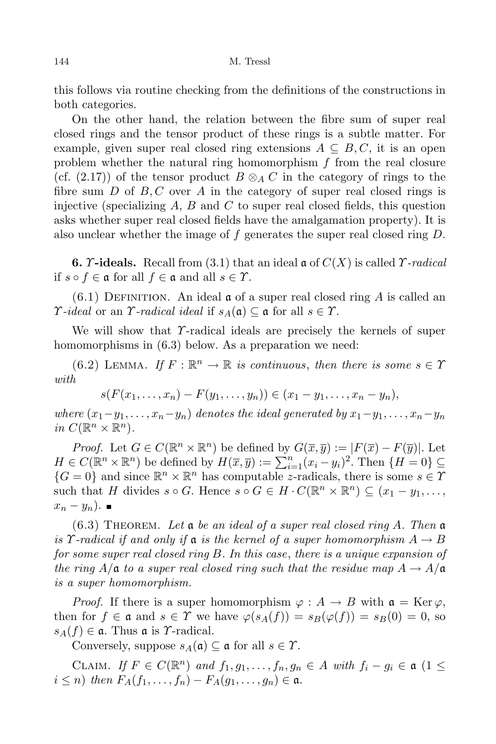this follows via routine checking from the definitions of the constructions in both categories.

On the other hand, the relation between the fibre sum of super real closed rings and the tensor product of these rings is a subtle matter. For example, given super real closed ring extensions $A \subseteq B, C$, it is an open problem whether the natural ring homomorphism $f$ from the real closure (cf. (2.17)) of the tensor product $B \otimes_A C$ in the category of rings to the fibre sum $D$ of $B, C$ over $A$ in the category of super real closed rings is injective (specializing $A$, $B$ and $C$ to super real closed fields, this question asks whether super real closed fields have the amalgamation property). It is also unclear whether the image of $f$ generates the super real closed ring $D$.

**6. $\varUpsilon$-ideals.** Recall from (3.1) that an ideal $\mathfrak{a}$ of $C(X)$ is called *$\varUpsilon$-radical* if $s \circ f \in \mathfrak{a}$ for all $f \in \mathfrak{a}$ and all $s \in \varUpsilon$.

(6.1) Definition. An ideal $\mathfrak{a}$ of a super real closed ring $A$ is called an *$\varUpsilon$-ideal* or an *$\varUpsilon$-radical ideal* if $s_A(\mathfrak{a}) \subseteq \mathfrak{a}$ for all $s \in \varUpsilon$.

We will show that $\varUpsilon$-radical ideals are precisely the kernels of super homomorphisms in (6.3) below. As a preparation we need:

(6.2) Lemma. *If $F : \mathbb{R}^n \to \mathbb{R}$ is continuous, then there is some $s \in \varUpsilon$ with*

$$s(F(x_1, \ldots, x_n) - F(y_1, \ldots, y_n)) \in (x_1 - y_1, \ldots, x_n - y_n),$$

*where $(x_1 - y_1, \ldots, x_n - y_n)$ denotes the ideal generated by $x_1 - y_1, \ldots, x_n - y_n$ in $C(\mathbb{R}^n \times \mathbb{R}^n)$.*

*Proof.* Let $G \in C(\mathbb{R}^n \times \mathbb{R}^n)$ be defined by $G(\overline{x}, \overline{y}) := |F(\overline{x}) - F(\overline{y})|$. Let $H \in C(\mathbb{R}^n \times \mathbb{R}^n)$ be defined by $H(\overline{x}, \overline{y}) := \sum_{i=1}^n (x_i - y_i)^2$. Then $\{H = 0\} \subseteq \{G = 0\}$ and since $\mathbb{R}^n \times \mathbb{R}^n$ has computable $z$-radicals, there is some $s \in \varUpsilon$ such that $H$ divides $s \circ G$. Hence $s \circ G \in H \cdot C(\mathbb{R}^n \times \mathbb{R}^n) \subseteq (x_1 - y_1, \ldots, x_n - y_n)$. ∎

(6.3) Theorem. *Let $\mathfrak{a}$ be an ideal of a super real closed ring $A$. Then $\mathfrak{a}$ is $\varUpsilon$-radical if and only if $\mathfrak{a}$ is the kernel of a super homomorphism $A \to B$ for some super real closed ring $B$. In this case, there is a unique expansion of the ring $A/\mathfrak{a}$ to a super real closed ring such that the residue map $A \to A/\mathfrak{a}$ is a super homomorphism.*

*Proof.* If there is a super homomorphism $\varphi : A \to B$ with $\mathfrak{a} = \operatorname{Ker} \varphi$, then for $f \in \mathfrak{a}$ and $s \in \varUpsilon$ we have $\varphi(s_A(f)) = s_B(\varphi(f)) = s_B(0) = 0$, so $s_A(f) \in \mathfrak{a}$. Thus $\mathfrak{a}$ is $\varUpsilon$-radical.

Conversely, suppose $s_A(\mathfrak{a}) \subseteq \mathfrak{a}$ for all $s \in \varUpsilon$.

Claim. *If $F \in C(\mathbb{R}^n)$ and $f_1, g_1, \ldots, f_n, g_n \in A$ with $f_i - g_i \in \mathfrak{a}$ $(1 \leq i \leq n)$ then $F_A(f_1, \ldots, f_n) - F_A(g_1, \ldots, g_n) \in \mathfrak{a}$.*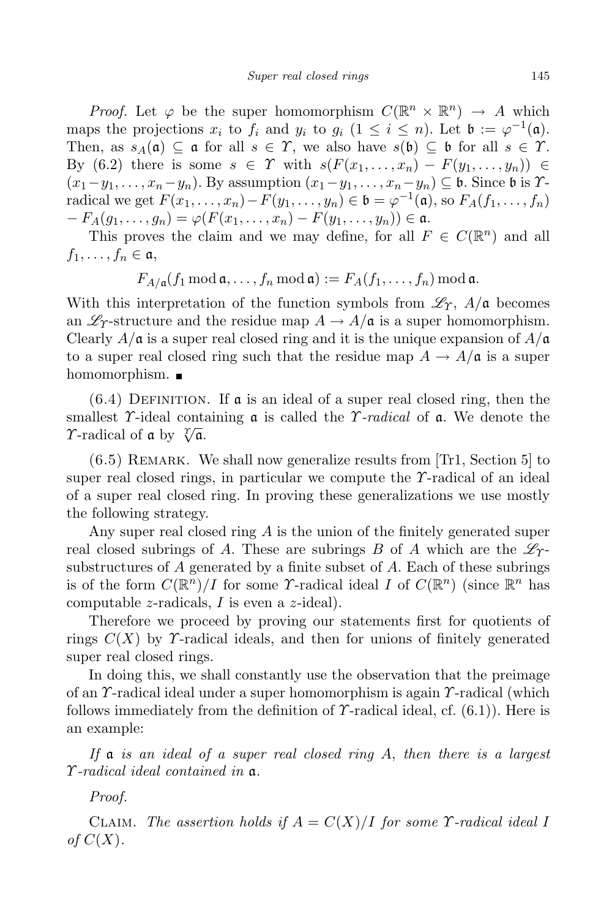*Proof.* Let $\varphi$ be the super homomorphism $C(\mathbb{R}^n \times \mathbb{R}^n) \to A$ which maps the projections $x_i$ to $f_i$ and $y_i$ to $g_i$ ($1 \leq i \leq n$). Let $\mathfrak{b} := \varphi^{-1}(\mathfrak{a})$. Then, as $s_A(\mathfrak{a}) \subseteq \mathfrak{a}$ for all $s \in \Upsilon$, we also have $s(\mathfrak{b}) \subseteq \mathfrak{b}$ for all $s \in \Upsilon$. By (6.2) there is some $s \in \Upsilon$ with $s(F(x_1, \ldots, x_n) - F(y_1, \ldots, y_n)) \in (x_1 - y_1, \ldots, x_n - y_n)$. By assumption $(x_1 - y_1, \ldots, x_n - y_n) \subseteq \mathfrak{b}$. Since $\mathfrak{b}$ is $\Upsilon$-radical we get $F(x_1, \ldots, x_n) - F(y_1, \ldots, y_n) \in \mathfrak{b} = \varphi^{-1}(\mathfrak{a})$, so $F_A(f_1, \ldots, f_n) - F_A(g_1, \ldots, g_n) = \varphi(F(x_1, \ldots, x_n) - F(y_1, \ldots, y_n)) \in \mathfrak{a}$.

This proves the claim and we may define, for all $F \in C(\mathbb{R}^n)$ and all $f_1, \ldots, f_n \in \mathfrak{a}$,

$$F_{A/\mathfrak{a}}(f_1 \bmod \mathfrak{a}, \ldots, f_n \bmod \mathfrak{a}) := F_A(f_1, \ldots, f_n) \bmod \mathfrak{a}.$$

With this interpretation of the function symbols from $\mathscr{L}_\Upsilon$, $A/\mathfrak{a}$ becomes an $\mathscr{L}_\Upsilon$-structure and the residue map $A \to A/\mathfrak{a}$ is a super homomorphism. Clearly $A/\mathfrak{a}$ is a super real closed ring and it is the unique expansion of $A/\mathfrak{a}$ to a super real closed ring such that the residue map $A \to A/\mathfrak{a}$ is a super homomorphism. ■

(6.4) Definition. If $\mathfrak{a}$ is an ideal of a super real closed ring, then the smallest $\Upsilon$-ideal containing $\mathfrak{a}$ is called the *$\Upsilon$-radical* of $\mathfrak{a}$. We denote the $\Upsilon$-radical of $\mathfrak{a}$ by $\sqrt[\Upsilon]{\mathfrak{a}}$.

(6.5) Remark. We shall now generalize results from [Tr1, Section 5] to super real closed rings, in particular we compute the $\Upsilon$-radical of an ideal of a super real closed ring. In proving these generalizations we use mostly the following strategy.

Any super real closed ring $A$ is the union of the finitely generated super real closed subrings of $A$. These are subrings $B$ of $A$ which are the $\mathscr{L}_\Upsilon$-substructures of $A$ generated by a finite subset of $A$. Each of these subrings is of the form $C(\mathbb{R}^n)/I$ for some $\Upsilon$-radical ideal $I$ of $C(\mathbb{R}^n)$ (since $\mathbb{R}^n$ has computable $z$-radicals, $I$ is even a $z$-ideal).

Therefore we proceed by proving our statements first for quotients of rings $C(X)$ by $\Upsilon$-radical ideals, and then for unions of finitely generated super real closed rings.

In doing this, we shall constantly use the observation that the preimage of an $\Upsilon$-radical ideal under a super homomorphism is again $\Upsilon$-radical (which follows immediately from the definition of $\Upsilon$-radical ideal, cf. (6.1)). Here is an example:

*If $\mathfrak{a}$ is an ideal of a super real closed ring $A$, then there is a largest $\Upsilon$-radical ideal contained in $\mathfrak{a}$.*

*Proof.*

Claim. *The assertion holds if $A = C(X)/I$ for some $\Upsilon$-radical ideal $I$ of $C(X)$.*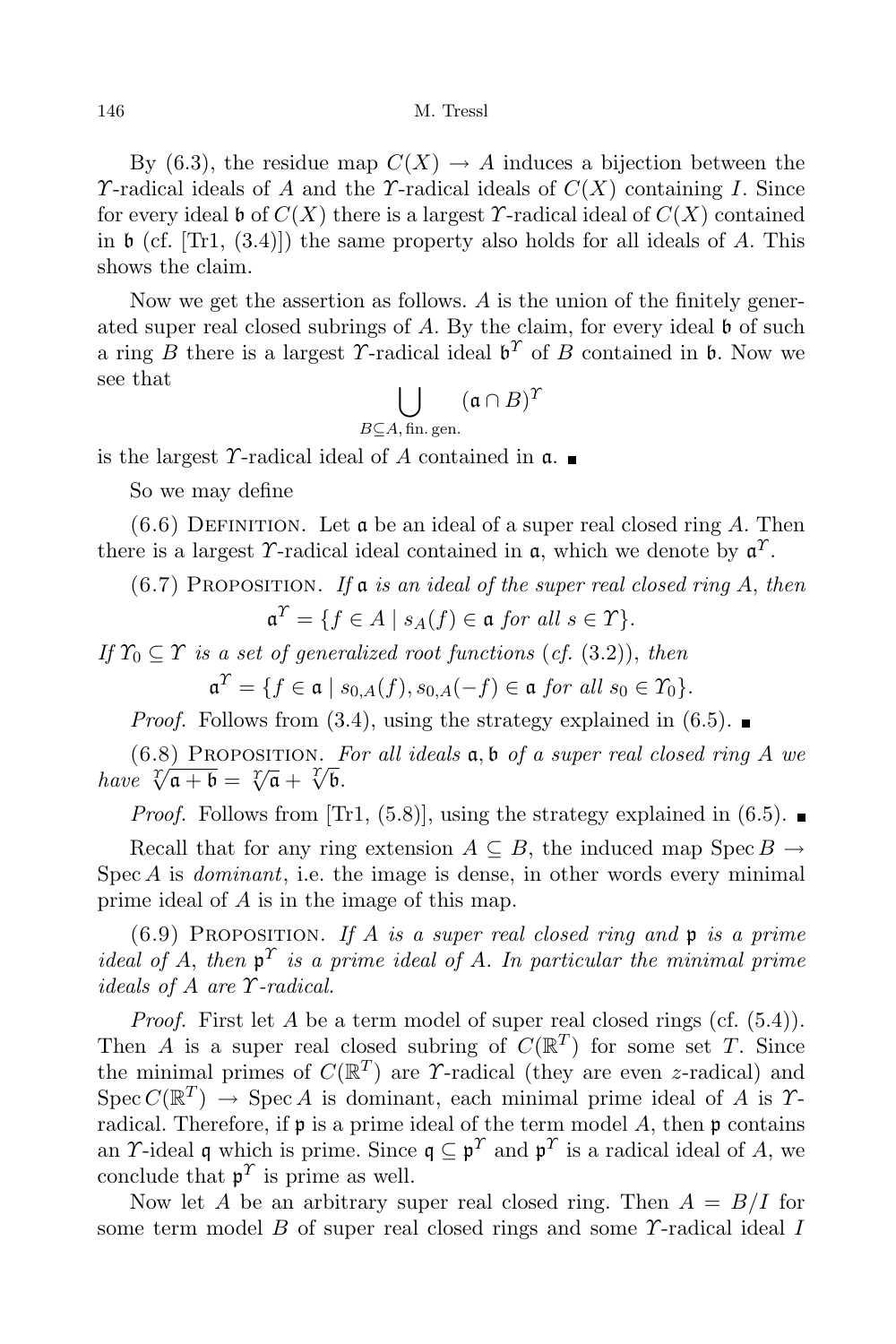By (6.3), the residue map $C(X) \to A$ induces a bijection between the $\Upsilon$-radical ideals of $A$ and the $\Upsilon$-radical ideals of $C(X)$ containing $I$. Since for every ideal $\mathfrak{b}$ of $C(X)$ there is a largest $\Upsilon$-radical ideal of $C(X)$ contained in $\mathfrak{b}$ (cf. [Tr1, (3.4)]) the same property also holds for all ideals of $A$. This shows the claim.

Now we get the assertion as follows. $A$ is the union of the finitely generated super real closed subrings of $A$. By the claim, for every ideal $\mathfrak{b}$ of such a ring $B$ there is a largest $\Upsilon$-radical ideal $\mathfrak{b}^{\Upsilon}$ of $B$ contained in $\mathfrak{b}$. Now we see that

$$\bigcup_{B \subseteq A,\, \text{fin. gen.}} (\mathfrak{a} \cap B)^{\Upsilon}$$

is the largest $\Upsilon$-radical ideal of $A$ contained in $\mathfrak{a}$. ∎

So we may define

(6.6) Definition. Let $\mathfrak{a}$ be an ideal of a super real closed ring $A$. Then there is a largest $\Upsilon$-radical ideal contained in $\mathfrak{a}$, which we denote by $\mathfrak{a}^{\Upsilon}$.

(6.7) Proposition. *If $\mathfrak{a}$ is an ideal of the super real closed ring $A$, then*

$$\mathfrak{a}^{\Upsilon} = \{f \in A \mid s_A(f) \in \mathfrak{a} \text{ for all } s \in \Upsilon\}.$$

*If $\Upsilon_0 \subseteq \Upsilon$ is a set of generalized root functions (cf. (3.2)), then*

$$\mathfrak{a}^{\Upsilon} = \{f \in \mathfrak{a} \mid s_{0,A}(f), s_{0,A}(-f) \in \mathfrak{a} \text{ for all } s_0 \in \Upsilon_0\}.$$

*Proof.* Follows from (3.4), using the strategy explained in (6.5). ∎

(6.8) Proposition. *For all ideals $\mathfrak{a}, \mathfrak{b}$ of a super real closed ring $A$ we have* $\sqrt[\Upsilon]{\mathfrak{a} + \mathfrak{b}} = \sqrt[\Upsilon]{\mathfrak{a}} + \sqrt[\Upsilon]{\mathfrak{b}}$.

*Proof.* Follows from [Tr1, (5.8)], using the strategy explained in (6.5). ∎

Recall that for any ring extension $A \subseteq B$, the induced map $\operatorname{Spec} B \to \operatorname{Spec} A$ is *dominant*, i.e. the image is dense, in other words every minimal prime ideal of $A$ is in the image of this map.

(6.9) Proposition. *If $A$ is a super real closed ring and $\mathfrak{p}$ is a prime ideal of $A$, then $\mathfrak{p}^{\Upsilon}$ is a prime ideal of $A$. In particular the minimal prime ideals of $A$ are $\Upsilon$-radical.*

*Proof.* First let $A$ be a term model of super real closed rings (cf. (5.4)). Then $A$ is a super real closed subring of $C(\mathbb{R}^T)$ for some set $T$. Since the minimal primes of $C(\mathbb{R}^T)$ are $\Upsilon$-radical (they are even $z$-radical) and $\operatorname{Spec} C(\mathbb{R}^T) \to \operatorname{Spec} A$ is dominant, each minimal prime ideal of $A$ is $\Upsilon$-radical. Therefore, if $\mathfrak{p}$ is a prime ideal of the term model $A$, then $\mathfrak{p}$ contains an $\Upsilon$-ideal $\mathfrak{q}$ which is prime. Since $\mathfrak{q} \subseteq \mathfrak{p}^{\Upsilon}$ and $\mathfrak{p}^{\Upsilon}$ is a radical ideal of $A$, we conclude that $\mathfrak{p}^{\Upsilon}$ is prime as well.

Now let $A$ be an arbitrary super real closed ring. Then $A = B/I$ for some term model $B$ of super real closed rings and some $\Upsilon$-radical ideal $I$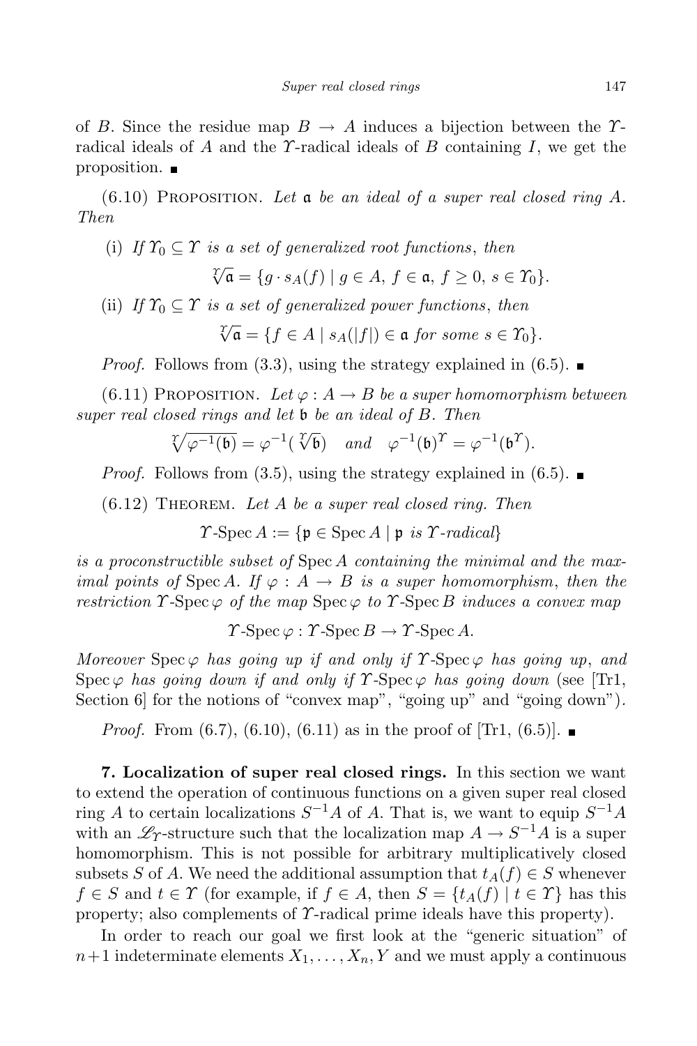of $B$. Since the residue map $B \to A$ induces a bijection between the $\Upsilon$-radical ideals of $A$ and the $\Upsilon$-radical ideals of $B$ containing $I$, we get the proposition. ∎

(6.10) Proposition. *Let $\mathfrak{a}$ be an ideal of a super real closed ring $A$. Then*

(i) *If $\Upsilon_0 \subseteq \Upsilon$ is a set of generalized root functions, then*

$$\sqrt[\Upsilon]{\mathfrak{a}} = \{g \cdot s_A(f) \mid g \in A,\ f \in \mathfrak{a},\ f \geq 0,\ s \in \Upsilon_0\}.$$

(ii) *If $\Upsilon_0 \subseteq \Upsilon$ is a set of generalized power functions, then*

$$\sqrt[\Upsilon]{\mathfrak{a}} = \{f \in A \mid s_A(|f|) \in \mathfrak{a} \text{ for some } s \in \Upsilon_0\}.$$

*Proof.* Follows from (3.3), using the strategy explained in (6.5). ∎

(6.11) Proposition. *Let $\varphi : A \to B$ be a super homomorphism between super real closed rings and let $\mathfrak{b}$ be an ideal of $B$. Then*

$$\sqrt[\Upsilon]{\varphi^{-1}(\mathfrak{b})} = \varphi^{-1}(\sqrt[\Upsilon]{\mathfrak{b}}) \quad \text{and} \quad \varphi^{-1}(\mathfrak{b})^{\Upsilon} = \varphi^{-1}(\mathfrak{b}^{\Upsilon}).$$

*Proof.* Follows from (3.5), using the strategy explained in (6.5). ∎

(6.12) Theorem. *Let $A$ be a super real closed ring. Then*

$$\Upsilon\text{-}\operatorname{Spec} A := \{\mathfrak{p} \in \operatorname{Spec} A \mid \mathfrak{p} \text{ is } \Upsilon\text{-radical}\}$$

*is a proconstructible subset of* $\operatorname{Spec} A$ *containing the minimal and the maximal points of* $\operatorname{Spec} A$. *If $\varphi : A \to B$ is a super homomorphism, then the restriction $\Upsilon\text{-}\operatorname{Spec}\varphi$ of the map $\operatorname{Spec}\varphi$ to $\Upsilon\text{-}\operatorname{Spec} B$ induces a convex map*

$$\Upsilon\text{-}\operatorname{Spec}\varphi : \Upsilon\text{-}\operatorname{Spec} B \to \Upsilon\text{-}\operatorname{Spec} A.$$

*Moreover* $\operatorname{Spec}\varphi$ *has going up if and only if* $\Upsilon\text{-}\operatorname{Spec}\varphi$ *has going up, and* $\operatorname{Spec}\varphi$ *has going down if and only if* $\Upsilon\text{-}\operatorname{Spec}\varphi$ *has going down* (see [Tr1, Section 6] for the notions of "convex map", "going up" and "going down").

*Proof.* From (6.7), (6.10), (6.11) as in the proof of [Tr1, (6.5)]. ∎

**7. Localization of super real closed rings.** In this section we want to extend the operation of continuous functions on a given super real closed ring $A$ to certain localizations $S^{-1}A$ of $A$. That is, we want to equip $S^{-1}A$ with an $\mathscr{L}_{\Upsilon}$-structure such that the localization map $A \to S^{-1}A$ is a super homomorphism. This is not possible for arbitrary multiplicatively closed subsets $S$ of $A$. We need the additional assumption that $t_A(f) \in S$ whenever $f \in S$ and $t \in \Upsilon$ (for example, if $f \in A$, then $S = \{t_A(f) \mid t \in \Upsilon\}$ has this property; also complements of $\Upsilon$-radical prime ideals have this property).

In order to reach our goal we first look at the "generic situation" of $n+1$ indeterminate elements $X_1, \ldots, X_n, Y$ and we must apply a continuous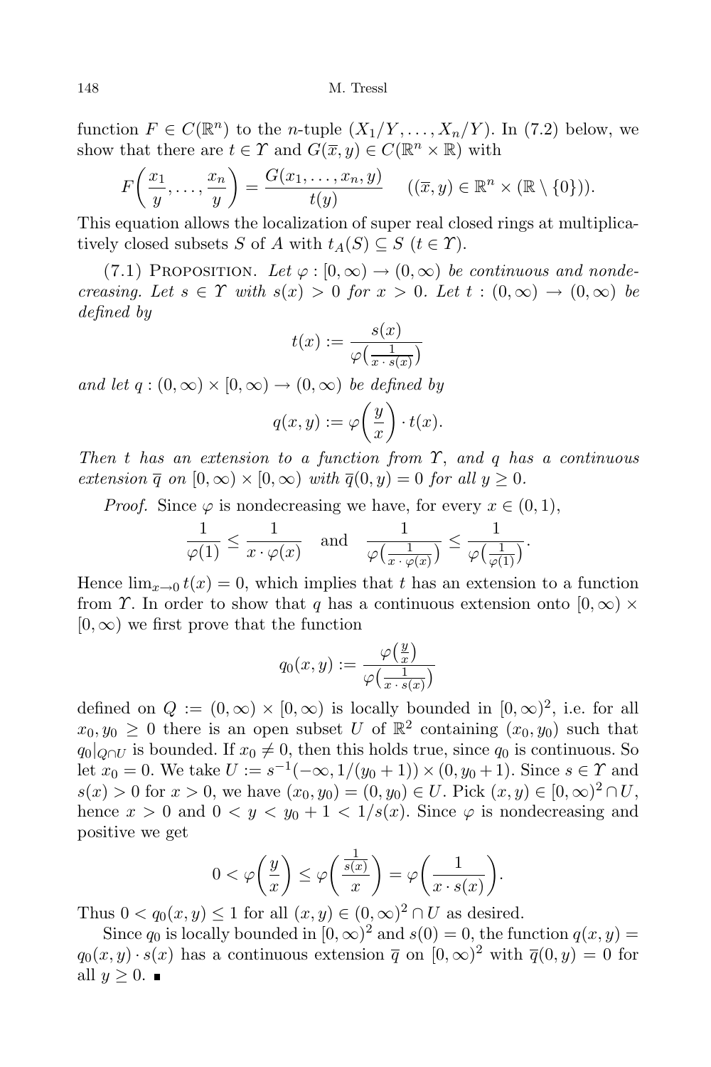function $F \in C(\mathbb{R}^n)$ to the $n$-tuple $(X_1/Y, \ldots, X_n/Y)$. In (7.2) below, we show that there are $t \in \varUpsilon$ and $G(\overline{x}, y) \in C(\mathbb{R}^n \times \mathbb{R})$ with

$$F\bigg(\frac{x_1}{y}, \ldots, \frac{x_n}{y}\bigg) = \frac{G(x_1, \ldots, x_n, y)}{t(y)} \quad ((\overline{x}, y) \in \mathbb{R}^n \times (\mathbb{R} \setminus \{0\})).$$

This equation allows the localization of super real closed rings at multiplicatively closed subsets $S$ of $A$ with $t_A(S) \subseteq S$ $(t \in \varUpsilon)$.

(7.1) Proposition. *Let $\varphi : [0, \infty) \to (0, \infty)$ be continuous and nondecreasing. Let $s \in \varUpsilon$ with $s(x) > 0$ for $x > 0$. Let $t : (0, \infty) \to (0, \infty)$ be defined by*

$$t(x) := \frac{s(x)}{\varphi\big(\frac{1}{x \cdot s(x)}\big)}$$

*and let $q : (0, \infty) \times [0, \infty) \to (0, \infty)$ be defined by*

$$q(x, y) := \varphi\bigg(\frac{y}{x}\bigg) \cdot t(x).$$

*Then $t$ has an extension to a function from $\varUpsilon$, and $q$ has a continuous extension $\overline{q}$ on $[0, \infty) \times [0, \infty)$ with $\overline{q}(0, y) = 0$ for all $y \geq 0$.*

*Proof.* Since $\varphi$ is nondecreasing we have, for every $x \in (0, 1)$,

$$\frac{1}{\varphi(1)} \leq \frac{1}{x \cdot \varphi(x)} \quad \text{and} \quad \frac{1}{\varphi\big(\frac{1}{x \cdot \varphi(x)}\big)} \leq \frac{1}{\varphi\big(\frac{1}{\varphi(1)}\big)}.$$

Hence $\lim_{x \to 0} t(x) = 0$, which implies that $t$ has an extension to a function from $\varUpsilon$. In order to show that $q$ has a continuous extension onto $[0, \infty) \times [0, \infty)$ we first prove that the function

$$q_0(x, y) := \frac{\varphi\big(\frac{y}{x}\big)}{\varphi\big(\frac{1}{x \cdot s(x)}\big)}$$

defined on $Q := (0, \infty) \times [0, \infty)$ is locally bounded in $[0, \infty)^2$, i.e. for all $x_0, y_0 \geq 0$ there is an open subset $U$ of $\mathbb{R}^2$ containing $(x_0, y_0)$ such that $q_0|_{Q \cap U}$ is bounded. If $x_0 \neq 0$, then this holds true, since $q_0$ is continuous. So let $x_0 = 0$. We take $U := s^{-1}(-\infty, 1/(y_0 + 1)) \times (0, y_0 + 1)$. Since $s \in \varUpsilon$ and $s(x) > 0$ for $x > 0$, we have $(x_0, y_0) = (0, y_0) \in U$. Pick $(x, y) \in [0, \infty)^2 \cap U$, hence $x > 0$ and $0 < y < y_0 + 1 < 1/s(x)$. Since $\varphi$ is nondecreasing and positive we get

$$0 < \varphi\bigg(\frac{y}{x}\bigg) \leq \varphi\bigg(\frac{\frac{1}{s(x)}}{x}\bigg) = \varphi\bigg(\frac{1}{x \cdot s(x)}\bigg).$$

Thus $0 < q_0(x, y) \leq 1$ for all $(x, y) \in (0, \infty)^2 \cap U$ as desired.

Since $q_0$ is locally bounded in $[0, \infty)^2$ and $s(0) = 0$, the function $q(x, y) = q_0(x, y) \cdot s(x)$ has a continuous extension $\overline{q}$ on $[0, \infty)^2$ with $\overline{q}(0, y) = 0$ for all $y \geq 0$. ∎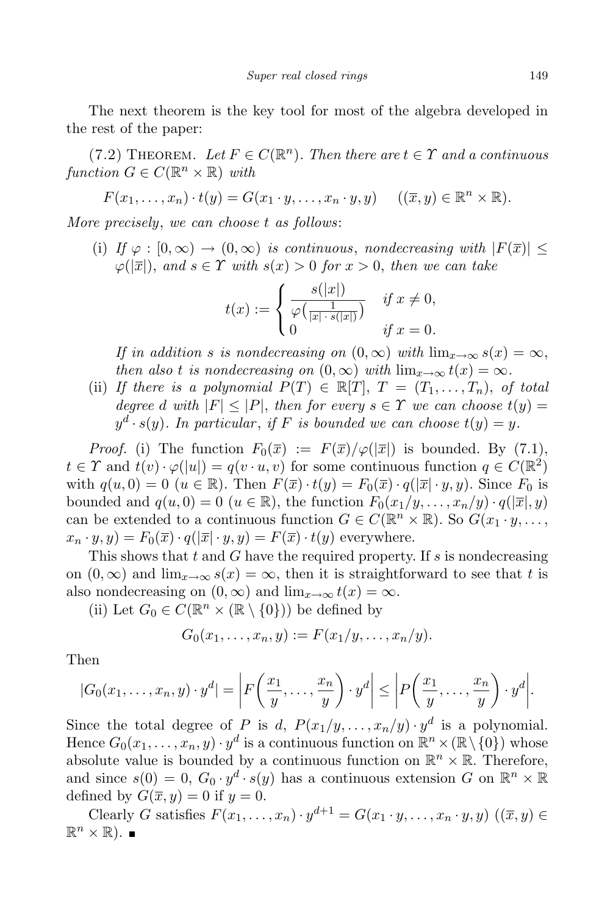The next theorem is the key tool for most of the algebra developed in the rest of the paper:

(7.2) Theorem. *Let $F \in C(\mathbb{R}^n)$. Then there are $t \in \Upsilon$ and a continuous function $G \in C(\mathbb{R}^n \times \mathbb{R})$ with*

$$F(x_1, \ldots, x_n) \cdot t(y) = G(x_1 \cdot y, \ldots, x_n \cdot y, y) \quad ((\overline{x}, y) \in \mathbb{R}^n \times \mathbb{R}).$$

*More precisely, we can choose $t$ as follows:*

(i) *If $\varphi : [0, \infty) \to (0, \infty)$ is continuous, nondecreasing with $|F(\overline{x})| \le \varphi(|\overline{x}|)$, and $s \in \Upsilon$ with $s(x) > 0$ for $x > 0$, then we can take*

$$t(x) := \begin{cases} \dfrac{s(|x|)}{\varphi\big(\frac{1}{|x| \cdot s(|x|)}\big)} & \text{if } x \neq 0, \\ 0 & \text{if } x = 0. \end{cases}$$

*If in addition $s$ is nondecreasing on $(0, \infty)$ with $\lim_{x \to \infty} s(x) = \infty$, then also $t$ is nondecreasing on $(0, \infty)$ with $\lim_{x \to \infty} t(x) = \infty$.*

(ii) *If there is a polynomial $P(T) \in \mathbb{R}[T]$, $T = (T_1, \ldots, T_n)$, of total degree $d$ with $|F| \le |P|$, then for every $s \in \Upsilon$ we can choose $t(y) = y^d \cdot s(y)$. In particular, if $F$ is bounded we can choose $t(y) = y$.*

*Proof.* (i) The function $F_0(\overline{x}) := F(\overline{x})/\varphi(|\overline{x}|)$ is bounded. By (7.1), $t \in \Upsilon$ and $t(v) \cdot \varphi(|u|) = q(v \cdot u, v)$ for some continuous function $q \in C(\mathbb{R}^2)$ with $q(u, 0) = 0$ $(u \in \mathbb{R})$. Then $F(\overline{x}) \cdot t(y) = F_0(\overline{x}) \cdot q(|\overline{x}| \cdot y, y)$. Since $F_0$ is bounded and $q(u, 0) = 0$ $(u \in \mathbb{R})$, the function $F_0(x_1/y, \ldots, x_n/y) \cdot q(|\overline{x}|, y)$ can be extended to a continuous function $G \in C(\mathbb{R}^n \times \mathbb{R})$. So $G(x_1 \cdot y, \ldots, x_n \cdot y, y) = F_0(\overline{x}) \cdot q(|\overline{x}| \cdot y, y) = F(\overline{x}) \cdot t(y)$ everywhere.

This shows that $t$ and $G$ have the required property. If $s$ is nondecreasing on $(0, \infty)$ and $\lim_{x \to \infty} s(x) = \infty$, then it is straightforward to see that $t$ is also nondecreasing on $(0, \infty)$ and $\lim_{x \to \infty} t(x) = \infty$.

(ii) Let $G_0 \in C(\mathbb{R}^n \times (\mathbb{R} \setminus \{0\}))$ be defined by

$$G_0(x_1, \ldots, x_n, y) := F(x_1/y, \ldots, x_n/y).$$

Then

$$|G_0(x_1, \ldots, x_n, y) \cdot y^d| = \left| F\left(\frac{x_1}{y}, \ldots, \frac{x_n}{y}\right) \cdot y^d \right| \le \left| P\left(\frac{x_1}{y}, \ldots, \frac{x_n}{y}\right) \cdot y^d \right|.$$

Since the total degree of $P$ is $d$, $P(x_1/y, \ldots, x_n/y) \cdot y^d$ is a polynomial. Hence $G_0(x_1, \ldots, x_n, y) \cdot y^d$ is a continuous function on $\mathbb{R}^n \times (\mathbb{R} \setminus \{0\})$ whose absolute value is bounded by a continuous function on $\mathbb{R}^n \times \mathbb{R}$. Therefore, and since $s(0) = 0$, $G_0 \cdot y^d \cdot s(y)$ has a continuous extension $G$ on $\mathbb{R}^n \times \mathbb{R}$ defined by $G(\overline{x}, y) = 0$ if $y = 0$.

Clearly $G$ satisfies $F(x_1, \ldots, x_n) \cdot y^{d+1} = G(x_1 \cdot y, \ldots, x_n \cdot y, y)$ $((\overline{x}, y) \in \mathbb{R}^n \times \mathbb{R})$. ∎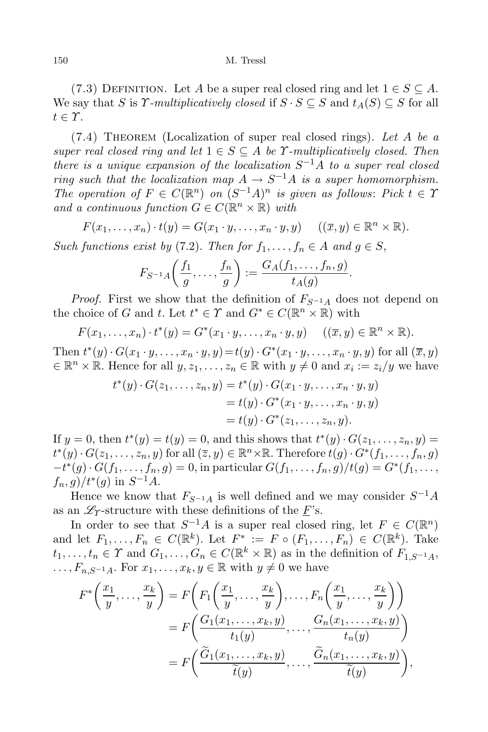(7.3) Definition. Let $A$ be a super real closed ring and let $1 \in S \subseteq A$. We say that $S$ is *$\Upsilon$-multiplicatively closed* if $S \cdot S \subseteq S$ and $t_A(S) \subseteq S$ for all $t \in \Upsilon$.

(7.4) Theorem (Localization of super real closed rings). *Let $A$ be a super real closed ring and let $1 \in S \subseteq A$ be $\Upsilon$-multiplicatively closed. Then there is a unique expansion of the localization $S^{-1}A$ to a super real closed ring such that the localization map $A \to S^{-1}A$ is a super homomorphism. The operation of $F \in C(\mathbb{R}^n)$ on $(S^{-1}A)^n$ is given as follows*: *Pick $t \in \Upsilon$ and a continuous function $G \in C(\mathbb{R}^n \times \mathbb{R})$ with*

$$F(x_1, \ldots, x_n) \cdot t(y) = G(x_1 \cdot y, \ldots, x_n \cdot y, y) \quad ((\overline{x}, y) \in \mathbb{R}^n \times \mathbb{R}).$$

*Such functions exist by* (7.2). *Then for $f_1, \ldots, f_n \in A$ and $g \in S$,*

$$F_{S^{-1}A}\bigg(\frac{f_1}{g}, \ldots, \frac{f_n}{g}\bigg) := \frac{G_A(f_1, \ldots, f_n, g)}{t_A(g)}.$$

*Proof.* First we show that the definition of $F_{S^{-1}A}$ does not depend on the choice of $G$ and $t$. Let $t^* \in \Upsilon$ and $G^* \in C(\mathbb{R}^n \times \mathbb{R})$ with

$$F(x_1, \ldots, x_n) \cdot t^*(y) = G^*(x_1 \cdot y, \ldots, x_n \cdot y, y) \quad ((\overline{x}, y) \in \mathbb{R}^n \times \mathbb{R}).$$

Then $t^*(y) \cdot G(x_1 \cdot y, \ldots, x_n \cdot y, y) = t(y) \cdot G^*(x_1 \cdot y, \ldots, x_n \cdot y, y)$ for all $(\overline{x}, y) \in \mathbb{R}^n \times \mathbb{R}$. Hence for all $y, z_1, \ldots, z_n \in \mathbb{R}$ with $y \neq 0$ and $x_i := z_i/y$ we have

$$\begin{aligned}
t^*(y) \cdot G(z_1, \ldots, z_n, y) &= t^*(y) \cdot G(x_1 \cdot y, \ldots, x_n \cdot y, y) \\
&= t(y) \cdot G^*(x_1 \cdot y, \ldots, x_n \cdot y, y) \\
&= t(y) \cdot G^*(z_1, \ldots, z_n, y).
\end{aligned}$$

If $y = 0$, then $t^*(y) = t(y) = 0$, and this shows that $t^*(y) \cdot G(z_1, \ldots, z_n, y) = t^*(y) \cdot G(z_1, \ldots, z_n, y)$ for all $(\overline{z}, y) \in \mathbb{R}^n \times \mathbb{R}$. Therefore $t(g) \cdot G^*(f_1, \ldots, f_n, g) - t^*(g) \cdot G(f_1, \ldots, f_n, g) = 0$, in particular $G(f_1, \ldots, f_n, g)/t(g) = G^*(f_1, \ldots, f_n, g)/t^*(g)$ in $S^{-1}A$.

Hence we know that $F_{S^{-1}A}$ is well defined and we may consider $S^{-1}A$ as an $\mathscr{L}_\Upsilon$-structure with these definitions of the $\underline{F}$'s.

In order to see that $S^{-1}A$ is a super real closed ring, let $F \in C(\mathbb{R}^n)$ and let $F_1, \ldots, F_n \in C(\mathbb{R}^k)$. Let $F^* := F \circ (F_1, \ldots, F_n) \in C(\mathbb{R}^k)$. Take $t_1, \ldots, t_n \in \Upsilon$ and $G_1, \ldots, G_n \in C(\mathbb{R}^k \times \mathbb{R})$ as in the definition of $F_{1,S^{-1}A}$, $\ldots, F_{n,S^{-1}A}$. For $x_1, \ldots, x_k, y \in \mathbb{R}$ with $y \neq 0$ we have

$$\begin{aligned}
F^*\bigg(\frac{x_1}{y}, \ldots, \frac{x_k}{y}\bigg) &= F\bigg(F_1\bigg(\frac{x_1}{y}, \ldots, \frac{x_k}{y}\bigg), \ldots, F_n\bigg(\frac{x_1}{y}, \ldots, \frac{x_k}{y}\bigg)\bigg) \\
&= F\bigg(\frac{G_1(x_1, \ldots, x_k, y)}{t_1(y)}, \ldots, \frac{G_n(x_1, \ldots, x_k, y)}{t_n(y)}\bigg) \\
&= F\bigg(\frac{\widetilde{G}_1(x_1, \ldots, x_k, y)}{\widetilde{t}(y)}, \ldots, \frac{\widetilde{G}_n(x_1, \ldots, x_k, y)}{\widetilde{t}(y)}\bigg),
\end{aligned}$$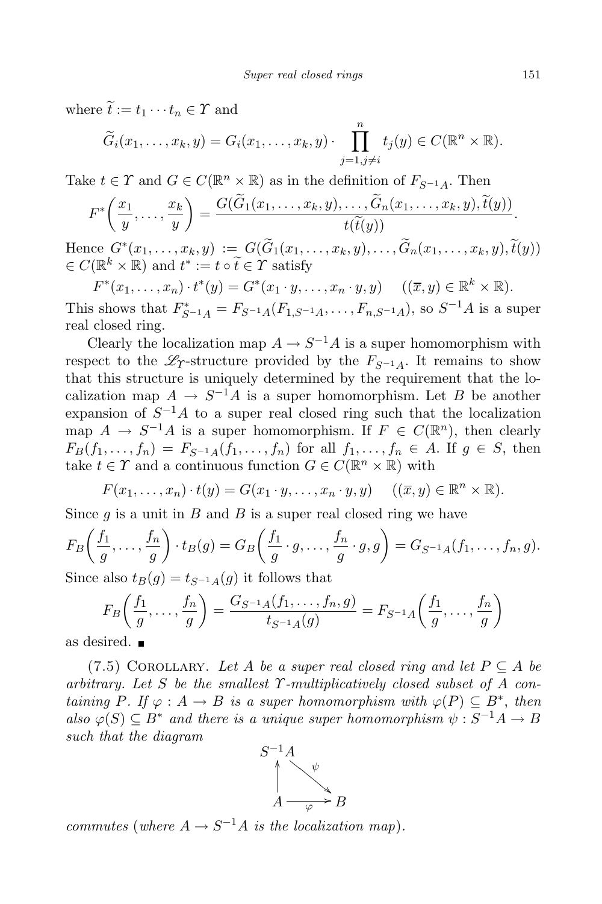where $\widetilde{t} := t_1 \cdots t_n \in \Upsilon$ and

$$\widetilde{G}_i(x_1, \ldots, x_k, y) = G_i(x_1, \ldots, x_k, y) \cdot \prod_{j=1, j \neq i}^{n} t_j(y) \in C(\mathbb{R}^n \times \mathbb{R}).$$

Take $t \in \Upsilon$ and $G \in C(\mathbb{R}^n \times \mathbb{R})$ as in the definition of $F_{S^{-1}A}$. Then

$$F^*\left(\frac{x_1}{y}, \ldots, \frac{x_k}{y}\right) = \frac{G(\widetilde{G}_1(x_1, \ldots, x_k, y), \ldots, \widetilde{G}_n(x_1, \ldots, x_k, y), \widetilde{t}(y))}{t(\widetilde{t}(y))}.$$

Hence $G^*(x_1, \ldots, x_k, y) := G(\widetilde{G}_1(x_1, \ldots, x_k, y), \ldots, \widetilde{G}_n(x_1, \ldots, x_k, y), \widetilde{t}(y)) \in C(\mathbb{R}^k \times \mathbb{R})$ and $t^* := t \circ \widetilde{t} \in \Upsilon$ satisfy

$$F^*(x_1, \ldots, x_n) \cdot t^*(y) = G^*(x_1 \cdot y, \ldots, x_n \cdot y, y) \quad ((\overline{x}, y) \in \mathbb{R}^k \times \mathbb{R}).$$

This shows that $F^*_{S^{-1}A} = F_{S^{-1}A}(F_{1,S^{-1}A}, \ldots, F_{n,S^{-1}A})$, so $S^{-1}A$ is a super real closed ring.

Clearly the localization map $A \to S^{-1}A$ is a super homomorphism with respect to the $\mathscr{L}_\Upsilon$-structure provided by the $F_{S^{-1}A}$. It remains to show that this structure is uniquely determined by the requirement that the localization map $A \to S^{-1}A$ is a super homomorphism. Let $B$ be another expansion of $S^{-1}A$ to a super real closed ring such that the localization map $A \to S^{-1}A$ is a super homomorphism. If $F \in C(\mathbb{R}^n)$, then clearly $F_B(f_1, \ldots, f_n) = F_{S^{-1}A}(f_1, \ldots, f_n)$ for all $f_1, \ldots, f_n \in A$. If $g \in S$, then take $t \in \Upsilon$ and a continuous function $G \in C(\mathbb{R}^n \times \mathbb{R})$ with

$$F(x_1, \ldots, x_n) \cdot t(y) = G(x_1 \cdot y, \ldots, x_n \cdot y, y) \quad ((\overline{x}, y) \in \mathbb{R}^n \times \mathbb{R}).$$

Since $g$ is a unit in $B$ and $B$ is a super real closed ring we have

$$F_B\left(\frac{f_1}{g}, \ldots, \frac{f_n}{g}\right) \cdot t_B(g) = G_B\left(\frac{f_1}{g} \cdot g, \ldots, \frac{f_n}{g} \cdot g, g\right) = G_{S^{-1}A}(f_1, \ldots, f_n, g).$$

Since also $t_B(g) = t_{S^{-1}A}(g)$ it follows that

$$F_B\left(\frac{f_1}{g}, \ldots, \frac{f_n}{g}\right) = \frac{G_{S^{-1}A}(f_1, \ldots, f_n, g)}{t_{S^{-1}A}(g)} = F_{S^{-1}A}\left(\frac{f_1}{g}, \ldots, \frac{f_n}{g}\right)$$

as desired. ∎

(7.5) Corollary. *Let $A$ be a super real closed ring and let $P \subseteq A$ be arbitrary. Let $S$ be the smallest $\Upsilon$-multiplicatively closed subset of $A$ containing $P$. If $\varphi : A \to B$ is a super homomorphism with $\varphi(P) \subseteq B^*$, then also $\varphi(S) \subseteq B^*$ and there is a unique super homomorphism $\psi : S^{-1}A \to B$ such that the diagram*

$$\begin{array}{ccc} S^{-1}A & & \\ \uparrow & \overset{\psi}{\searrow} & \\ A & \xrightarrow{\varphi} & B \end{array}$$

*commutes* (*where $A \to S^{-1}A$ is the localization map*).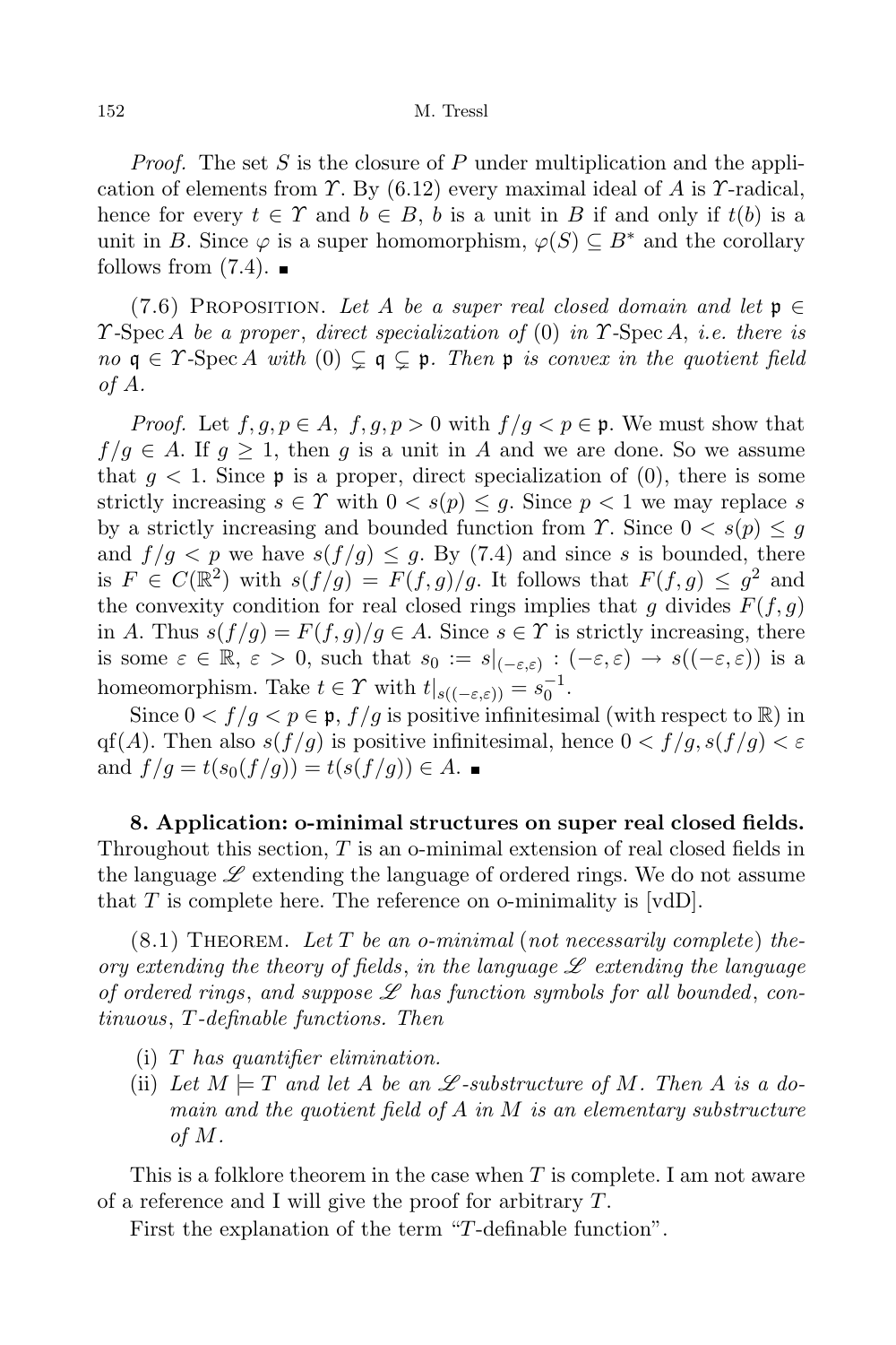*Proof.* The set $S$ is the closure of $P$ under multiplication and the application of elements from $\Upsilon$. By (6.12) every maximal ideal of $A$ is $\Upsilon$-radical, hence for every $t \in \Upsilon$ and $b \in B$, $b$ is a unit in $B$ if and only if $t(b)$ is a unit in $B$. Since $\varphi$ is a super homomorphism, $\varphi(S) \subseteq B^*$ and the corollary follows from (7.4). ∎

(7.6) Proposition. *Let $A$ be a super real closed domain and let $\mathfrak{p} \in \Upsilon\text{-Spec}\,A$ be a proper, direct specialization of $(0)$ in $\Upsilon\text{-Spec}\,A$, i.e. there is no $\mathfrak{q} \in \Upsilon\text{-Spec}\,A$ with $(0) \subsetneq \mathfrak{q} \subsetneq \mathfrak{p}$. Then $\mathfrak{p}$ is convex in the quotient field of $A$.*

*Proof.* Let $f, g, p \in A$, $f, g, p > 0$ with $f/g < p \in \mathfrak{p}$. We must show that $f/g \in A$. If $g \geq 1$, then $g$ is a unit in $A$ and we are done. So we assume that $g < 1$. Since $\mathfrak{p}$ is a proper, direct specialization of $(0)$, there is some strictly increasing $s \in \Upsilon$ with $0 < s(p) \leq g$. Since $p < 1$ we may replace $s$ by a strictly increasing and bounded function from $\Upsilon$. Since $0 < s(p) \leq g$ and $f/g < p$ we have $s(f/g) \leq g$. By (7.4) and since $s$ is bounded, there is $F \in C(\mathbb{R}^2)$ with $s(f/g) = F(f,g)/g$. It follows that $F(f,g) \leq g^2$ and the convexity condition for real closed rings implies that $g$ divides $F(f,g)$ in $A$. Thus $s(f/g) = F(f,g)/g \in A$. Since $s \in \Upsilon$ is strictly increasing, there is some $\varepsilon \in \mathbb{R}$, $\varepsilon > 0$, such that $s_0 := s|_{(-\varepsilon,\varepsilon)} : (-\varepsilon,\varepsilon) \to s((-\varepsilon,\varepsilon))$ is a homeomorphism. Take $t \in \Upsilon$ with $t|_{s((-\varepsilon,\varepsilon))} = s_0^{-1}$.

Since $0 < f/g < p \in \mathfrak{p}$, $f/g$ is positive infinitesimal (with respect to $\mathbb{R}$) in $\mathrm{qf}(A)$. Then also $s(f/g)$ is positive infinitesimal, hence $0 < f/g, s(f/g) < \varepsilon$ and $f/g = t(s_0(f/g)) = t(s(f/g)) \in A$. ∎

**8. Application: o-minimal structures on super real closed fields.** Throughout this section, $T$ is an o-minimal extension of real closed fields in the language $\mathscr{L}$ extending the language of ordered rings. We do not assume that $T$ is complete here. The reference on o-minimality is [vdD].

(8.1) Theorem. *Let $T$ be an o-minimal (not necessarily complete) theory extending the theory of fields, in the language $\mathscr{L}$ extending the language of ordered rings, and suppose $\mathscr{L}$ has function symbols for all bounded, continuous, $T$-definable functions. Then*

(i) *$T$ has quantifier elimination.*

(ii) *Let $M \models T$ and let $A$ be an $\mathscr{L}$-substructure of $M$. Then $A$ is a domain and the quotient field of $A$ in $M$ is an elementary substructure of $M$.*

This is a folklore theorem in the case when $T$ is complete. I am not aware of a reference and I will give the proof for arbitrary $T$.

First the explanation of the term "$T$-definable function".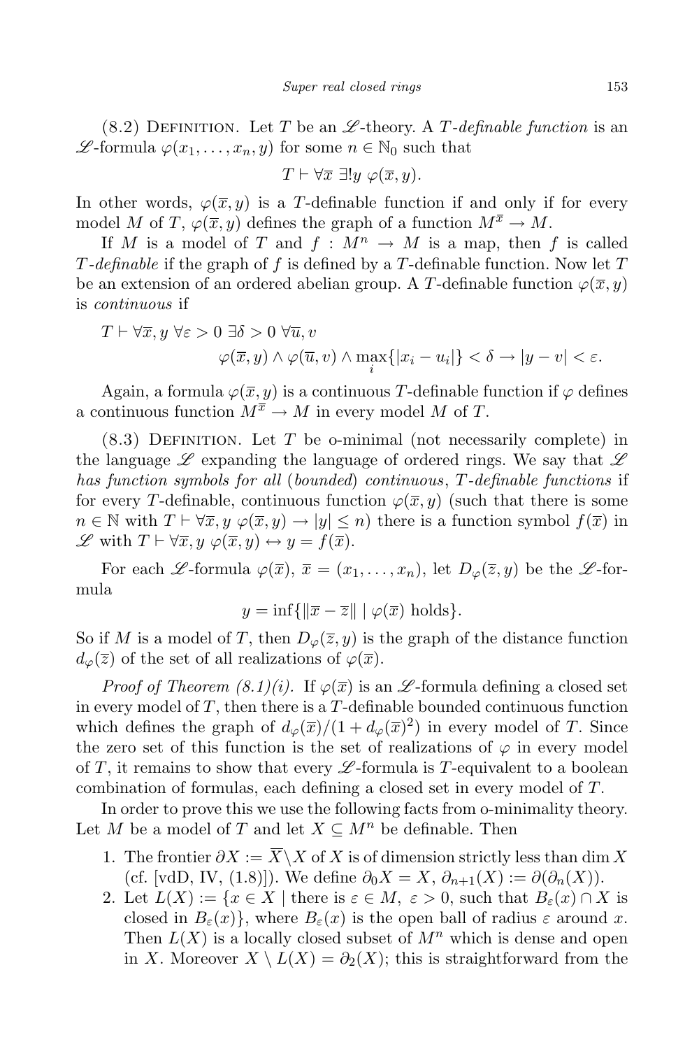(8.2) Definition. Let $T$ be an $\mathscr{L}$-theory. A *$T$-definable function* is an $\mathscr{L}$-formula $\varphi(x_1, \ldots, x_n, y)$ for some $n \in \mathbb{N}_0$ such that

$$T \vdash \forall \overline{x}\ \exists! y\ \varphi(\overline{x}, y).$$

In other words, $\varphi(\overline{x}, y)$ is a $T$-definable function if and only if for every model $M$ of $T$, $\varphi(\overline{x}, y)$ defines the graph of a function $M^{\overline{x}} \to M$.

If $M$ is a model of $T$ and $f : M^n \to M$ is a map, then $f$ is called *$T$-definable* if the graph of $f$ is defined by a $T$-definable function. Now let $T$ be an extension of an ordered abelian group. A $T$-definable function $\varphi(\overline{x}, y)$ is *continuous* if

$$\begin{aligned} T \vdash \forall \overline{x}, y\ \forall \varepsilon > 0\ \exists \delta > 0\ \forall \overline{u}, v \\ \varphi(\overline{x}, y) \wedge \varphi(\overline{u}, v) \wedge \max_i \{|x_i - u_i|\} < \delta \to |y - v| < \varepsilon. \end{aligned}$$

Again, a formula $\varphi(\overline{x}, y)$ is a continuous $T$-definable function if $\varphi$ defines a continuous function $M^{\overline{x}} \to M$ in every model $M$ of $T$.

(8.3) Definition. Let $T$ be o-minimal (not necessarily complete) in the language $\mathscr{L}$ expanding the language of ordered rings. We say that $\mathscr{L}$ *has function symbols for all* (*bounded*) *continuous*, *$T$-definable functions* if for every $T$-definable, continuous function $\varphi(\overline{x}, y)$ (such that there is some $n \in \mathbb{N}$ with $T \vdash \forall \overline{x}, y\ \varphi(\overline{x}, y) \to |y| \leq n$) there is a function symbol $f(\overline{x})$ in $\mathscr{L}$ with $T \vdash \forall \overline{x}, y\ \varphi(\overline{x}, y) \leftrightarrow y = f(\overline{x})$.

For each $\mathscr{L}$-formula $\varphi(\overline{x})$, $\overline{x} = (x_1, \ldots, x_n)$, let $D_\varphi(\overline{z}, y)$ be the $\mathscr{L}$-formula

$$y = \inf\{\|\overline{x} - \overline{z}\| \mid \varphi(\overline{x}) \text{ holds}\}.$$

So if $M$ is a model of $T$, then $D_\varphi(\overline{z}, y)$ is the graph of the distance function $d_\varphi(\overline{z})$ of the set of all realizations of $\varphi(\overline{x})$.

*Proof of Theorem (8.1)(i).* If $\varphi(\overline{x})$ is an $\mathscr{L}$-formula defining a closed set in every model of $T$, then there is a $T$-definable bounded continuous function which defines the graph of $d_\varphi(\overline{x})/(1 + d_\varphi(\overline{x})^2)$ in every model of $T$. Since the zero set of this function is the set of realizations of $\varphi$ in every model of $T$, it remains to show that every $\mathscr{L}$-formula is $T$-equivalent to a boolean combination of formulas, each defining a closed set in every model of $T$.

In order to prove this we use the following facts from o-minimality theory. Let $M$ be a model of $T$ and let $X \subseteq M^n$ be definable. Then

1. The frontier $\partial X := \overline{X} \setminus X$ of $X$ is of dimension strictly less than $\dim X$ (cf. [vdD, IV, (1.8)]). We define $\partial_0 X = X$, $\partial_{n+1}(X) := \partial(\partial_n(X))$.
2. Let $L(X) := \{x \in X \mid \text{there is } \varepsilon \in M,\ \varepsilon > 0, \text{ such that } B_\varepsilon(x) \cap X \text{ is closed in } B_\varepsilon(x)\}$, where $B_\varepsilon(x)$ is the open ball of radius $\varepsilon$ around $x$. Then $L(X)$ is a locally closed subset of $M^n$ which is dense and open in $X$. Moreover $X \setminus L(X) = \partial_2(X)$; this is straightforward from the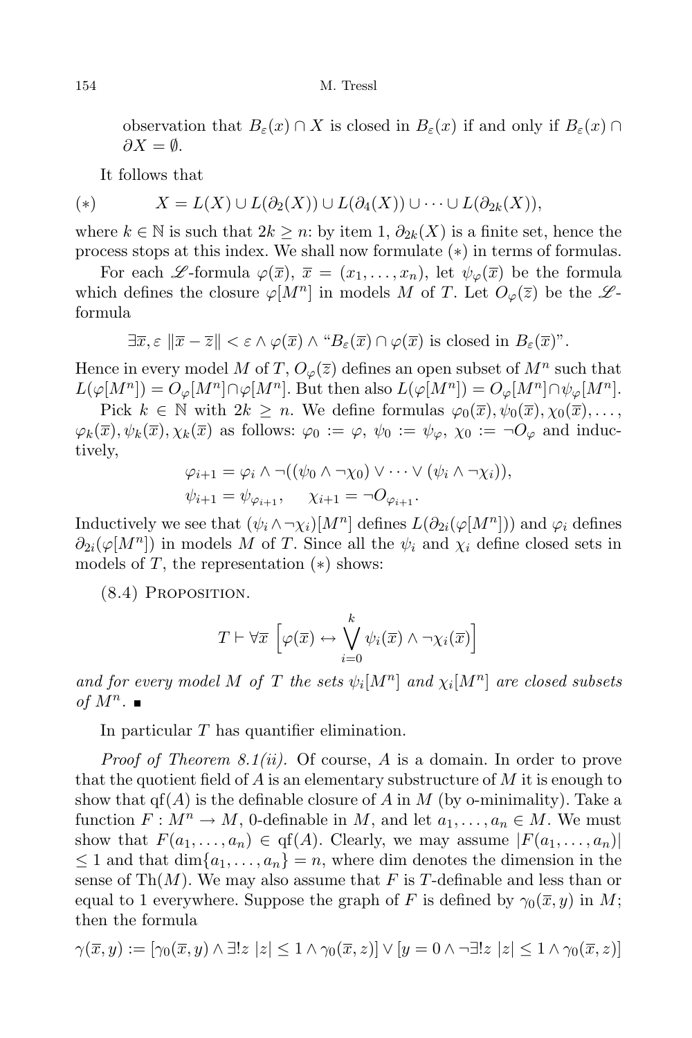observation that $B_\varepsilon(x) \cap X$ is closed in $B_\varepsilon(x)$ if and only if $B_\varepsilon(x) \cap \partial X = \emptyset$.

It follows that

$$(*) \qquad X = L(X) \cup L(\partial_2(X)) \cup L(\partial_4(X)) \cup \cdots \cup L(\partial_{2k}(X)),$$

where $k \in \mathbb{N}$ is such that $2k \geq n$: by item 1, $\partial_{2k}(X)$ is a finite set, hence the process stops at this index. We shall now formulate $(*)$ in terms of formulas.

For each $\mathscr{L}$-formula $\varphi(\overline{x})$, $\overline{x} = (x_1, \ldots, x_n)$, let $\psi_\varphi(\overline{x})$ be the formula which defines the closure $\varphi[M^n]$ in models $M$ of $T$. Let $O_\varphi(\overline{z})$ be the $\mathscr{L}$-formula

$$\exists \overline{x}, \varepsilon \ \|\overline{x} - \overline{z}\| < \varepsilon \wedge \varphi(\overline{x}) \wedge \text{“}B_\varepsilon(\overline{x}) \cap \varphi(\overline{x}) \text{ is closed in } B_\varepsilon(\overline{x})\text{”}.$$

Hence in every model $M$ of $T$, $O_\varphi(\overline{z})$ defines an open subset of $M^n$ such that $L(\varphi[M^n]) = O_\varphi[M^n] \cap \varphi[M^n]$. But then also $L(\varphi[M^n]) = O_\varphi[M^n] \cap \psi_\varphi[M^n]$.

Pick $k \in \mathbb{N}$ with $2k \geq n$. We define formulas $\varphi_0(\overline{x}), \psi_0(\overline{x}), \chi_0(\overline{x}), \ldots, \varphi_k(\overline{x}), \psi_k(\overline{x}), \chi_k(\overline{x})$ as follows: $\varphi_0 := \varphi$, $\psi_0 := \psi_\varphi$, $\chi_0 := \neg O_\varphi$ and inductively,

$$\varphi_{i+1} = \varphi_i \wedge \neg((\psi_0 \wedge \neg\chi_0) \vee \cdots \vee (\psi_i \wedge \neg\chi_i)),$$
$$\psi_{i+1} = \psi_{\varphi_{i+1}}, \qquad \chi_{i+1} = \neg O_{\varphi_{i+1}}.$$

Inductively we see that $(\psi_i \wedge \neg\chi_i)[M^n]$ defines $L(\partial_{2i}(\varphi[M^n]))$ and $\varphi_i$ defines $\partial_{2i}(\varphi[M^n])$ in models $M$ of $T$. Since all the $\psi_i$ and $\chi_i$ define closed sets in models of $T$, the representation $(*)$ shows:

(8.4) Proposition.

$$T \vdash \forall \overline{x} \ \Big[\varphi(\overline{x}) \leftrightarrow \bigvee_{i=0}^{k} \psi_i(\overline{x}) \wedge \neg\chi_i(\overline{x})\Big]$$

*and for every model $M$ of $T$ the sets $\psi_i[M^n]$ and $\chi_i[M^n]$ are closed subsets of $M^n$.* ∎

In particular $T$ has quantifier elimination.

*Proof of Theorem 8.1(ii).* Of course, $A$ is a domain. In order to prove that the quotient field of $A$ is an elementary substructure of $M$ it is enough to show that $\mathrm{qf}(A)$ is the definable closure of $A$ in $M$ (by o-minimality). Take a function $F : M^n \to M$, 0-definable in $M$, and let $a_1, \ldots, a_n \in M$. We must show that $F(a_1, \ldots, a_n) \in \mathrm{qf}(A)$. Clearly, we may assume $|F(a_1, \ldots, a_n)| \leq 1$ and that $\dim\{a_1, \ldots, a_n\} = n$, where dim denotes the dimension in the sense of $\mathrm{Th}(M)$. We may also assume that $F$ is $T$-definable and less than or equal to 1 everywhere. Suppose the graph of $F$ is defined by $\gamma_0(\overline{x}, y)$ in $M$; then the formula

$$\gamma(\overline{x}, y) := [\gamma_0(\overline{x}, y) \wedge \exists! z \ |z| \leq 1 \wedge \gamma_0(\overline{x}, z)] \vee [y = 0 \wedge \neg\exists! z \ |z| \leq 1 \wedge \gamma_0(\overline{x}, z)]$$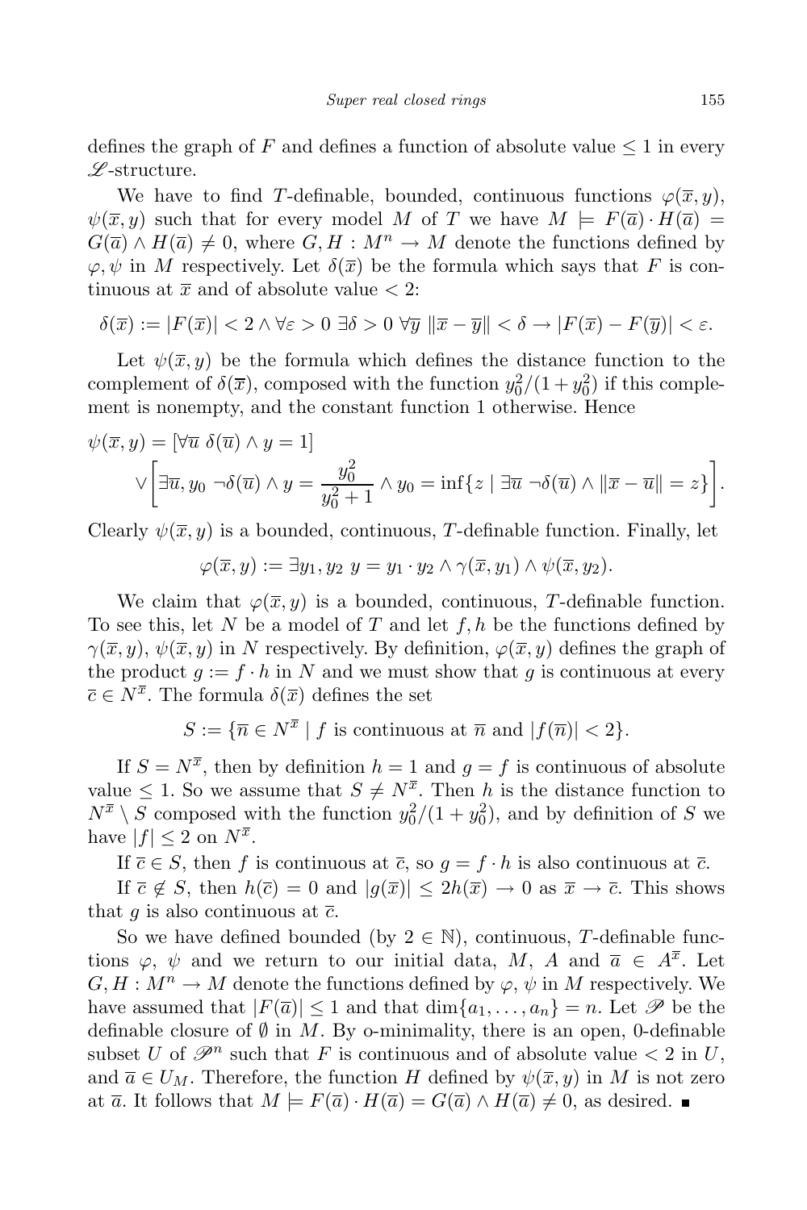defines the graph of $F$ and defines a function of absolute value $\leq 1$ in every $\mathscr{L}$-structure.

We have to find $T$-definable, bounded, continuous functions $\varphi(\overline{x}, y)$, $\psi(\overline{x}, y)$ such that for every model $M$ of $T$ we have $M \models F(\overline{a}) \cdot H(\overline{a}) = G(\overline{a}) \wedge H(\overline{a}) \neq 0$, where $G, H : M^n \to M$ denote the functions defined by $\varphi, \psi$ in $M$ respectively. Let $\delta(\overline{x})$ be the formula which says that $F$ is continuous at $\overline{x}$ and of absolute value $< 2$:

$$\delta(\overline{x}) := |F(\overline{x})| < 2 \wedge \forall \varepsilon > 0 \; \exists \delta > 0 \; \forall \overline{y} \; \|\overline{x} - \overline{y}\| < \delta \to |F(\overline{x}) - F(\overline{y})| < \varepsilon.$$

Let $\psi(\overline{x}, y)$ be the formula which defines the distance function to the complement of $\delta(\overline{x})$, composed with the function $y_0^2/(1+y_0^2)$ if this complement is nonempty, and the constant function 1 otherwise. Hence

$$\psi(\overline{x}, y) = [\forall \overline{u} \; \delta(\overline{u}) \wedge y = 1] \\ \vee \left[ \exists \overline{u}, y_0 \; \neg\delta(\overline{u}) \wedge y = \frac{y_0^2}{y_0^2 + 1} \wedge y_0 = \inf\{z \mid \exists \overline{u} \; \neg\delta(\overline{u}) \wedge \|\overline{x} - \overline{u}\| = z\} \right].$$

Clearly $\psi(\overline{x}, y)$ is a bounded, continuous, $T$-definable function. Finally, let

$$\varphi(\overline{x}, y) := \exists y_1, y_2 \; y = y_1 \cdot y_2 \wedge \gamma(\overline{x}, y_1) \wedge \psi(\overline{x}, y_2).$$

We claim that $\varphi(\overline{x}, y)$ is a bounded, continuous, $T$-definable function. To see this, let $N$ be a model of $T$ and let $f, h$ be the functions defined by $\gamma(\overline{x}, y)$, $\psi(\overline{x}, y)$ in $N$ respectively. By definition, $\varphi(\overline{x}, y)$ defines the graph of the product $g := f \cdot h$ in $N$ and we must show that $g$ is continuous at every $\overline{c} \in N^{\overline{x}}$. The formula $\delta(\overline{x})$ defines the set

$$S := \{\overline{n} \in N^{\overline{x}} \mid f \text{ is continuous at } \overline{n} \text{ and } |f(\overline{n})| < 2\}.$$

If $S = N^{\overline{x}}$, then by definition $h = 1$ and $g = f$ is continuous of absolute value $\leq 1$. So we assume that $S \neq N^{\overline{x}}$. Then $h$ is the distance function to $N^{\overline{x}} \setminus S$ composed with the function $y_0^2/(1+y_0^2)$, and by definition of $S$ we have $|f| \leq 2$ on $N^{\overline{x}}$.

If $\overline{c} \in S$, then $f$ is continuous at $\overline{c}$, so $g = f \cdot h$ is also continuous at $\overline{c}$.

If $\overline{c} \notin S$, then $h(\overline{c}) = 0$ and $|g(\overline{x})| \leq 2h(\overline{x}) \to 0$ as $\overline{x} \to \overline{c}$. This shows that $g$ is also continuous at $\overline{c}$.

So we have defined bounded (by $2 \in \mathbb{N}$), continuous, $T$-definable functions $\varphi$, $\psi$ and we return to our initial data, $M$, $A$ and $\overline{a} \in A^{\overline{x}}$. Let $G, H : M^n \to M$ denote the functions defined by $\varphi$, $\psi$ in $M$ respectively. We have assumed that $|F(\overline{a})| \leq 1$ and that $\dim\{a_1, \ldots, a_n\} = n$. Let $\mathscr{P}$ be the definable closure of $\emptyset$ in $M$. By o-minimality, there is an open, 0-definable subset $U$ of $\mathscr{P}^n$ such that $F$ is continuous and of absolute value $< 2$ in $U$, and $\overline{a} \in U_M$. Therefore, the function $H$ defined by $\psi(\overline{x}, y)$ in $M$ is not zero at $\overline{a}$. It follows that $M \models F(\overline{a}) \cdot H(\overline{a}) = G(\overline{a}) \wedge H(\overline{a}) \neq 0$, as desired. ∎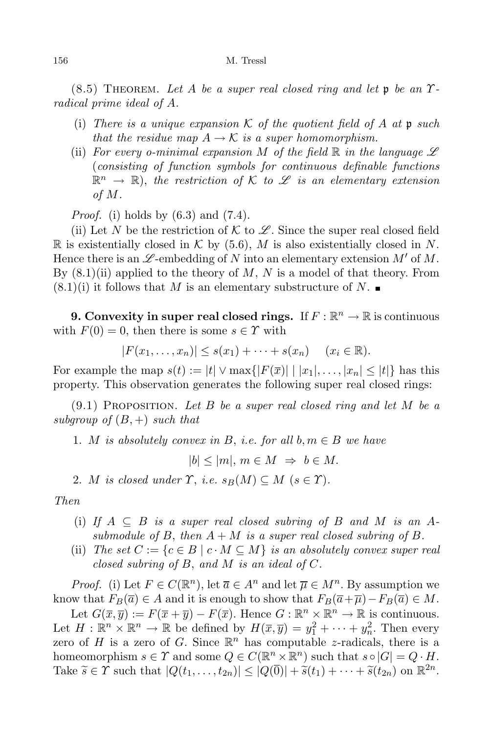(8.5) Theorem. *Let $A$ be a super real closed ring and let $\mathfrak{p}$ be an $\Upsilon$-radical prime ideal of $A$.*

- (i) *There is a unique expansion $\mathcal{K}$ of the quotient field of $A$ at $\mathfrak{p}$ such that the residue map $A \to \mathcal{K}$ is a super homomorphism.*
- (ii) *For every o-minimal expansion $M$ of the field $\mathbb{R}$ in the language $\mathscr{L}$ (consisting of function symbols for continuous definable functions $\mathbb{R}^n \to \mathbb{R}$), the restriction of $\mathcal{K}$ to $\mathscr{L}$ is an elementary extension of $M$.*

*Proof.* (i) holds by (6.3) and (7.4).

(ii) Let $N$ be the restriction of $\mathcal{K}$ to $\mathscr{L}$. Since the super real closed field $\mathbb{R}$ is existentially closed in $\mathcal{K}$ by (5.6), $M$ is also existentially closed in $N$. Hence there is an $\mathscr{L}$-embedding of $N$ into an elementary extension $M'$ of $M$. By (8.1)(ii) applied to the theory of $M$, $N$ is a model of that theory. From (8.1)(i) it follows that $M$ is an elementary substructure of $N$. ∎

## 9. Convexity in super real closed rings.

If $F : \mathbb{R}^n \to \mathbb{R}$ is continuous with $F(0) = 0$, then there is some $s \in \Upsilon$ with

$$|F(x_1, \dots, x_n)| \le s(x_1) + \dots + s(x_n) \quad (x_i \in \mathbb{R}).$$

For example the map $s(t) := |t| \vee \max\{|F(\overline{x})| \mid |x_1|, \dots, |x_n| \le |t|\}$ has this property. This observation generates the following super real closed rings:

(9.1) Proposition. *Let $B$ be a super real closed ring and let $M$ be a subgroup of $(B, +)$ such that*

1. *$M$ is absolutely convex in $B$, i.e. for all $b, m \in B$ we have*
$$|b| \le |m|,\ m \in M \ \Rightarrow\ b \in M.$$
2. *$M$ is closed under $\Upsilon$, i.e. $s_B(M) \subseteq M$ ($s \in \Upsilon$).*

*Then*

- (i) *If $A \subseteq B$ is a super real closed subring of $B$ and $M$ is an $A$-submodule of $B$, then $A + M$ is a super real closed subring of $B$.*
- (ii) *The set $C := \{c \in B \mid c \cdot M \subseteq M\}$ is an absolutely convex super real closed subring of $B$, and $M$ is an ideal of $C$.*

*Proof.* (i) Let $F \in C(\mathbb{R}^n)$, let $\overline{a} \in A^n$ and let $\overline{\mu} \in M^n$. By assumption we know that $F_B(\overline{a}) \in A$ and it is enough to show that $F_B(\overline{a}+\overline{\mu}) - F_B(\overline{a}) \in M$.

Let $G(\overline{x}, \overline{y}) := F(\overline{x} + \overline{y}) - F(\overline{x})$. Hence $G : \mathbb{R}^n \times \mathbb{R}^n \to \mathbb{R}$ is continuous. Let $H : \mathbb{R}^n \times \mathbb{R}^n \to \mathbb{R}$ be defined by $H(\overline{x}, \overline{y}) = y_1^2 + \dots + y_n^2$. Then every zero of $H$ is a zero of $G$. Since $\mathbb{R}^n$ has computable $z$-radicals, there is a homeomorphism $s \in \Upsilon$ and some $Q \in C(\mathbb{R}^n \times \mathbb{R}^n)$ such that $s \circ |G| = Q \cdot H$. Take $\widetilde{s} \in \Upsilon$ such that $|Q(t_1, \dots, t_{2n})| \le |Q(\overline{0})| + \widetilde{s}(t_1) + \dots + \widetilde{s}(t_{2n})$ on $\mathbb{R}^{2n}$.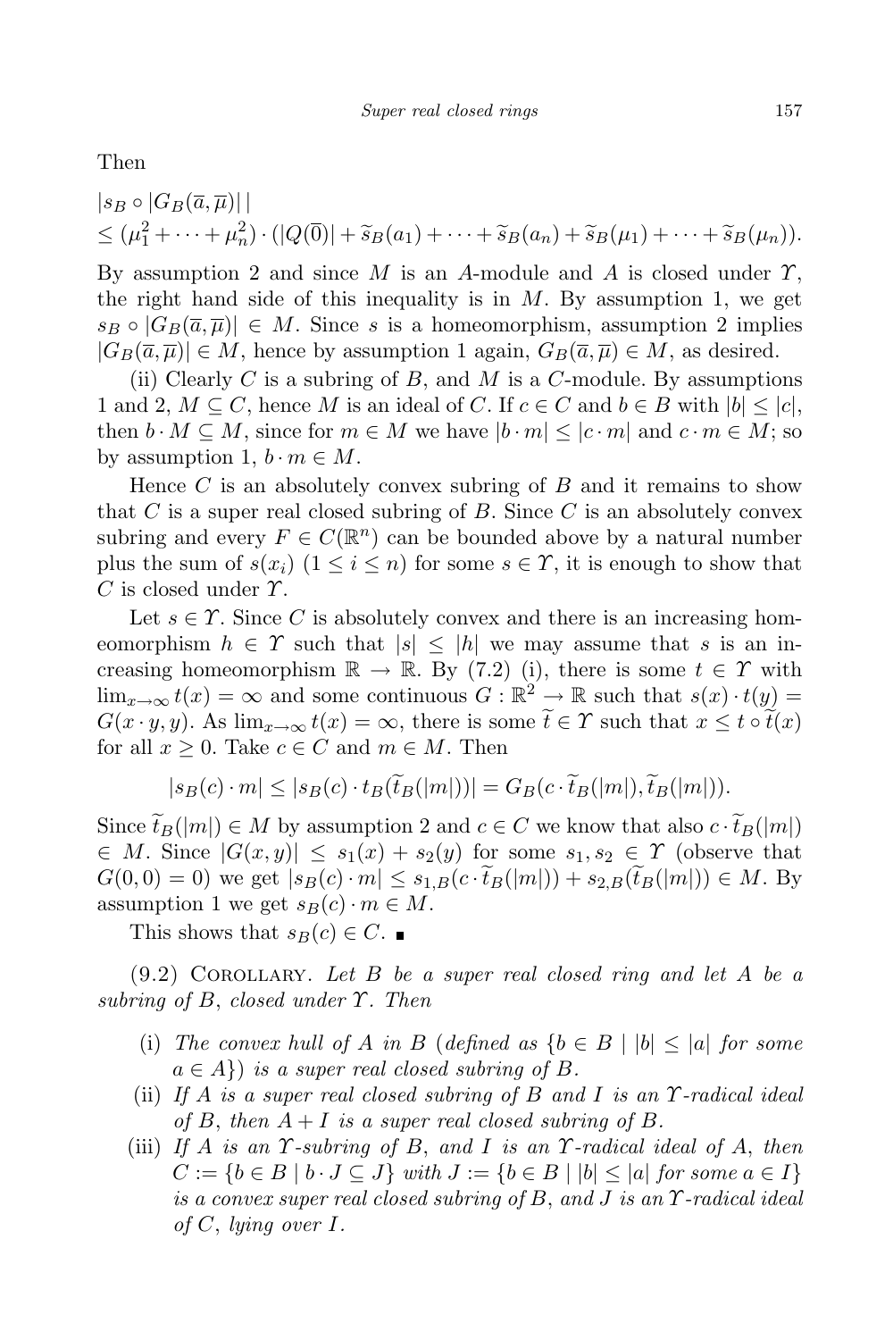Then

$$|s_B \circ |G_B(\overline{a}, \overline{\mu})||$$
$$\leq (\mu_1^2 + \cdots + \mu_n^2) \cdot (|Q(\overline{0})| + \widetilde{s}_B(a_1) + \cdots + \widetilde{s}_B(a_n) + \widetilde{s}_B(\mu_1) + \cdots + \widetilde{s}_B(\mu_n)).$$

By assumption 2 and since $M$ is an $A$-module and $A$ is closed under $\Upsilon$, the right hand side of this inequality is in $M$. By assumption 1, we get $s_B \circ |G_B(\overline{a}, \overline{\mu})| \in M$. Since $s$ is a homeomorphism, assumption 2 implies $|G_B(\overline{a}, \overline{\mu})| \in M$, hence by assumption 1 again, $G_B(\overline{a}, \overline{\mu}) \in M$, as desired.

(ii) Clearly $C$ is a subring of $B$, and $M$ is a $C$-module. By assumptions 1 and 2, $M \subseteq C$, hence $M$ is an ideal of $C$. If $c \in C$ and $b \in B$ with $|b| \leq |c|$, then $b \cdot M \subseteq M$, since for $m \in M$ we have $|b \cdot m| \leq |c \cdot m|$ and $c \cdot m \in M$; so by assumption 1, $b \cdot m \in M$.

Hence $C$ is an absolutely convex subring of $B$ and it remains to show that $C$ is a super real closed subring of $B$. Since $C$ is an absolutely convex subring and every $F \in C(\mathbb{R}^n)$ can be bounded above by a natural number plus the sum of $s(x_i)$ $(1 \leq i \leq n)$ for some $s \in \Upsilon$, it is enough to show that $C$ is closed under $\Upsilon$.

Let $s \in \Upsilon$. Since $C$ is absolutely convex and there is an increasing homeomorphism $h \in \Upsilon$ such that $|s| \leq |h|$ we may assume that $s$ is an increasing homeomorphism $\mathbb{R} \to \mathbb{R}$. By (7.2) (i), there is some $t \in \Upsilon$ with $\lim_{x \to \infty} t(x) = \infty$ and some continuous $G : \mathbb{R}^2 \to \mathbb{R}$ such that $s(x) \cdot t(y) = G(x \cdot y, y)$. As $\lim_{x \to \infty} t(x) = \infty$, there is some $\widetilde{t} \in \Upsilon$ such that $x \leq t \circ \widetilde{t}(x)$ for all $x \geq 0$. Take $c \in C$ and $m \in M$. Then

$$|s_B(c) \cdot m| \leq |s_B(c) \cdot t_B(\widetilde{t}_B(|m|))| = G_B(c \cdot \widetilde{t}_B(|m|), \widetilde{t}_B(|m|)).$$

Since $\widetilde{t}_B(|m|) \in M$ by assumption 2 and $c \in C$ we know that also $c \cdot \widetilde{t}_B(|m|) \in M$. Since $|G(x, y)| \leq s_1(x) + s_2(y)$ for some $s_1, s_2 \in \Upsilon$ (observe that $G(0, 0) = 0$) we get $|s_B(c) \cdot m| \leq s_{1,B}(c \cdot \widetilde{t}_B(|m|)) + s_{2,B}(\widetilde{t}_B(|m|)) \in M$. By assumption 1 we get $s_B(c) \cdot m \in M$.

This shows that $s_B(c) \in C$. ∎

(9.2) Corollary. *Let $B$ be a super real closed ring and let $A$ be a subring of $B$, closed under $\Upsilon$. Then*

- (i) *The convex hull of $A$ in $B$ (defined as $\{b \in B \mid |b| \leq |a|$ for some $a \in A\}$) is a super real closed subring of $B$.*
- (ii) *If $A$ is a super real closed subring of $B$ and $I$ is an $\Upsilon$-radical ideal of $B$, then $A + I$ is a super real closed subring of $B$.*
- (iii) *If $A$ is an $\Upsilon$-subring of $B$, and $I$ is an $\Upsilon$-radical ideal of $A$, then $C := \{b \in B \mid b \cdot J \subseteq J\}$ with $J := \{b \in B \mid |b| \leq |a|$ for some $a \in I\}$ is a convex super real closed subring of $B$, and $J$ is an $\Upsilon$-radical ideal of $C$, lying over $I$.*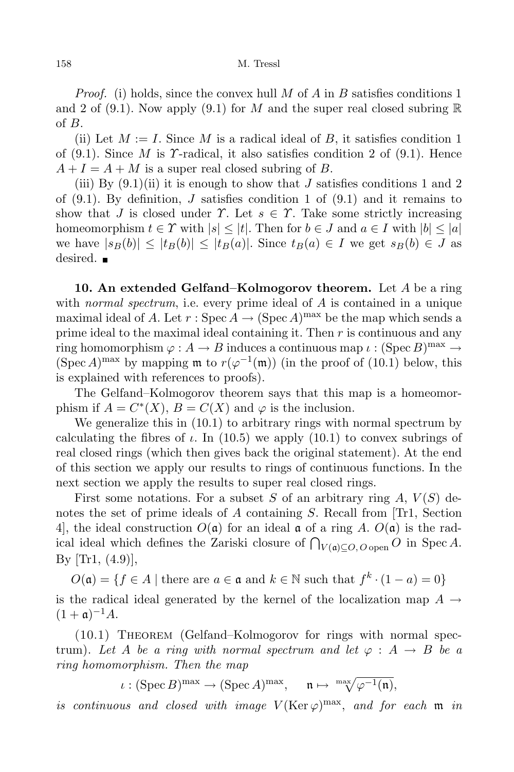*Proof.* (i) holds, since the convex hull $M$ of $A$ in $B$ satisfies conditions 1 and 2 of (9.1). Now apply (9.1) for $M$ and the super real closed subring $\mathbb{R}$ of $B$.

(ii) Let $M := I$. Since $M$ is a radical ideal of $B$, it satisfies condition 1 of (9.1). Since $M$ is $\Upsilon$-radical, it also satisfies condition 2 of (9.1). Hence $A + I = A + M$ is a super real closed subring of $B$.

(iii) By (9.1)(ii) it is enough to show that $J$ satisfies conditions 1 and 2 of (9.1). By definition, $J$ satisfies condition 1 of (9.1) and it remains to show that $J$ is closed under $\Upsilon$. Let $s \in \Upsilon$. Take some strictly increasing homeomorphism $t \in \Upsilon$ with $|s| \leq |t|$. Then for $b \in J$ and $a \in I$ with $|b| \leq |a|$ we have $|s_B(b)| \leq |t_B(b)| \leq |t_B(a)|$. Since $t_B(a) \in I$ we get $s_B(b) \in J$ as desired. ∎

**10. An extended Gelfand–Kolmogorov theorem.** Let $A$ be a ring with *normal spectrum*, i.e. every prime ideal of $A$ is contained in a unique maximal ideal of $A$. Let $r : \operatorname{Spec} A \to (\operatorname{Spec} A)^{\max}$ be the map which sends a prime ideal to the maximal ideal containing it. Then $r$ is continuous and any ring homomorphism $\varphi : A \to B$ induces a continuous map $\iota : (\operatorname{Spec} B)^{\max} \to (\operatorname{Spec} A)^{\max}$ by mapping $\mathfrak{m}$ to $r(\varphi^{-1}(\mathfrak{m}))$ (in the proof of (10.1) below, this is explained with references to proofs).

The Gelfand–Kolmogorov theorem says that this map is a homeomorphism if $A = C^*(X)$, $B = C(X)$ and $\varphi$ is the inclusion.

We generalize this in (10.1) to arbitrary rings with normal spectrum by calculating the fibres of $\iota$. In (10.5) we apply (10.1) to convex subrings of real closed rings (which then gives back the original statement). At the end of this section we apply our results to rings of continuous functions. In the next section we apply the results to super real closed rings.

First some notations. For a subset $S$ of an arbitrary ring $A$, $V(S)$ denotes the set of prime ideals of $A$ containing $S$. Recall from [Tr1, Section 4], the ideal construction $O(\mathfrak{a})$ for an ideal $\mathfrak{a}$ of a ring $A$. $O(\mathfrak{a})$ is the radical ideal which defines the Zariski closure of $\bigcap_{V(\mathfrak{a}) \subseteq O,\, O \text{ open}} O$ in $\operatorname{Spec} A$. By [Tr1, (4.9)],

$$O(\mathfrak{a}) = \{f \in A \mid \text{there are } a \in \mathfrak{a} \text{ and } k \in \mathbb{N} \text{ such that } f^k \cdot (1 - a) = 0\}$$

is the radical ideal generated by the kernel of the localization map $A \to (1 + \mathfrak{a})^{-1} A$.

(10.1) Theorem (Gelfand–Kolmogorov for rings with normal spectrum). *Let $A$ be a ring with normal spectrum and let $\varphi : A \to B$ be a ring homomorphism. Then the map*

$$\iota : (\operatorname{Spec} B)^{\max} \to (\operatorname{Spec} A)^{\max}, \quad \mathfrak{n} \mapsto \sqrt[\max]{\varphi^{-1}(\mathfrak{n})},$$

*is continuous and closed with image $V(\operatorname{Ker} \varphi)^{\max}$, and for each $\mathfrak{m}$ in*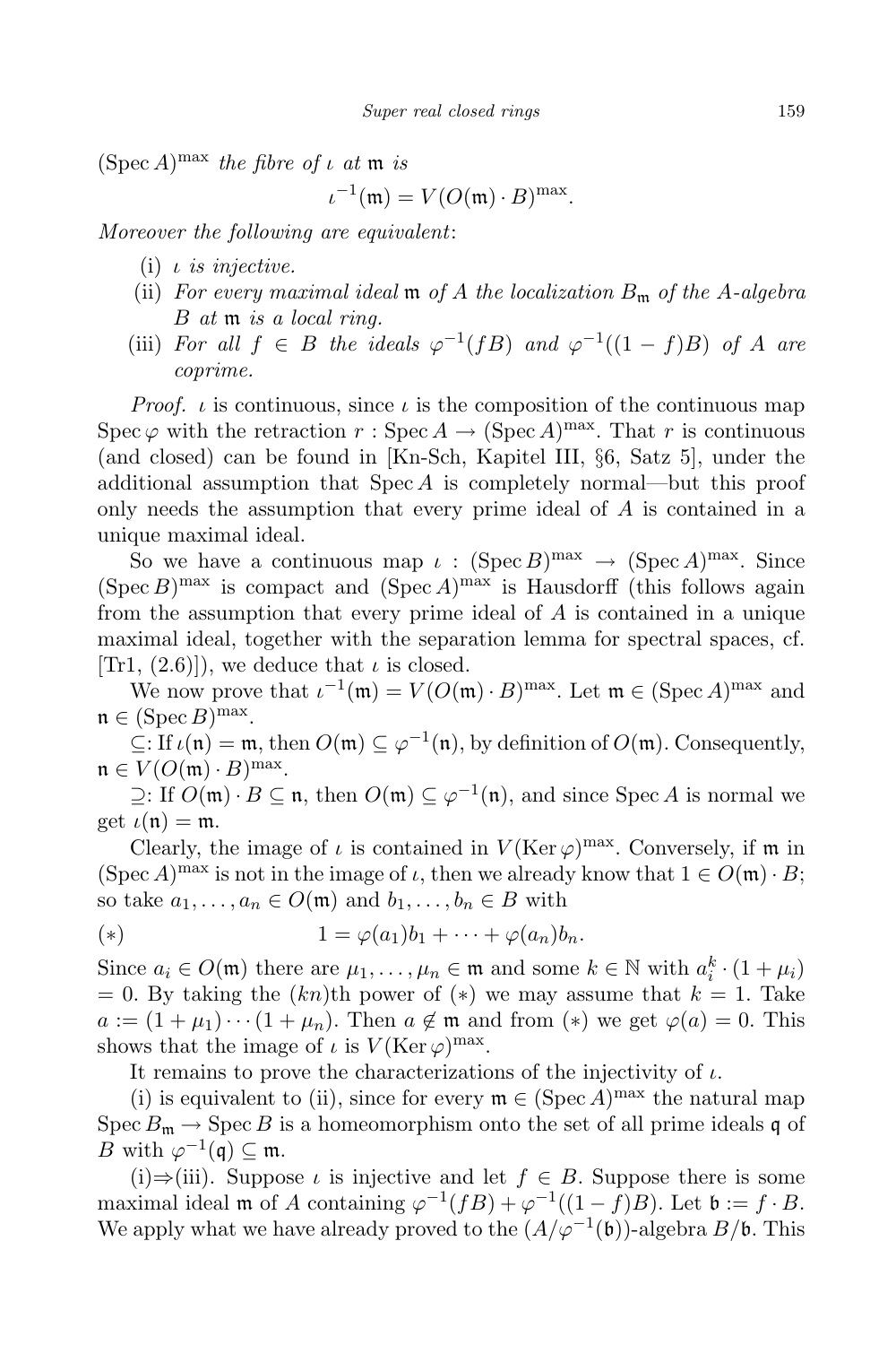$(\operatorname{Spec} A)^{\max}$ *the fibre of* $\iota$ *at* $\mathfrak{m}$ *is*

$$\iota^{-1}(\mathfrak{m}) = V(O(\mathfrak{m}) \cdot B)^{\max}.$$

*Moreover the following are equivalent*:

(i) $\iota$ *is injective.*

(ii) *For every maximal ideal* $\mathfrak{m}$ *of* $A$ *the localization* $B_{\mathfrak{m}}$ *of the* $A$*-algebra* $B$ *at* $\mathfrak{m}$ *is a local ring.*

(iii) *For all* $f \in B$ *the ideals* $\varphi^{-1}(fB)$ *and* $\varphi^{-1}((1-f)B)$ *of* $A$ *are coprime.*

*Proof.* $\iota$ is continuous, since $\iota$ is the composition of the continuous map $\operatorname{Spec} \varphi$ with the retraction $r : \operatorname{Spec} A \to (\operatorname{Spec} A)^{\max}$. That $r$ is continuous (and closed) can be found in [Kn-Sch, Kapitel III, §6, Satz 5], under the additional assumption that $\operatorname{Spec} A$ is completely normal—but this proof only needs the assumption that every prime ideal of $A$ is contained in a unique maximal ideal.

So we have a continuous map $\iota : (\operatorname{Spec} B)^{\max} \to (\operatorname{Spec} A)^{\max}$. Since $(\operatorname{Spec} B)^{\max}$ is compact and $(\operatorname{Spec} A)^{\max}$ is Hausdorff (this follows again from the assumption that every prime ideal of $A$ is contained in a unique maximal ideal, together with the separation lemma for spectral spaces, cf. [Tr1, (2.6)]), we deduce that $\iota$ is closed.

We now prove that $\iota^{-1}(\mathfrak{m}) = V(O(\mathfrak{m}) \cdot B)^{\max}$. Let $\mathfrak{m} \in (\operatorname{Spec} A)^{\max}$ and $\mathfrak{n} \in (\operatorname{Spec} B)^{\max}$.

$\subseteq$: If $\iota(\mathfrak{n}) = \mathfrak{m}$, then $O(\mathfrak{m}) \subseteq \varphi^{-1}(\mathfrak{n})$, by definition of $O(\mathfrak{m})$. Consequently, $\mathfrak{n} \in V(O(\mathfrak{m}) \cdot B)^{\max}$.

$\supseteq$: If $O(\mathfrak{m}) \cdot B \subseteq \mathfrak{n}$, then $O(\mathfrak{m}) \subseteq \varphi^{-1}(\mathfrak{n})$, and since $\operatorname{Spec} A$ is normal we get $\iota(\mathfrak{n}) = \mathfrak{m}$.

Clearly, the image of $\iota$ is contained in $V(\operatorname{Ker} \varphi)^{\max}$. Conversely, if $\mathfrak{m}$ in $(\operatorname{Spec} A)^{\max}$ is not in the image of $\iota$, then we already know that $1 \in O(\mathfrak{m}) \cdot B$; so take $a_1, \ldots, a_n \in O(\mathfrak{m})$ and $b_1, \ldots, b_n \in B$ with

$$(*) \qquad 1 = \varphi(a_1)b_1 + \cdots + \varphi(a_n)b_n.$$

Since $a_i \in O(\mathfrak{m})$ there are $\mu_1, \ldots, \mu_n \in \mathfrak{m}$ and some $k \in \mathbb{N}$ with $a_i^k \cdot (1 + \mu_i) = 0$. By taking the $(kn)$th power of $(*)$ we may assume that $k = 1$. Take $a := (1 + \mu_1) \cdots (1 + \mu_n)$. Then $a \notin \mathfrak{m}$ and from $(*)$ we get $\varphi(a) = 0$. This shows that the image of $\iota$ is $V(\operatorname{Ker} \varphi)^{\max}$.

It remains to prove the characterizations of the injectivity of $\iota$.

(i) is equivalent to (ii), since for every $\mathfrak{m} \in (\operatorname{Spec} A)^{\max}$ the natural map $\operatorname{Spec} B_{\mathfrak{m}} \to \operatorname{Spec} B$ is a homeomorphism onto the set of all prime ideals $\mathfrak{q}$ of $B$ with $\varphi^{-1}(\mathfrak{q}) \subseteq \mathfrak{m}$.

(i)$\Rightarrow$(iii). Suppose $\iota$ is injective and let $f \in B$. Suppose there is some maximal ideal $\mathfrak{m}$ of $A$ containing $\varphi^{-1}(fB) + \varphi^{-1}((1-f)B)$. Let $\mathfrak{b} := f \cdot B$. We apply what we have already proved to the $(A/\varphi^{-1}(\mathfrak{b}))$-algebra $B/\mathfrak{b}$. This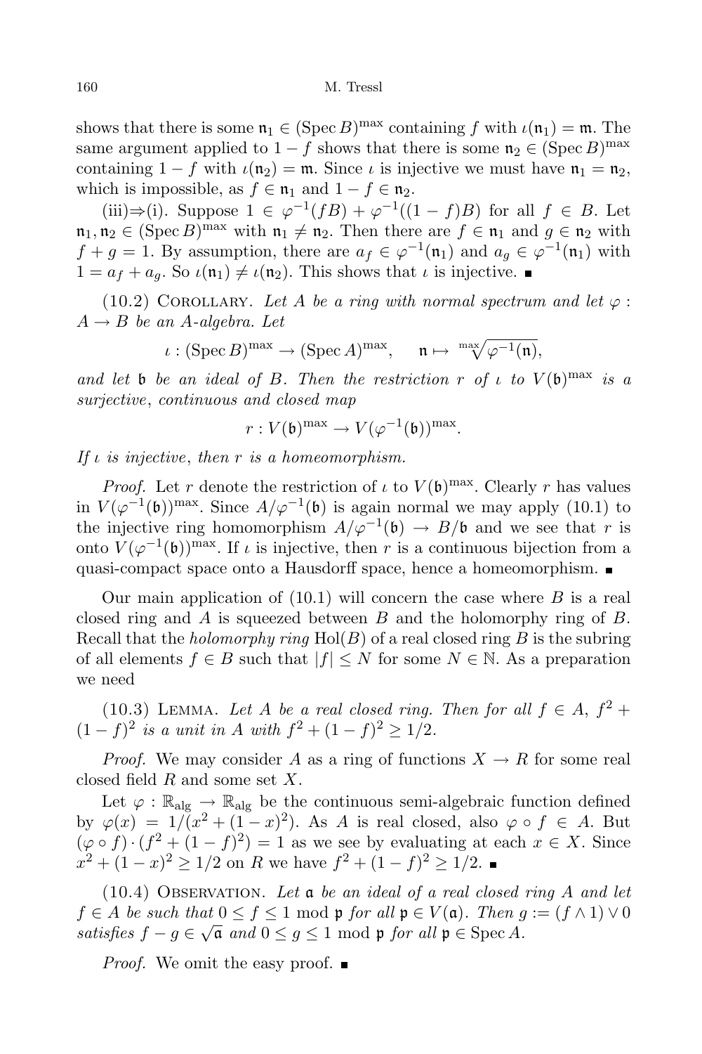shows that there is some $\mathfrak{n}_1 \in (\operatorname{Spec} B)^{\max}$ containing $f$ with $\iota(\mathfrak{n}_1) = \mathfrak{m}$. The same argument applied to $1-f$ shows that there is some $\mathfrak{n}_2 \in (\operatorname{Spec} B)^{\max}$ containing $1-f$ with $\iota(\mathfrak{n}_2) = \mathfrak{m}$. Since $\iota$ is injective we must have $\mathfrak{n}_1 = \mathfrak{n}_2$, which is impossible, as $f \in \mathfrak{n}_1$ and $1-f \in \mathfrak{n}_2$.

(iii)⇒(i). Suppose $1 \in \varphi^{-1}(fB) + \varphi^{-1}((1-f)B)$ for all $f \in B$. Let $\mathfrak{n}_1, \mathfrak{n}_2 \in (\operatorname{Spec} B)^{\max}$ with $\mathfrak{n}_1 \neq \mathfrak{n}_2$. Then there are $f \in \mathfrak{n}_1$ and $g \in \mathfrak{n}_2$ with $f + g = 1$. By assumption, there are $a_f \in \varphi^{-1}(\mathfrak{n}_1)$ and $a_g \in \varphi^{-1}(\mathfrak{n}_1)$ with $1 = a_f + a_g$. So $\iota(\mathfrak{n}_1) \neq \iota(\mathfrak{n}_2)$. This shows that $\iota$ is injective. ∎

(10.2) Corollary. *Let $A$ be a ring with normal spectrum and let $\varphi : A \to B$ be an $A$-algebra. Let*

$$\iota : (\operatorname{Spec} B)^{\max} \to (\operatorname{Spec} A)^{\max}, \quad \mathfrak{n} \mapsto \sqrt[\max]{\varphi^{-1}(\mathfrak{n})},$$

*and let $\mathfrak{b}$ be an ideal of $B$. Then the restriction $r$ of $\iota$ to $V(\mathfrak{b})^{\max}$ is a surjective, continuous and closed map*

$$r : V(\mathfrak{b})^{\max} \to V(\varphi^{-1}(\mathfrak{b}))^{\max}.$$

*If $\iota$ is injective, then $r$ is a homeomorphism.*

*Proof.* Let $r$ denote the restriction of $\iota$ to $V(\mathfrak{b})^{\max}$. Clearly $r$ has values in $V(\varphi^{-1}(\mathfrak{b}))^{\max}$. Since $A/\varphi^{-1}(\mathfrak{b})$ is again normal we may apply (10.1) to the injective ring homomorphism $A/\varphi^{-1}(\mathfrak{b}) \to B/\mathfrak{b}$ and we see that $r$ is onto $V(\varphi^{-1}(\mathfrak{b}))^{\max}$. If $\iota$ is injective, then $r$ is a continuous bijection from a quasi-compact space onto a Hausdorff space, hence a homeomorphism. ∎

Our main application of (10.1) will concern the case where $B$ is a real closed ring and $A$ is squeezed between $B$ and the holomorphy ring of $B$. Recall that the *holomorphy ring* $\operatorname{Hol}(B)$ of a real closed ring $B$ is the subring of all elements $f \in B$ such that $|f| \leq N$ for some $N \in \mathbb{N}$. As a preparation we need

(10.3) Lemma. *Let $A$ be a real closed ring. Then for all $f \in A$, $f^2 + (1-f)^2$ is a unit in $A$ with $f^2 + (1-f)^2 \geq 1/2$.*

*Proof.* We may consider $A$ as a ring of functions $X \to R$ for some real closed field $R$ and some set $X$.

Let $\varphi : \mathbb{R}_{\text{alg}} \to \mathbb{R}_{\text{alg}}$ be the continuous semi-algebraic function defined by $\varphi(x) = 1/(x^2 + (1-x)^2)$. As $A$ is real closed, also $\varphi \circ f \in A$. But $(\varphi \circ f) \cdot (f^2 + (1-f)^2) = 1$ as we see by evaluating at each $x \in X$. Since $x^2 + (1-x)^2 \geq 1/2$ on $R$ we have $f^2 + (1-f)^2 \geq 1/2$. ∎

(10.4) Observation. *Let $\mathfrak{a}$ be an ideal of a real closed ring $A$ and let $f \in A$ be such that $0 \leq f \leq 1 \bmod \mathfrak{p}$ for all $\mathfrak{p} \in V(\mathfrak{a})$. Then $g := (f \wedge 1) \vee 0$ satisfies $f - g \in \sqrt{\mathfrak{a}}$ and $0 \leq g \leq 1 \bmod \mathfrak{p}$ for all $\mathfrak{p} \in \operatorname{Spec} A$.*

*Proof.* We omit the easy proof. ∎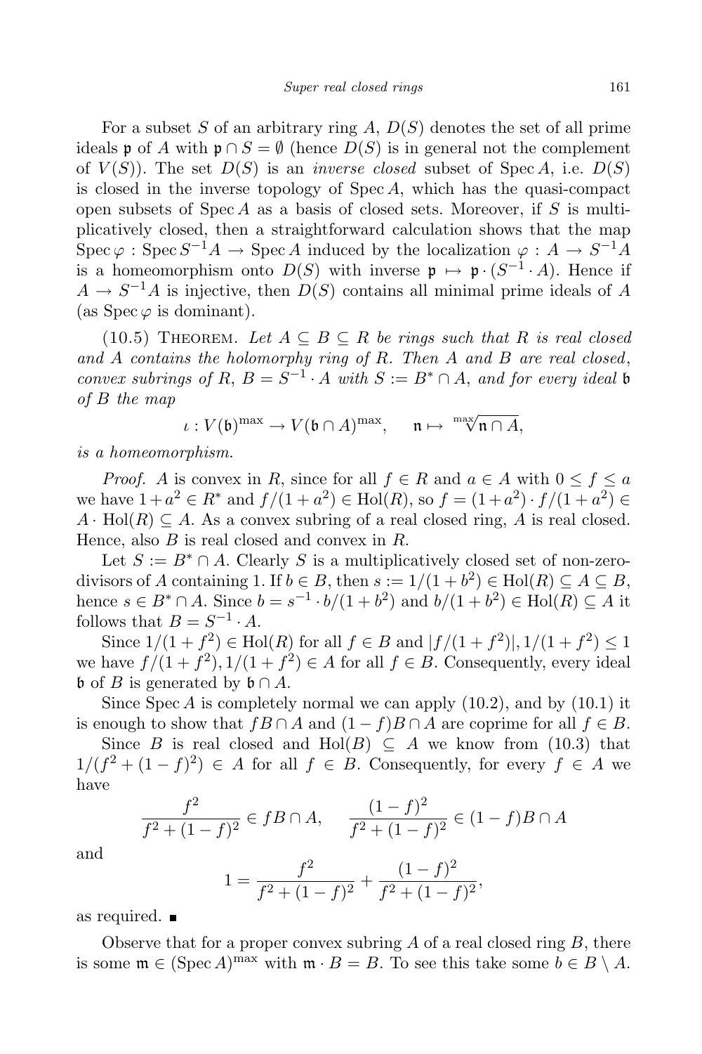For a subset $S$ of an arbitrary ring $A$, $D(S)$ denotes the set of all prime ideals $\mathfrak{p}$ of $A$ with $\mathfrak{p} \cap S = \emptyset$ (hence $D(S)$ is in general not the complement of $V(S)$). The set $D(S)$ is an *inverse closed* subset of $\operatorname{Spec} A$, i.e. $D(S)$ is closed in the inverse topology of $\operatorname{Spec} A$, which has the quasi-compact open subsets of $\operatorname{Spec} A$ as a basis of closed sets. Moreover, if $S$ is multiplicatively closed, then a straightforward calculation shows that the map $\operatorname{Spec} \varphi : \operatorname{Spec} S^{-1}A \to \operatorname{Spec} A$ induced by the localization $\varphi : A \to S^{-1}A$ is a homeomorphism onto $D(S)$ with inverse $\mathfrak{p} \mapsto \mathfrak{p} \cdot (S^{-1} \cdot A)$. Hence if $A \to S^{-1}A$ is injective, then $D(S)$ contains all minimal prime ideals of $A$ (as $\operatorname{Spec} \varphi$ is dominant).

(10.5) Theorem. *Let $A \subseteq B \subseteq R$ be rings such that $R$ is real closed and $A$ contains the holomorphy ring of $R$. Then $A$ and $B$ are real closed, convex subrings of $R$, $B = S^{-1} \cdot A$ with $S := B^* \cap A$, and for every ideal $\mathfrak{b}$ of $B$ the map*

$$\iota : V(\mathfrak{b})^{\max} \to V(\mathfrak{b} \cap A)^{\max}, \qquad \mathfrak{n} \mapsto \sqrt[\max]{\mathfrak{n} \cap A},$$

*is a homeomorphism.*

*Proof.* $A$ is convex in $R$, since for all $f \in R$ and $a \in A$ with $0 \le f \le a$ we have $1 + a^2 \in R^*$ and $f/(1+a^2) \in \operatorname{Hol}(R)$, so $f = (1+a^2) \cdot f/(1+a^2) \in A \cdot \operatorname{Hol}(R) \subseteq A$. As a convex subring of a real closed ring, $A$ is real closed. Hence, also $B$ is real closed and convex in $R$.

Let $S := B^* \cap A$. Clearly $S$ is a multiplicatively closed set of non-zero-divisors of $A$ containing 1. If $b \in B$, then $s := 1/(1+b^2) \in \operatorname{Hol}(R) \subseteq A \subseteq B$, hence $s \in B^* \cap A$. Since $b = s^{-1} \cdot b/(1+b^2)$ and $b/(1+b^2) \in \operatorname{Hol}(R) \subseteq A$ it follows that $B = S^{-1} \cdot A$.

Since $1/(1+f^2) \in \operatorname{Hol}(R)$ for all $f \in B$ and $|f/(1+f^2)|, 1/(1+f^2) \le 1$ we have $f/(1+f^2), 1/(1+f^2) \in A$ for all $f \in B$. Consequently, every ideal $\mathfrak{b}$ of $B$ is generated by $\mathfrak{b} \cap A$.

Since $\operatorname{Spec} A$ is completely normal we can apply (10.2), and by (10.1) it is enough to show that $fB \cap A$ and $(1-f)B \cap A$ are coprime for all $f \in B$.

Since $B$ is real closed and $\operatorname{Hol}(B) \subseteq A$ we know from (10.3) that $1/(f^2 + (1-f)^2) \in A$ for all $f \in B$. Consequently, for every $f \in A$ we have

$$\frac{f^2}{f^2 + (1-f)^2} \in fB \cap A, \qquad \frac{(1-f)^2}{f^2 + (1-f)^2} \in (1-f)B \cap A$$

and

$$1 = \frac{f^2}{f^2 + (1-f)^2} + \frac{(1-f)^2}{f^2 + (1-f)^2},$$

as required. ∎

Observe that for a proper convex subring $A$ of a real closed ring $B$, there is some $\mathfrak{m} \in (\operatorname{Spec} A)^{\max}$ with $\mathfrak{m} \cdot B = B$. To see this take some $b \in B \setminus A$.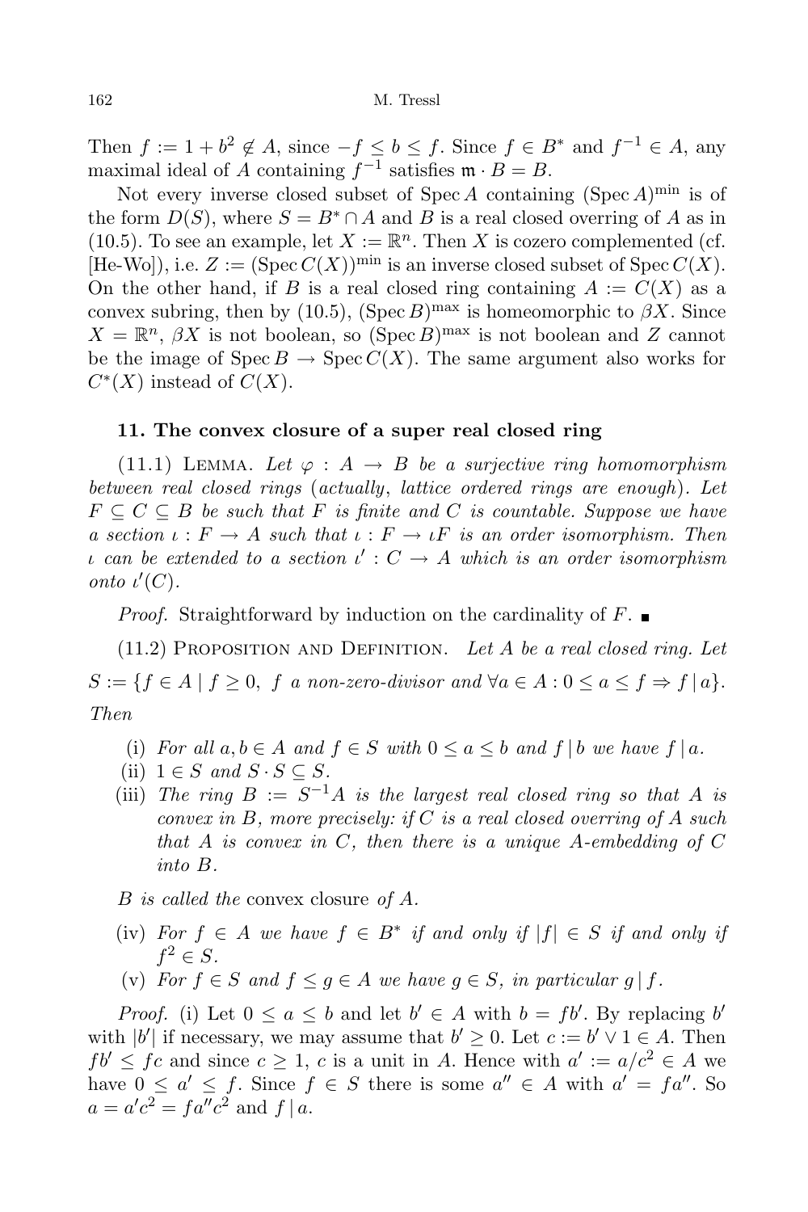Then $f := 1 + b^2 \notin A$, since $-f \leq b \leq f$. Since $f \in B^*$ and $f^{-1} \in A$, any maximal ideal of $A$ containing $f^{-1}$ satisfies $\mathfrak{m} \cdot B = B$.

Not every inverse closed subset of $\operatorname{Spec} A$ containing $(\operatorname{Spec} A)^{\min}$ is of the form $D(S)$, where $S = B^* \cap A$ and $B$ is a real closed overring of $A$ as in (10.5). To see an example, let $X := \mathbb{R}^n$. Then $X$ is cozero complemented (cf. [He-Wo]), i.e. $Z := (\operatorname{Spec} C(X))^{\min}$ is an inverse closed subset of $\operatorname{Spec} C(X)$. On the other hand, if $B$ is a real closed ring containing $A := C(X)$ as a convex subring, then by (10.5), $(\operatorname{Spec} B)^{\max}$ is homeomorphic to $\beta X$. Since $X = \mathbb{R}^n$, $\beta X$ is not boolean, so $(\operatorname{Spec} B)^{\max}$ is not boolean and $Z$ cannot be the image of $\operatorname{Spec} B \to \operatorname{Spec} C(X)$. The same argument also works for $C^*(X)$ instead of $C(X)$.

## 11. The convex closure of a super real closed ring

(11.1) Lemma. *Let $\varphi : A \to B$ be a surjective ring homomorphism between real closed rings (actually, lattice ordered rings are enough). Let $F \subseteq C \subseteq B$ be such that $F$ is finite and $C$ is countable. Suppose we have a section $\iota : F \to A$ such that $\iota : F \to \iota F$ is an order isomorphism. Then $\iota$ can be extended to a section $\iota' : C \to A$ which is an order isomorphism onto $\iota'(C)$.*

*Proof.* Straightforward by induction on the cardinality of $F$. ∎

(11.2) Proposition and Definition. *Let $A$ be a real closed ring. Let*

$$S := \{f \in A \mid f \geq 0,\ f \text{ a non-zero-divisor and } \forall a \in A : 0 \leq a \leq f \Rightarrow f \,|\, a\}.$$

*Then*

- (i) *For all $a, b \in A$ and $f \in S$ with $0 \leq a \leq b$ and $f \,|\, b$ we have $f \,|\, a$.*
- (ii) *$1 \in S$ and $S \cdot S \subseteq S$.*
- (iii) *The ring $B := S^{-1}A$ is the largest real closed ring so that $A$ is convex in $B$, more precisely: if $C$ is a real closed overring of $A$ such that $A$ is convex in $C$, then there is a unique $A$-embedding of $C$ into $B$.*

*$B$ is called the* convex closure *of $A$.*

- (iv) *For $f \in A$ we have $f \in B^*$ if and only if $|f| \in S$ if and only if $f^2 \in S$.*
- (v) *For $f \in S$ and $f \leq g \in A$ we have $g \in S$, in particular $g \,|\, f$.*

*Proof.* (i) Let $0 \leq a \leq b$ and let $b' \in A$ with $b = fb'$. By replacing $b'$ with $|b'|$ if necessary, we may assume that $b' \geq 0$. Let $c := b' \vee 1 \in A$. Then $fb' \leq fc$ and since $c \geq 1$, $c$ is a unit in $A$. Hence with $a' := a/c^2 \in A$ we have $0 \leq a' \leq f$. Since $f \in S$ there is some $a'' \in A$ with $a' = fa''$. So $a = a'c^2 = fa''c^2$ and $f \,|\, a$.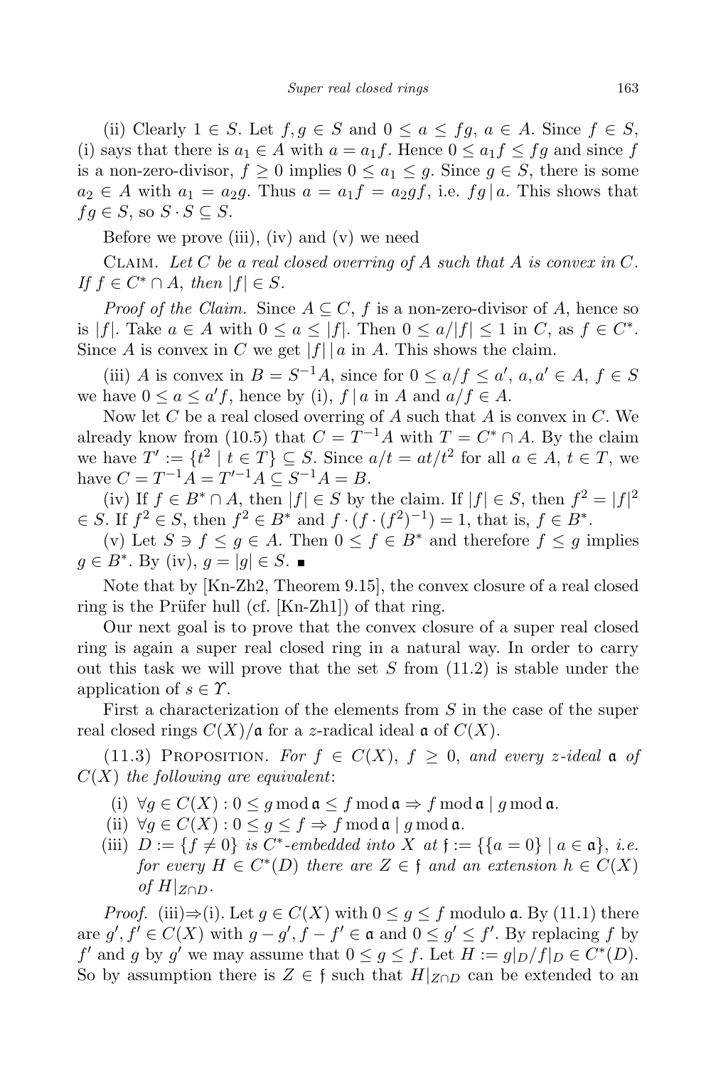(ii) Clearly $1 \in S$. Let $f, g \in S$ and $0 \le a \le fg$, $a \in A$. Since $f \in S$, (i) says that there is $a_1 \in A$ with $a = a_1 f$. Hence $0 \le a_1 f \le fg$ and since $f$ is a non-zero-divisor, $f \ge 0$ implies $0 \le a_1 \le g$. Since $g \in S$, there is some $a_2 \in A$ with $a_1 = a_2 g$. Thus $a = a_1 f = a_2 g f$, i.e. $fg \mid a$. This shows that $fg \in S$, so $S \cdot S \subseteq S$.

Before we prove (iii), (iv) and (v) we need

Claim. *Let $C$ be a real closed overring of $A$ such that $A$ is convex in $C$. If $f \in C^* \cap A$, then $|f| \in S$.*

*Proof of the Claim.* Since $A \subseteq C$, $f$ is a non-zero-divisor of $A$, hence so is $|f|$. Take $a \in A$ with $0 \le a \le |f|$. Then $0 \le a/|f| \le 1$ in $C$, as $f \in C^*$. Since $A$ is convex in $C$ we get $|f| \mid a$ in $A$. This shows the claim.

(iii) $A$ is convex in $B = S^{-1}A$, since for $0 \le a/f \le a'$, $a, a' \in A$, $f \in S$ we have $0 \le a \le a'f$, hence by (i), $f \mid a$ in $A$ and $a/f \in A$.

Now let $C$ be a real closed overring of $A$ such that $A$ is convex in $C$. We already know from (10.5) that $C = T^{-1}A$ with $T = C^* \cap A$. By the claim we have $T' := \{t^2 \mid t \in T\} \subseteq S$. Since $a/t = at/t^2$ for all $a \in A$, $t \in T$, we have $C = T^{-1}A = T'^{-1}A \subseteq S^{-1}A = B$.

(iv) If $f \in B^* \cap A$, then $|f| \in S$ by the claim. If $|f| \in S$, then $f^2 = |f|^2 \in S$. If $f^2 \in S$, then $f^2 \in B^*$ and $f \cdot (f \cdot (f^2)^{-1}) = 1$, that is, $f \in B^*$.

(v) Let $S \ni f \le g \in A$. Then $0 \le f \in B^*$ and therefore $f \le g$ implies $g \in B^*$. By (iv), $g = |g| \in S$. ∎

Note that by [Kn-Zh2, Theorem 9.15], the convex closure of a real closed ring is the Prüfer hull (cf. [Kn-Zh1]) of that ring.

Our next goal is to prove that the convex closure of a super real closed ring is again a super real closed ring in a natural way. In order to carry out this task we will prove that the set $S$ from (11.2) is stable under the application of $s \in \Upsilon$.

First a characterization of the elements from $S$ in the case of the super real closed rings $C(X)/\mathfrak{a}$ for a $z$-radical ideal $\mathfrak{a}$ of $C(X)$.

(11.3) Proposition. *For $f \in C(X)$, $f \ge 0$, and every $z$-ideal $\mathfrak{a}$ of $C(X)$ the following are equivalent*:

(i) $\forall g \in C(X) : 0 \le g \bmod \mathfrak{a} \le f \bmod \mathfrak{a} \Rightarrow f \bmod \mathfrak{a} \mid g \bmod \mathfrak{a}$.

(ii) $\forall g \in C(X) : 0 \le g \le f \Rightarrow f \bmod \mathfrak{a} \mid g \bmod \mathfrak{a}$.

(iii) $D := \{f \ne 0\}$ *is $C^*$-embedded into $X$ at $\mathfrak{f} := \{\{a = 0\} \mid a \in \mathfrak{a}\}$, i.e. for every $H \in C^*(D)$ there are $Z \in \mathfrak{f}$ and an extension $h \in C(X)$ of $H|_{Z \cap D}$.*

*Proof.* (iii)⇒(i). Let $g \in C(X)$ with $0 \le g \le f$ modulo $\mathfrak{a}$. By (11.1) there are $g', f' \in C(X)$ with $g - g', f - f' \in \mathfrak{a}$ and $0 \le g' \le f'$. By replacing $f$ by $f'$ and $g$ by $g'$ we may assume that $0 \le g \le f$. Let $H := g|_D / f|_D \in C^*(D)$. So by assumption there is $Z \in \mathfrak{f}$ such that $H|_{Z \cap D}$ can be extended to an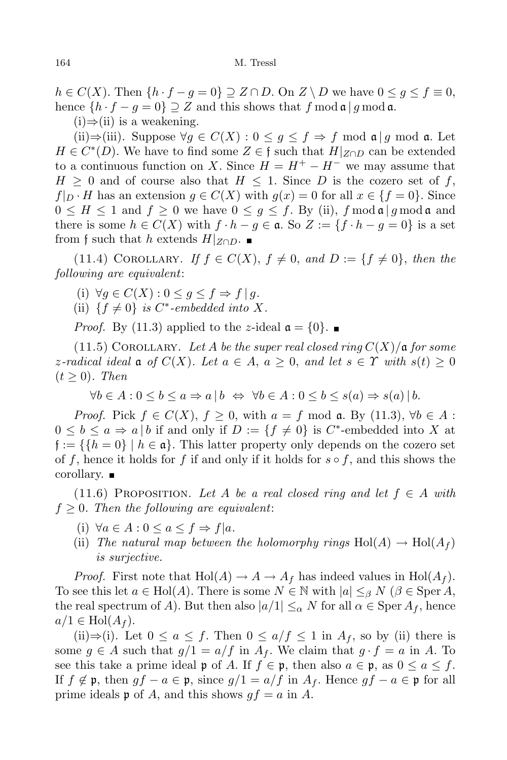$h \in C(X)$. Then $\{h \cdot f - g = 0\} \supseteq Z \cap D$. On $Z \setminus D$ we have $0 \le g \le f \equiv 0$, hence $\{h \cdot f - g = 0\} \supseteq Z$ and this shows that $f \bmod \mathfrak{a} \,|\, g \bmod \mathfrak{a}$.

(i)⇒(ii) is a weakening.

(ii)⇒(iii). Suppose $\forall g \in C(X) : 0 \le g \le f \Rightarrow f \bmod \mathfrak{a} \,|\, g \bmod \mathfrak{a}$. Let $H \in C^*(D)$. We have to find some $Z \in \mathfrak{f}$ such that $H|_{Z \cap D}$ can be extended to a continuous function on $X$. Since $H = H^+ - H^-$ we may assume that $H \ge 0$ and of course also that $H \le 1$. Since $D$ is the cozero set of $f$, $f|_D \cdot H$ has an extension $g \in C(X)$ with $g(x) = 0$ for all $x \in \{f = 0\}$. Since $0 \le H \le 1$ and $f \ge 0$ we have $0 \le g \le f$. By (ii), $f \bmod \mathfrak{a} \,|\, g \bmod \mathfrak{a}$ and there is some $h \in C(X)$ with $f \cdot h - g \in \mathfrak{a}$. So $Z := \{f \cdot h - g = 0\}$ is a set from $\mathfrak{f}$ such that $h$ extends $H|_{Z \cap D}$. ∎

(11.4) Corollary. *If $f \in C(X)$, $f \neq 0$, and $D := \{f \neq 0\}$, then the following are equivalent*:

(i) $\forall g \in C(X) : 0 \le g \le f \Rightarrow f \,|\, g$.

(ii) $\{f \neq 0\}$ *is $C^*$-embedded into $X$.*

*Proof.* By (11.3) applied to the $z$-ideal $\mathfrak{a} = \{0\}$. ∎

(11.5) Corollary. *Let $A$ be the super real closed ring $C(X)/\mathfrak{a}$ for some $z$-radical ideal $\mathfrak{a}$ of $C(X)$. Let $a \in A$, $a \ge 0$, and let $s \in \Upsilon$ with $s(t) \ge 0$ $(t \ge 0)$. Then*

$$\forall b \in A : 0 \le b \le a \Rightarrow a \,|\, b \;\Leftrightarrow\; \forall b \in A : 0 \le b \le s(a) \Rightarrow s(a) \,|\, b.$$

*Proof.* Pick $f \in C(X)$, $f \ge 0$, with $a = f \bmod \mathfrak{a}$. By (11.3), $\forall b \in A : 0 \le b \le a \Rightarrow a \,|\, b$ if and only if $D := \{f \neq 0\}$ is $C^*$-embedded into $X$ at $\mathfrak{f} := \{\{h = 0\} \mid h \in \mathfrak{a}\}$. This latter property only depends on the cozero set of $f$, hence it holds for $f$ if and only if it holds for $s \circ f$, and this shows the corollary. ∎

(11.6) Proposition. *Let $A$ be a real closed ring and let $f \in A$ with $f \ge 0$. Then the following are equivalent*:

(i) $\forall a \in A : 0 \le a \le f \Rightarrow f | a$.

(ii) *The natural map between the holomorphy rings* $\mathrm{Hol}(A) \to \mathrm{Hol}(A_f)$ *is surjective.*

*Proof.* First note that $\mathrm{Hol}(A) \to A \to A_f$ has indeed values in $\mathrm{Hol}(A_f)$. To see this let $a \in \mathrm{Hol}(A)$. There is some $N \in \mathbb{N}$ with $|a| \le_\beta N$ ($\beta \in \mathrm{Sper}\, A$, the real spectrum of $A$). But then also $|a/1| \le_\alpha N$ for all $\alpha \in \mathrm{Sper}\, A_f$, hence $a/1 \in \mathrm{Hol}(A_f)$.

(ii)⇒(i). Let $0 \le a \le f$. Then $0 \le a/f \le 1$ in $A_f$, so by (ii) there is some $g \in A$ such that $g/1 = a/f$ in $A_f$. We claim that $g \cdot f = a$ in $A$. To see this take a prime ideal $\mathfrak{p}$ of $A$. If $f \in \mathfrak{p}$, then also $a \in \mathfrak{p}$, as $0 \le a \le f$. If $f \notin \mathfrak{p}$, then $gf - a \in \mathfrak{p}$, since $g/1 = a/f$ in $A_f$. Hence $gf - a \in \mathfrak{p}$ for all prime ideals $\mathfrak{p}$ of $A$, and this shows $gf = a$ in $A$.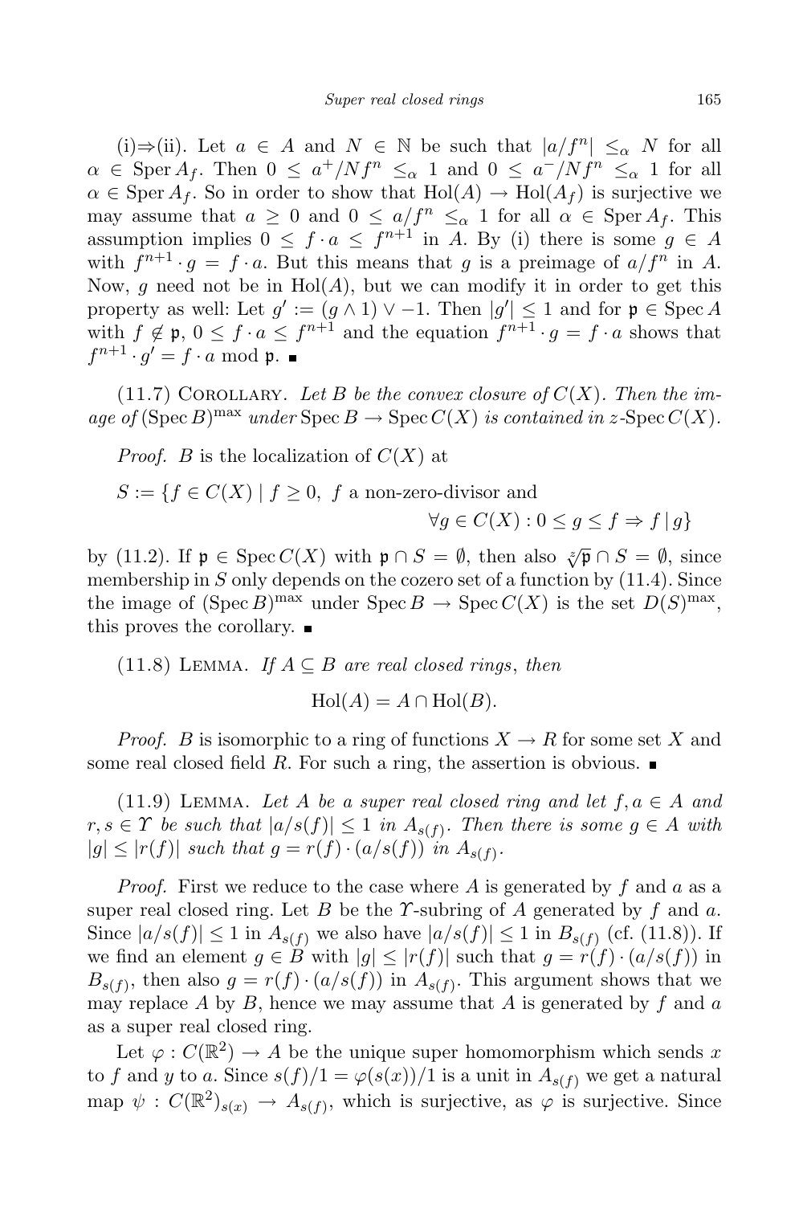(i)⇒(ii). Let $a \in A$ and $N \in \mathbb{N}$ be such that $|a/f^n| \leq_\alpha N$ for all $\alpha \in \operatorname{Sper} A_f$. Then $0 \leq a^+/Nf^n \leq_\alpha 1$ and $0 \leq a^-/Nf^n \leq_\alpha 1$ for all $\alpha \in \operatorname{Sper} A_f$. So in order to show that $\operatorname{Hol}(A) \to \operatorname{Hol}(A_f)$ is surjective we may assume that $a \geq 0$ and $0 \leq a/f^n \leq_\alpha 1$ for all $\alpha \in \operatorname{Sper} A_f$. This assumption implies $0 \leq f \cdot a \leq f^{n+1}$ in $A$. By (i) there is some $g \in A$ with $f^{n+1} \cdot g = f \cdot a$. But this means that $g$ is a preimage of $a/f^n$ in $A$. Now, $g$ need not be in $\operatorname{Hol}(A)$, but we can modify it in order to get this property as well: Let $g' := (g \wedge 1) \vee -1$. Then $|g'| \leq 1$ and for $\mathfrak{p} \in \operatorname{Spec} A$ with $f \notin \mathfrak{p}$, $0 \leq f \cdot a \leq f^{n+1}$ and the equation $f^{n+1} \cdot g = f \cdot a$ shows that $f^{n+1} \cdot g' = f \cdot a \bmod \mathfrak{p}$. ■

(11.7) Corollary. *Let $B$ be the convex closure of $C(X)$. Then the image of $(\operatorname{Spec} B)^{\max}$ under $\operatorname{Spec} B \to \operatorname{Spec} C(X)$ is contained in $z$-$\operatorname{Spec} C(X)$.*

*Proof.* $B$ is the localization of $C(X)$ at

$$S := \{f \in C(X) \mid f \geq 0,\ f \text{ a non-zero-divisor and } \forall g \in C(X) : 0 \leq g \leq f \Rightarrow f \mid g\}$$

by (11.2). If $\mathfrak{p} \in \operatorname{Spec} C(X)$ with $\mathfrak{p} \cap S = \emptyset$, then also $\sqrt[z]{\mathfrak{p}} \cap S = \emptyset$, since membership in $S$ only depends on the cozero set of a function by (11.4). Since the image of $(\operatorname{Spec} B)^{\max}$ under $\operatorname{Spec} B \to \operatorname{Spec} C(X)$ is the set $D(S)^{\max}$, this proves the corollary. ■

(11.8) Lemma. *If $A \subseteq B$ are real closed rings, then*

$$\operatorname{Hol}(A) = A \cap \operatorname{Hol}(B).$$

*Proof.* $B$ is isomorphic to a ring of functions $X \to R$ for some set $X$ and some real closed field $R$. For such a ring, the assertion is obvious. ■

(11.9) Lemma. *Let $A$ be a super real closed ring and let $f, a \in A$ and $r, s \in \Upsilon$ be such that $|a/s(f)| \leq 1$ in $A_{s(f)}$. Then there is some $g \in A$ with $|g| \leq |r(f)|$ such that $g = r(f) \cdot (a/s(f))$ in $A_{s(f)}$.*

*Proof.* First we reduce to the case where $A$ is generated by $f$ and $a$ as a super real closed ring. Let $B$ be the $\Upsilon$-subring of $A$ generated by $f$ and $a$. Since $|a/s(f)| \leq 1$ in $A_{s(f)}$ we also have $|a/s(f)| \leq 1$ in $B_{s(f)}$ (cf. (11.8)). If we find an element $g \in B$ with $|g| \leq |r(f)|$ such that $g = r(f) \cdot (a/s(f))$ in $B_{s(f)}$, then also $g = r(f) \cdot (a/s(f))$ in $A_{s(f)}$. This argument shows that we may replace $A$ by $B$, hence we may assume that $A$ is generated by $f$ and $a$ as a super real closed ring.

Let $\varphi : C(\mathbb{R}^2) \to A$ be the unique super homomorphism which sends $x$ to $f$ and $y$ to $a$. Since $s(f)/1 = \varphi(s(x))/1$ is a unit in $A_{s(f)}$ we get a natural map $\psi : C(\mathbb{R}^2)_{s(x)} \to A_{s(f)}$, which is surjective, as $\varphi$ is surjective. Since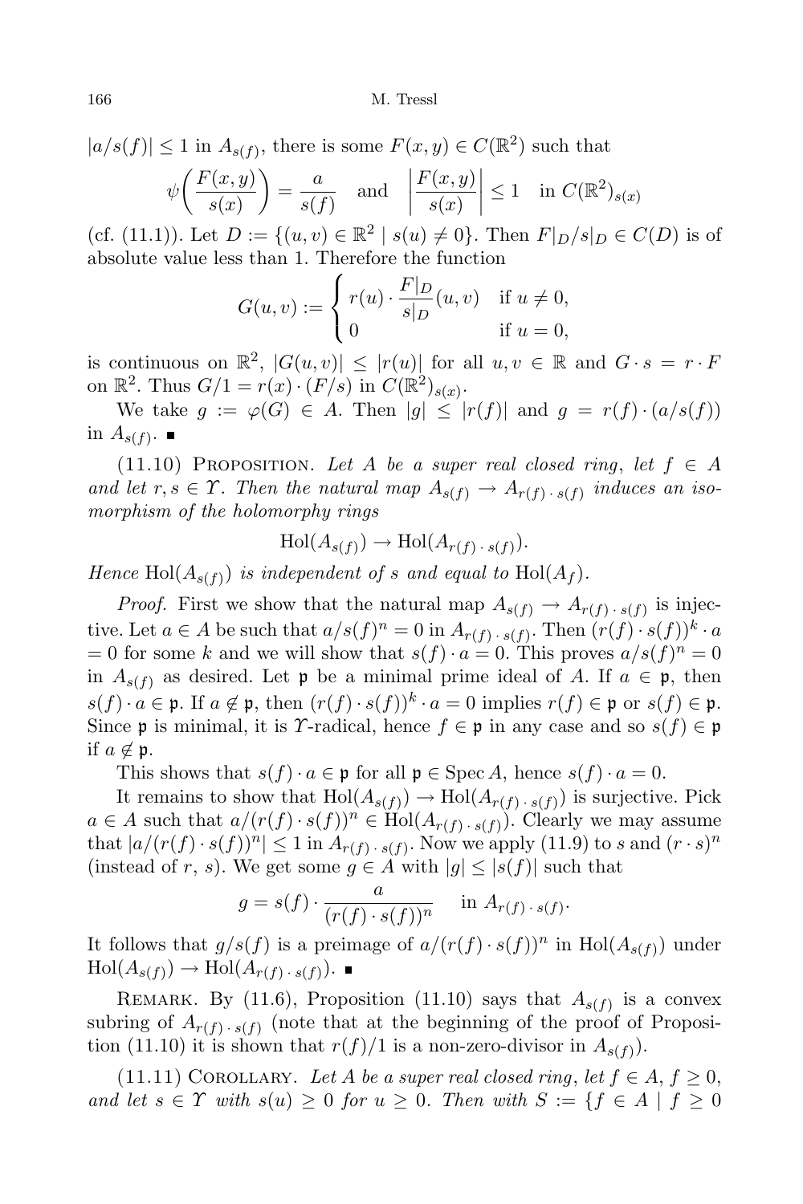$|a/s(f)| \leq 1$ in $A_{s(f)}$, there is some $F(x,y) \in C(\mathbb{R}^2)$ such that

$$\psi\left(\frac{F(x,y)}{s(x)}\right) = \frac{a}{s(f)} \quad \text{and} \quad \left|\frac{F(x,y)}{s(x)}\right| \leq 1 \quad \text{in } C(\mathbb{R}^2)_{s(x)}$$

(cf. (11.1)). Let $D := \{(u,v) \in \mathbb{R}^2 \mid s(u) \neq 0\}$. Then $F|_D/s|_D \in C(D)$ is of absolute value less than 1. Therefore the function

$$G(u,v) := \begin{cases} r(u) \cdot \dfrac{F|_D}{s|_D}(u,v) & \text{if } u \neq 0, \\ 0 & \text{if } u = 0, \end{cases}$$

is continuous on $\mathbb{R}^2$, $|G(u,v)| \leq |r(u)|$ for all $u, v \in \mathbb{R}$ and $G \cdot s = r \cdot F$ on $\mathbb{R}^2$. Thus $G/1 = r(x) \cdot (F/s)$ in $C(\mathbb{R}^2)_{s(x)}$.

We take $g := \varphi(G) \in A$. Then $|g| \leq |r(f)|$ and $g = r(f) \cdot (a/s(f))$ in $A_{s(f)}$. ■

(11.10) Proposition. *Let $A$ be a super real closed ring, let $f \in A$ and let $r, s \in \Upsilon$. Then the natural map $A_{s(f)} \to A_{r(f)\cdot s(f)}$ induces an isomorphism of the holomorphy rings*

$$\mathrm{Hol}(A_{s(f)}) \to \mathrm{Hol}(A_{r(f)\cdot s(f)}).$$

*Hence $\mathrm{Hol}(A_{s(f)})$ is independent of $s$ and equal to $\mathrm{Hol}(A_f)$.*

*Proof.* First we show that the natural map $A_{s(f)} \to A_{r(f)\cdot s(f)}$ is injective. Let $a \in A$ be such that $a/s(f)^n = 0$ in $A_{r(f)\cdot s(f)}$. Then $(r(f)\cdot s(f))^k \cdot a = 0$ for some $k$ and we will show that $s(f)\cdot a = 0$. This proves $a/s(f)^n = 0$ in $A_{s(f)}$ as desired. Let $\mathfrak{p}$ be a minimal prime ideal of $A$. If $a \in \mathfrak{p}$, then $s(f)\cdot a \in \mathfrak{p}$. If $a \notin \mathfrak{p}$, then $(r(f)\cdot s(f))^k \cdot a = 0$ implies $r(f) \in \mathfrak{p}$ or $s(f) \in \mathfrak{p}$. Since $\mathfrak{p}$ is minimal, it is $\Upsilon$-radical, hence $f \in \mathfrak{p}$ in any case and so $s(f) \in \mathfrak{p}$ if $a \notin \mathfrak{p}$.

This shows that $s(f)\cdot a \in \mathfrak{p}$ for all $\mathfrak{p} \in \operatorname{Spec} A$, hence $s(f)\cdot a = 0$.

It remains to show that $\mathrm{Hol}(A_{s(f)}) \to \mathrm{Hol}(A_{r(f)\cdot s(f)})$ is surjective. Pick $a \in A$ such that $a/(r(f)\cdot s(f))^n \in \mathrm{Hol}(A_{r(f)\cdot s(f)})$. Clearly we may assume that $|a/(r(f)\cdot s(f))^n| \leq 1$ in $A_{r(f)\cdot s(f)}$. Now we apply (11.9) to $s$ and $(r\cdot s)^n$ (instead of $r$, $s$). We get some $g \in A$ with $|g| \leq |s(f)|$ such that

$$g = s(f) \cdot \frac{a}{(r(f)\cdot s(f))^n} \quad \text{in } A_{r(f)\cdot s(f)}.$$

It follows that $g/s(f)$ is a preimage of $a/(r(f)\cdot s(f))^n$ in $\mathrm{Hol}(A_{s(f)})$ under $\mathrm{Hol}(A_{s(f)}) \to \mathrm{Hol}(A_{r(f)\cdot s(f)})$. ■

Remark. By (11.6), Proposition (11.10) says that $A_{s(f)}$ is a convex subring of $A_{r(f)\cdot s(f)}$ (note that at the beginning of the proof of Proposition (11.10) it is shown that $r(f)/1$ is a non-zero-divisor in $A_{s(f)}$).

(11.11) Corollary. *Let $A$ be a super real closed ring, let $f \in A$, $f \geq 0$, and let $s \in \Upsilon$ with $s(u) \geq 0$ for $u \geq 0$. Then with $S := \{f \in A \mid f \geq 0$*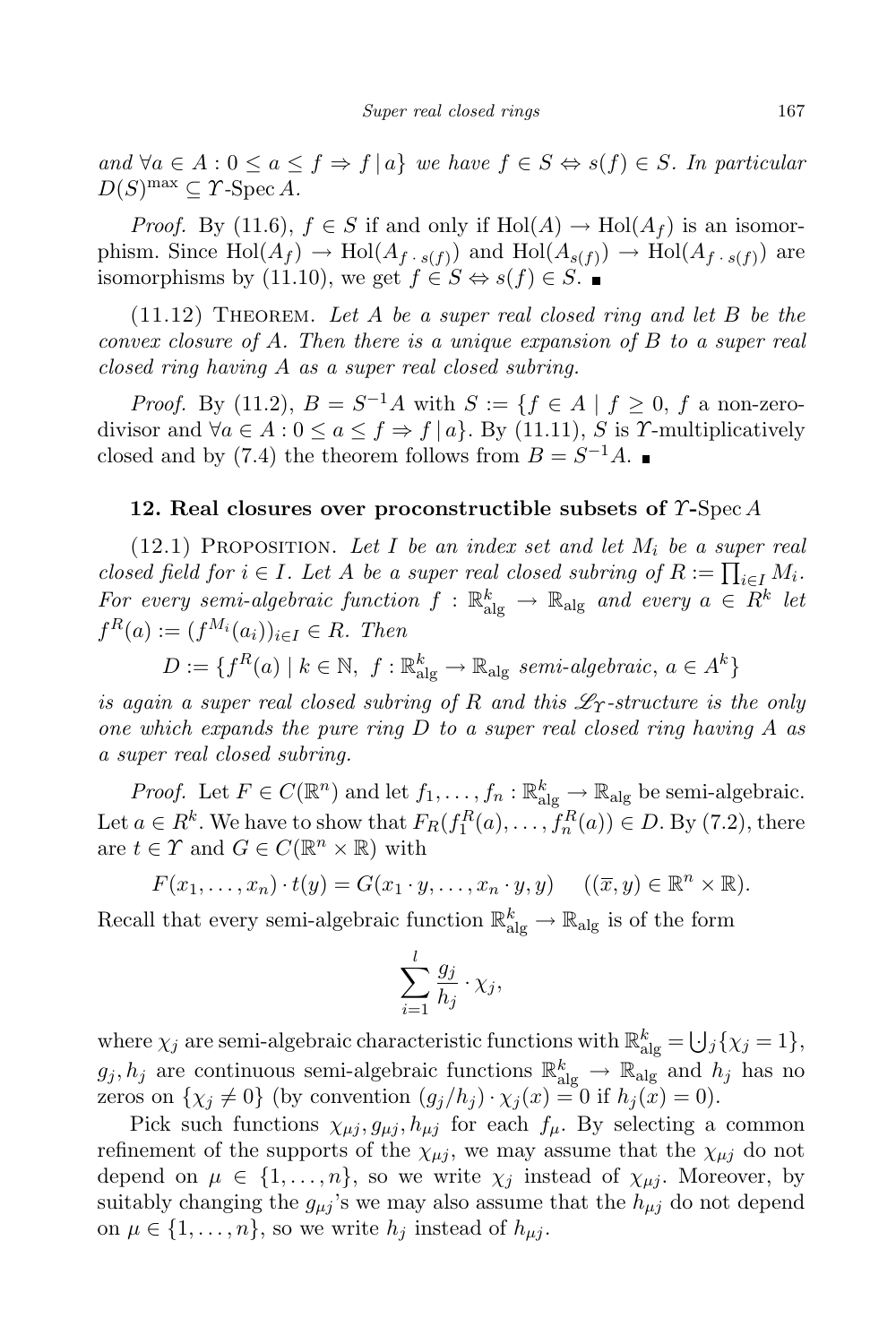*and* $\forall a \in A : 0 \leq a \leq f \Rightarrow f \,|\, a\}$ *we have* $f \in S \Leftrightarrow s(f) \in S$. *In particular* $D(S)^{\max} \subseteq \varUpsilon\text{-Spec}\, A$.

*Proof.* By (11.6), $f \in S$ if and only if $\mathrm{Hol}(A) \to \mathrm{Hol}(A_f)$ is an isomorphism. Since $\mathrm{Hol}(A_f) \to \mathrm{Hol}(A_{f\,\cdot\, s(f)})$ and $\mathrm{Hol}(A_{s(f)}) \to \mathrm{Hol}(A_{f\,\cdot\, s(f)})$ are isomorphisms by (11.10), we get $f \in S \Leftrightarrow s(f) \in S$. ∎

(11.12) Theorem. *Let $A$ be a super real closed ring and let $B$ be the convex closure of $A$. Then there is a unique expansion of $B$ to a super real closed ring having $A$ as a super real closed subring.*

*Proof.* By (11.2), $B = S^{-1}A$ with $S := \{f \in A \mid f \geq 0,\ f$ a non-zero-divisor and $\forall a \in A : 0 \leq a \leq f \Rightarrow f \,|\, a\}$. By (11.11), $S$ is $\varUpsilon$-multiplicatively closed and by (7.4) the theorem follows from $B = S^{-1}A$. ∎

## 12. Real closures over proconstructible subsets of $\varUpsilon$-Spec $A$

(12.1) Proposition. *Let $I$ be an index set and let $M_i$ be a super real closed field for $i \in I$. Let $A$ be a super real closed subring of $R := \prod_{i\in I} M_i$. For every semi-algebraic function $f : \mathbb{R}^k_{\mathrm{alg}} \to \mathbb{R}_{\mathrm{alg}}$ and every $a \in R^k$ let $f^R(a) := (f^{M_i}(a_i))_{i\in I} \in R$. Then*

$$D := \{f^R(a) \mid k \in \mathbb{N},\ f : \mathbb{R}^k_{\mathrm{alg}} \to \mathbb{R}_{\mathrm{alg}} \text{ semi-algebraic},\ a \in A^k\}$$

*is again a super real closed subring of $R$ and this $\mathscr{L}_\varUpsilon$-structure is the only one which expands the pure ring $D$ to a super real closed ring having $A$ as a super real closed subring.*

*Proof.* Let $F \in C(\mathbb{R}^n)$ and let $f_1, \ldots, f_n : \mathbb{R}^k_{\mathrm{alg}} \to \mathbb{R}_{\mathrm{alg}}$ be semi-algebraic. Let $a \in R^k$. We have to show that $F_R(f_1^R(a), \ldots, f_n^R(a)) \in D$. By (7.2), there are $t \in \varUpsilon$ and $G \in C(\mathbb{R}^n \times \mathbb{R})$ with

$$F(x_1, \ldots, x_n) \cdot t(y) = G(x_1 \cdot y, \ldots, x_n \cdot y, y) \quad ((\overline{x}, y) \in \mathbb{R}^n \times \mathbb{R}).$$

Recall that every semi-algebraic function $\mathbb{R}^k_{\mathrm{alg}} \to \mathbb{R}_{\mathrm{alg}}$ is of the form

$$\sum_{i=1}^{l} \frac{g_j}{h_j} \cdot \chi_j,$$

where $\chi_j$ are semi-algebraic characteristic functions with $\mathbb{R}^k_{\mathrm{alg}} = \bigcup_j \{\chi_j = 1\}$, $g_j, h_j$ are continuous semi-algebraic functions $\mathbb{R}^k_{\mathrm{alg}} \to \mathbb{R}_{\mathrm{alg}}$ and $h_j$ has no zeros on $\{\chi_j \neq 0\}$ (by convention $(g_j/h_j) \cdot \chi_j(x) = 0$ if $h_j(x) = 0$).

Pick such functions $\chi_{\mu j}, g_{\mu j}, h_{\mu j}$ for each $f_\mu$. By selecting a common refinement of the supports of the $\chi_{\mu j}$, we may assume that the $\chi_{\mu j}$ do not depend on $\mu \in \{1, \ldots, n\}$, so we write $\chi_j$ instead of $\chi_{\mu j}$. Moreover, by suitably changing the $g_{\mu j}$'s we may also assume that the $h_{\mu j}$ do not depend on $\mu \in \{1, \ldots, n\}$, so we write $h_j$ instead of $h_{\mu j}$.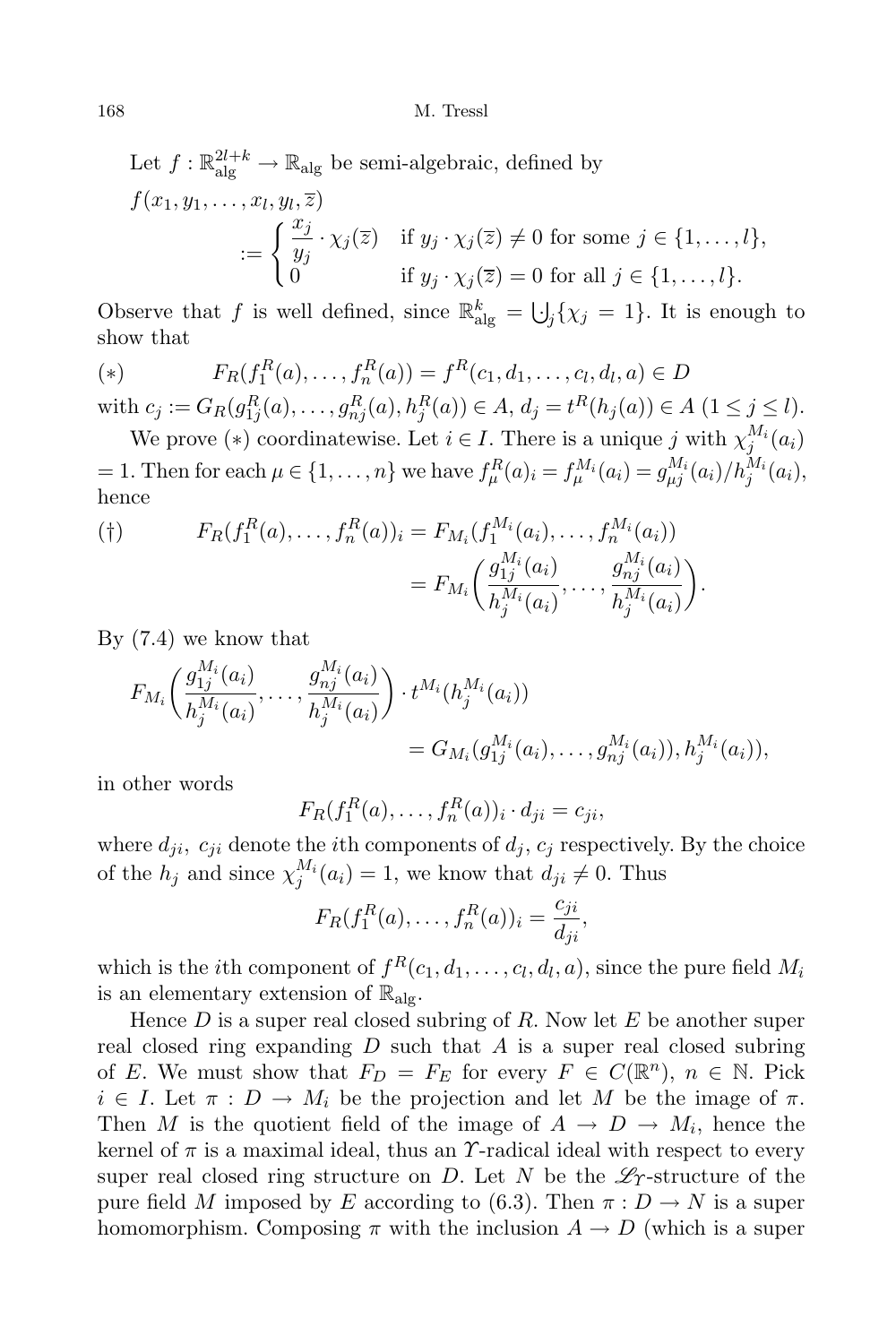Let $f : \mathbb{R}_{\mathrm{alg}}^{2l+k} \to \mathbb{R}_{\mathrm{alg}}$ be semi-algebraic, defined by

$$f(x_1, y_1, \ldots, x_l, y_l, \overline{z}) := \begin{cases} \dfrac{x_j}{y_j} \cdot \chi_j(\overline{z}) & \text{if } y_j \cdot \chi_j(\overline{z}) \neq 0 \text{ for some } j \in \{1, \ldots, l\}, \\ 0 & \text{if } y_j \cdot \chi_j(\overline{z}) = 0 \text{ for all } j \in \{1, \ldots, l\}. \end{cases}$$

Observe that $f$ is well defined, since $\mathbb{R}_{\mathrm{alg}}^k = \dot{\bigcup}_j \{\chi_j = 1\}$. It is enough to show that

$$(*) \qquad F_R(f_1^R(a), \ldots, f_n^R(a)) = f^R(c_1, d_1, \ldots, c_l, d_l, a) \in D$$

with $c_j := G_R(g_{1j}^R(a), \ldots, g_{nj}^R(a), h_j^R(a)) \in A$, $d_j = t^R(h_j(a)) \in A$ $(1 \le j \le l)$.

We prove $(*)$ coordinatewise. Let $i \in I$. There is a unique $j$ with $\chi_j^{M_i}(a_i) = 1$. Then for each $\mu \in \{1, \ldots, n\}$ we have $f_\mu^R(a)_i = f_\mu^{M_i}(a_i) = g_{\mu j}^{M_i}(a_i)/h_j^{M_i}(a_i)$, hence

$$(\dagger) \qquad F_R(f_1^R(a), \ldots, f_n^R(a))_i = F_{M_i}(f_1^{M_i}(a_i), \ldots, f_n^{M_i}(a_i)) = F_{M_i}\left(\frac{g_{1j}^{M_i}(a_i)}{h_j^{M_i}(a_i)}, \ldots, \frac{g_{nj}^{M_i}(a_i)}{h_j^{M_i}(a_i)}\right).$$

By (7.4) we know that

$$F_{M_i}\left(\frac{g_{1j}^{M_i}(a_i)}{h_j^{M_i}(a_i)}, \ldots, \frac{g_{nj}^{M_i}(a_i)}{h_j^{M_i}(a_i)}\right) \cdot t^{M_i}(h_j^{M_i}(a_i)) = G_{M_i}(g_{1j}^{M_i}(a_i), \ldots, g_{nj}^{M_i}(a_i)), h_j^{M_i}(a_i)),$$

in other words

$$F_R(f_1^R(a), \ldots, f_n^R(a))_i \cdot d_{ji} = c_{ji},$$

where $d_{ji}$, $c_{ji}$ denote the $i$th components of $d_j$, $c_j$ respectively. By the choice of the $h_j$ and since $\chi_j^{M_i}(a_i) = 1$, we know that $d_{ji} \neq 0$. Thus

$$F_R(f_1^R(a), \ldots, f_n^R(a))_i = \frac{c_{ji}}{d_{ji}},$$

which is the $i$th component of $f^R(c_1, d_1, \ldots, c_l, d_l, a)$, since the pure field $M_i$ is an elementary extension of $\mathbb{R}_{\mathrm{alg}}$.

Hence $D$ is a super real closed subring of $R$. Now let $E$ be another super real closed ring expanding $D$ such that $A$ is a super real closed subring of $E$. We must show that $F_D = F_E$ for every $F \in C(\mathbb{R}^n)$, $n \in \mathbb{N}$. Pick $i \in I$. Let $\pi : D \to M_i$ be the projection and let $M$ be the image of $\pi$. Then $M$ is the quotient field of the image of $A \to D \to M_i$, hence the kernel of $\pi$ is a maximal ideal, thus an $\Upsilon$-radical ideal with respect to every super real closed ring structure on $D$. Let $N$ be the $\mathscr{L}_\Upsilon$-structure of the pure field $M$ imposed by $E$ according to (6.3). Then $\pi : D \to N$ is a super homomorphism. Composing $\pi$ with the inclusion $A \to D$ (which is a super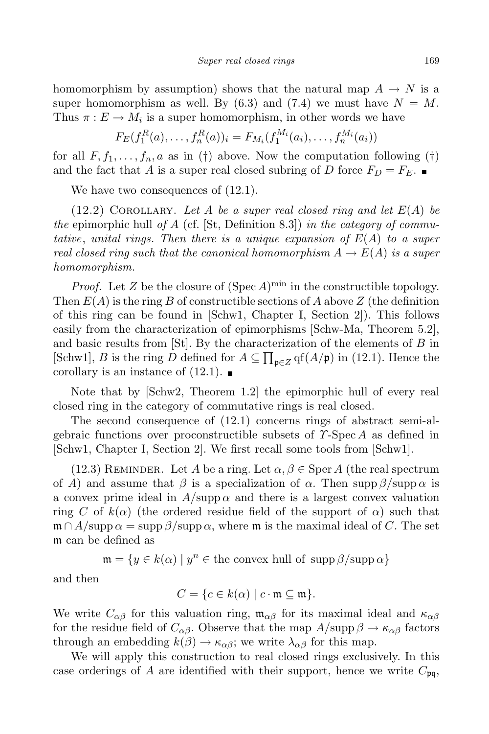homomorphism by assumption) shows that the natural map $A \to N$ is a super homomorphism as well. By (6.3) and (7.4) we must have $N = M$. Thus $\pi : E \to M_i$ is a super homomorphism, in other words we have

$$F_E(f_1^R(a), \ldots, f_n^R(a))_i = F_{M_i}(f_1^{M_i}(a_i), \ldots, f_n^{M_i}(a_i))$$

for all $F, f_1, \ldots, f_n, a$ as in (†) above. Now the computation following (†) and the fact that $A$ is a super real closed subring of $D$ force $F_D = F_E$. ■

We have two consequences of (12.1).

(12.2) Corollary. *Let $A$ be a super real closed ring and let $E(A)$ be the* epimorphic hull *of $A$ (cf. [St, Definition 8.3]) in the category of commutative, unital rings. Then there is a unique expansion of $E(A)$ to a super real closed ring such that the canonical homomorphism $A \to E(A)$ is a super homomorphism.*

*Proof.* Let $Z$ be the closure of $(\operatorname{Spec} A)^{\min}$ in the constructible topology. Then $E(A)$ is the ring $B$ of constructible sections of $A$ above $Z$ (the definition of this ring can be found in [Schw1, Chapter I, Section 2]). This follows easily from the characterization of epimorphisms [Schw-Ma, Theorem 5.2], and basic results from [St]. By the characterization of the elements of $B$ in [Schw1], $B$ is the ring $D$ defined for $A \subseteq \prod_{\mathfrak{p} \in Z} \operatorname{qf}(A/\mathfrak{p})$ in (12.1). Hence the corollary is an instance of (12.1). ■

Note that by [Schw2, Theorem 1.2] the epimorphic hull of every real closed ring in the category of commutative rings is real closed.

The second consequence of (12.1) concerns rings of abstract semi-algebraic functions over proconstructible subsets of $\Upsilon$-$\operatorname{Spec} A$ as defined in [Schw1, Chapter I, Section 2]. We first recall some tools from [Schw1].

(12.3) Reminder. Let $A$ be a ring. Let $\alpha, \beta \in \operatorname{Sper} A$ (the real spectrum of $A$) and assume that $\beta$ is a specialization of $\alpha$. Then $\operatorname{supp}\beta/\operatorname{supp}\alpha$ is a convex prime ideal in $A/\operatorname{supp}\alpha$ and there is a largest convex valuation ring $C$ of $k(\alpha)$ (the ordered residue field of the support of $\alpha$) such that $\mathfrak{m} \cap A/\operatorname{supp}\alpha = \operatorname{supp}\beta/\operatorname{supp}\alpha$, where $\mathfrak{m}$ is the maximal ideal of $C$. The set $\mathfrak{m}$ can be defined as

$$\mathfrak{m} = \{y \in k(\alpha) \mid y^n \in \text{the convex hull of } \operatorname{supp}\beta/\operatorname{supp}\alpha\}$$

and then

$$C = \{c \in k(\alpha) \mid c \cdot \mathfrak{m} \subseteq \mathfrak{m}\}.$$

We write $C_{\alpha\beta}$ for this valuation ring, $\mathfrak{m}_{\alpha\beta}$ for its maximal ideal and $\kappa_{\alpha\beta}$ for the residue field of $C_{\alpha\beta}$. Observe that the map $A/\operatorname{supp}\beta \to \kappa_{\alpha\beta}$ factors through an embedding $k(\beta) \to \kappa_{\alpha\beta}$; we write $\lambda_{\alpha\beta}$ for this map.

We will apply this construction to real closed rings exclusively. In this case orderings of $A$ are identified with their support, hence we write $C_{\mathfrak{p}\mathfrak{q}}$,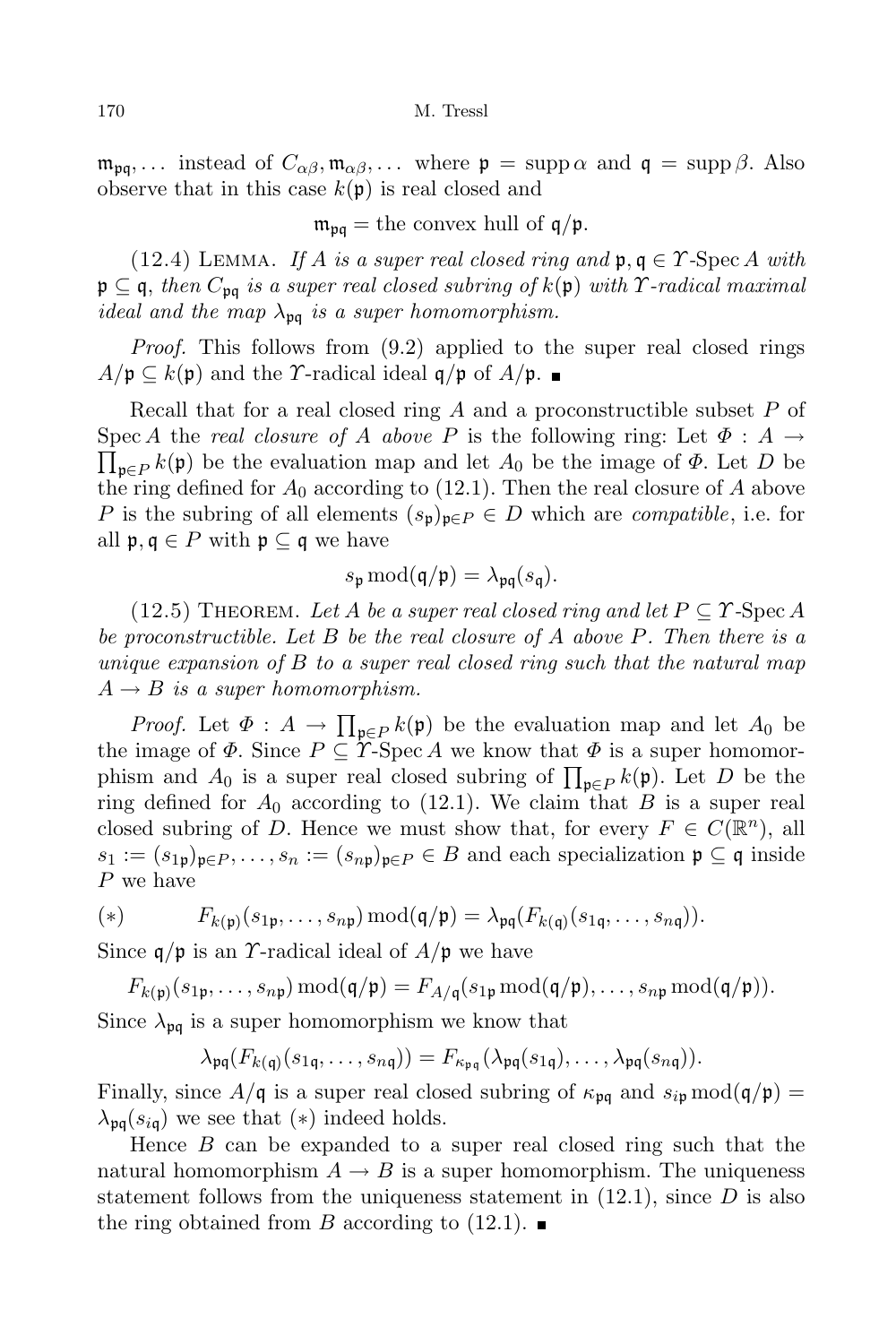$\mathfrak{m}_{\mathfrak{p}\mathfrak{q}},\ldots$ instead of $C_{\alpha\beta},\mathfrak{m}_{\alpha\beta},\ldots$ where $\mathfrak{p}=\operatorname{supp}\alpha$ and $\mathfrak{q}=\operatorname{supp}\beta$. Also observe that in this case $k(\mathfrak{p})$ is real closed and

$$\mathfrak{m}_{\mathfrak{p}\mathfrak{q}} = \text{the convex hull of } \mathfrak{q}/\mathfrak{p}.$$

(12.4) Lemma. *If $A$ is a super real closed ring and $\mathfrak{p},\mathfrak{q}\in\Upsilon\text{-}\operatorname{Spec}A$ with $\mathfrak{p}\subseteq\mathfrak{q}$, then $C_{\mathfrak{p}\mathfrak{q}}$ is a super real closed subring of $k(\mathfrak{p})$ with $\Upsilon$-radical maximal ideal and the map $\lambda_{\mathfrak{p}\mathfrak{q}}$ is a super homomorphism.*

*Proof.* This follows from (9.2) applied to the super real closed rings $A/\mathfrak{p}\subseteq k(\mathfrak{p})$ and the $\Upsilon$-radical ideal $\mathfrak{q}/\mathfrak{p}$ of $A/\mathfrak{p}$. ∎

Recall that for a real closed ring $A$ and a proconstructible subset $P$ of $\operatorname{Spec}A$ the *real closure of $A$ above $P$* is the following ring: Let $\Phi: A\to\prod_{\mathfrak{p}\in P}k(\mathfrak{p})$ be the evaluation map and let $A_0$ be the image of $\Phi$. Let $D$ be the ring defined for $A_0$ according to (12.1). Then the real closure of $A$ above $P$ is the subring of all elements $(s_{\mathfrak{p}})_{\mathfrak{p}\in P}\in D$ which are *compatible*, i.e. for all $\mathfrak{p},\mathfrak{q}\in P$ with $\mathfrak{p}\subseteq\mathfrak{q}$ we have

$$s_{\mathfrak{p}}\operatorname{mod}(\mathfrak{q}/\mathfrak{p}) = \lambda_{\mathfrak{p}\mathfrak{q}}(s_{\mathfrak{q}}).$$

(12.5) Theorem. *Let $A$ be a super real closed ring and let $P\subseteq\Upsilon\text{-}\operatorname{Spec}A$ be proconstructible. Let $B$ be the real closure of $A$ above $P$. Then there is a unique expansion of $B$ to a super real closed ring such that the natural map $A\to B$ is a super homomorphism.*

*Proof.* Let $\Phi: A\to\prod_{\mathfrak{p}\in P}k(\mathfrak{p})$ be the evaluation map and let $A_0$ be the image of $\Phi$. Since $P\subseteq\Upsilon\text{-}\operatorname{Spec}A$ we know that $\Phi$ is a super homomorphism and $A_0$ is a super real closed subring of $\prod_{\mathfrak{p}\in P}k(\mathfrak{p})$. Let $D$ be the ring defined for $A_0$ according to (12.1). We claim that $B$ is a super real closed subring of $D$. Hence we must show that, for every $F\in C(\mathbb{R}^n)$, all $s_1:=(s_{1\mathfrak{p}})_{\mathfrak{p}\in P},\ldots,s_n:=(s_{n\mathfrak{p}})_{\mathfrak{p}\in P}\in B$ and each specialization $\mathfrak{p}\subseteq\mathfrak{q}$ inside $P$ we have

$$(*)\qquad F_{k(\mathfrak{p})}(s_{1\mathfrak{p}},\ldots,s_{n\mathfrak{p}})\operatorname{mod}(\mathfrak{q}/\mathfrak{p}) = \lambda_{\mathfrak{p}\mathfrak{q}}(F_{k(\mathfrak{q})}(s_{1\mathfrak{q}},\ldots,s_{n\mathfrak{q}})).$$

Since $\mathfrak{q}/\mathfrak{p}$ is an $\Upsilon$-radical ideal of $A/\mathfrak{p}$ we have

$$F_{k(\mathfrak{p})}(s_{1\mathfrak{p}},\ldots,s_{n\mathfrak{p}})\operatorname{mod}(\mathfrak{q}/\mathfrak{p}) = F_{A/\mathfrak{q}}(s_{1\mathfrak{p}}\operatorname{mod}(\mathfrak{q}/\mathfrak{p}),\ldots,s_{n\mathfrak{p}}\operatorname{mod}(\mathfrak{q}/\mathfrak{p})).$$

Since $\lambda_{\mathfrak{p}\mathfrak{q}}$ is a super homomorphism we know that

$$\lambda_{\mathfrak{p}\mathfrak{q}}(F_{k(\mathfrak{q})}(s_{1\mathfrak{q}},\ldots,s_{n\mathfrak{q}})) = F_{\kappa_{\mathfrak{p}\mathfrak{q}}}(\lambda_{\mathfrak{p}\mathfrak{q}}(s_{1\mathfrak{q}}),\ldots,\lambda_{\mathfrak{p}\mathfrak{q}}(s_{n\mathfrak{q}})).$$

Finally, since $A/\mathfrak{q}$ is a super real closed subring of $\kappa_{\mathfrak{p}\mathfrak{q}}$ and $s_{i\mathfrak{p}}\operatorname{mod}(\mathfrak{q}/\mathfrak{p}) = \lambda_{\mathfrak{p}\mathfrak{q}}(s_{i\mathfrak{q}})$ we see that $(*)$ indeed holds.

Hence $B$ can be expanded to a super real closed ring such that the natural homomorphism $A\to B$ is a super homomorphism. The uniqueness statement follows from the uniqueness statement in (12.1), since $D$ is also the ring obtained from $B$ according to (12.1). ∎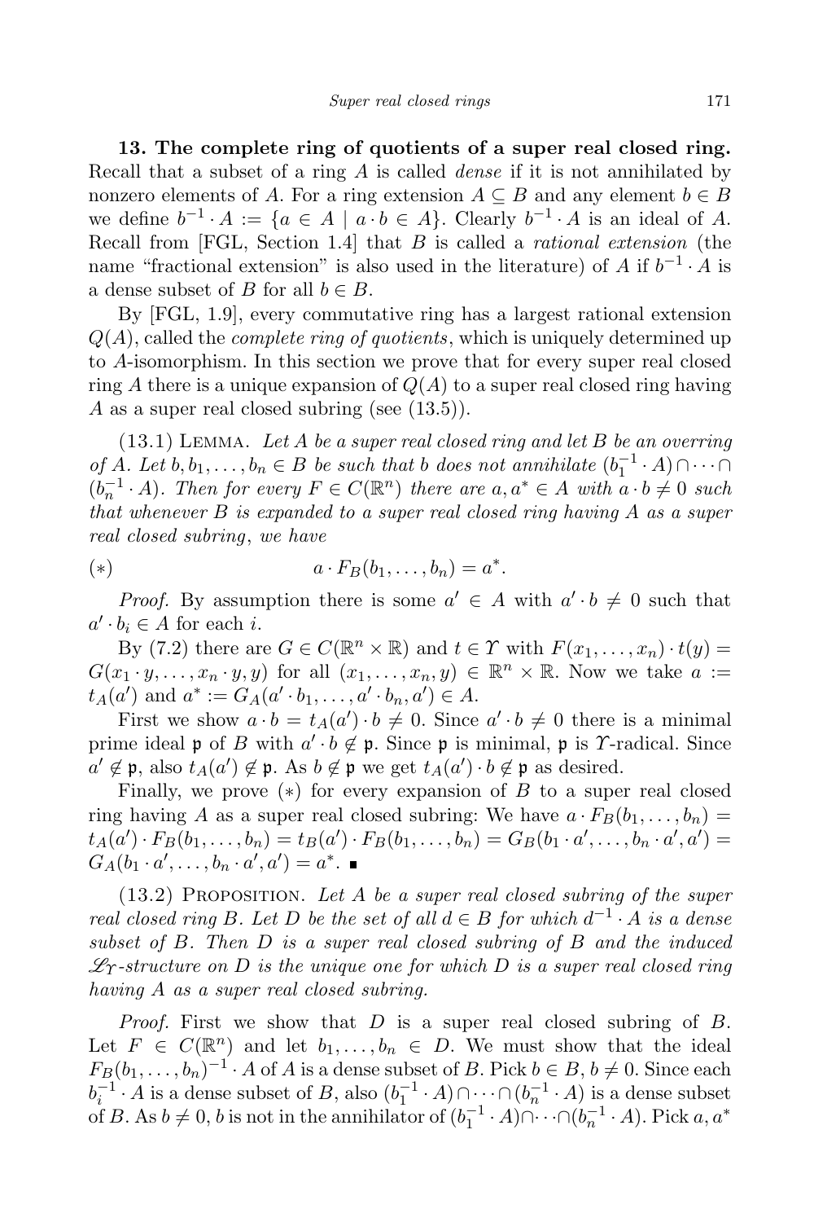**13. The complete ring of quotients of a super real closed ring.** Recall that a subset of a ring $A$ is called *dense* if it is not annihilated by nonzero elements of $A$. For a ring extension $A \subseteq B$ and any element $b \in B$ we define $b^{-1} \cdot A := \{a \in A \mid a \cdot b \in A\}$. Clearly $b^{-1} \cdot A$ is an ideal of $A$. Recall from [FGL, Section 1.4] that $B$ is called a *rational extension* (the name "fractional extension" is also used in the literature) of $A$ if $b^{-1} \cdot A$ is a dense subset of $B$ for all $b \in B$.

By [FGL, 1.9], every commutative ring has a largest rational extension $Q(A)$, called the *complete ring of quotients*, which is uniquely determined up to $A$-isomorphism. In this section we prove that for every super real closed ring $A$ there is a unique expansion of $Q(A)$ to a super real closed ring having $A$ as a super real closed subring (see (13.5)).

(13.1) Lemma. *Let $A$ be a super real closed ring and let $B$ be an overring of $A$. Let $b, b_1, \ldots, b_n \in B$ be such that $b$ does not annihilate $(b_1^{-1} \cdot A) \cap \cdots \cap (b_n^{-1} \cdot A)$. Then for every $F \in C(\mathbb{R}^n)$ there are $a, a^* \in A$ with $a \cdot b \neq 0$ such that whenever $B$ is expanded to a super real closed ring having $A$ as a super real closed subring*, *we have*

$$(*) \qquad\qquad a \cdot F_B(b_1, \ldots, b_n) = a^*.$$

*Proof.* By assumption there is some $a' \in A$ with $a' \cdot b \neq 0$ such that $a' \cdot b_i \in A$ for each $i$.

By (7.2) there are $G \in C(\mathbb{R}^n \times \mathbb{R})$ and $t \in \Upsilon$ with $F(x_1, \ldots, x_n) \cdot t(y) = G(x_1 \cdot y, \ldots, x_n \cdot y, y)$ for all $(x_1, \ldots, x_n, y) \in \mathbb{R}^n \times \mathbb{R}$. Now we take $a := t_A(a')$ and $a^* := G_A(a' \cdot b_1, \ldots, a' \cdot b_n, a') \in A$.

First we show $a \cdot b = t_A(a') \cdot b \neq 0$. Since $a' \cdot b \neq 0$ there is a minimal prime ideal $\mathfrak{p}$ of $B$ with $a' \cdot b \notin \mathfrak{p}$. Since $\mathfrak{p}$ is minimal, $\mathfrak{p}$ is $\Upsilon$-radical. Since $a' \notin \mathfrak{p}$, also $t_A(a') \notin \mathfrak{p}$. As $b \notin \mathfrak{p}$ we get $t_A(a') \cdot b \notin \mathfrak{p}$ as desired.

Finally, we prove $(*)$ for every expansion of $B$ to a super real closed ring having $A$ as a super real closed subring: We have $a \cdot F_B(b_1, \ldots, b_n) = t_A(a') \cdot F_B(b_1, \ldots, b_n) = t_B(a') \cdot F_B(b_1, \ldots, b_n) = G_B(b_1 \cdot a', \ldots, b_n \cdot a', a') = G_A(b_1 \cdot a', \ldots, b_n \cdot a', a') = a^*$. ∎

(13.2) Proposition. *Let $A$ be a super real closed subring of the super real closed ring $B$. Let $D$ be the set of all $d \in B$ for which $d^{-1} \cdot A$ is a dense subset of $B$. Then $D$ is a super real closed subring of $B$ and the induced $\mathscr{L}_\Upsilon$-structure on $D$ is the unique one for which $D$ is a super real closed ring having $A$ as a super real closed subring.*

*Proof.* First we show that $D$ is a super real closed subring of $B$. Let $F \in C(\mathbb{R}^n)$ and let $b_1, \ldots, b_n \in D$. We must show that the ideal $F_B(b_1, \ldots, b_n)^{-1} \cdot A$ of $A$ is a dense subset of $B$. Pick $b \in B$, $b \neq 0$. Since each $b_i^{-1} \cdot A$ is a dense subset of $B$, also $(b_1^{-1} \cdot A) \cap \cdots \cap (b_n^{-1} \cdot A)$ is a dense subset of $B$. As $b \neq 0$, $b$ is not in the annihilator of $(b_1^{-1} \cdot A) \cap \cdots \cap (b_n^{-1} \cdot A)$. Pick $a, a^*$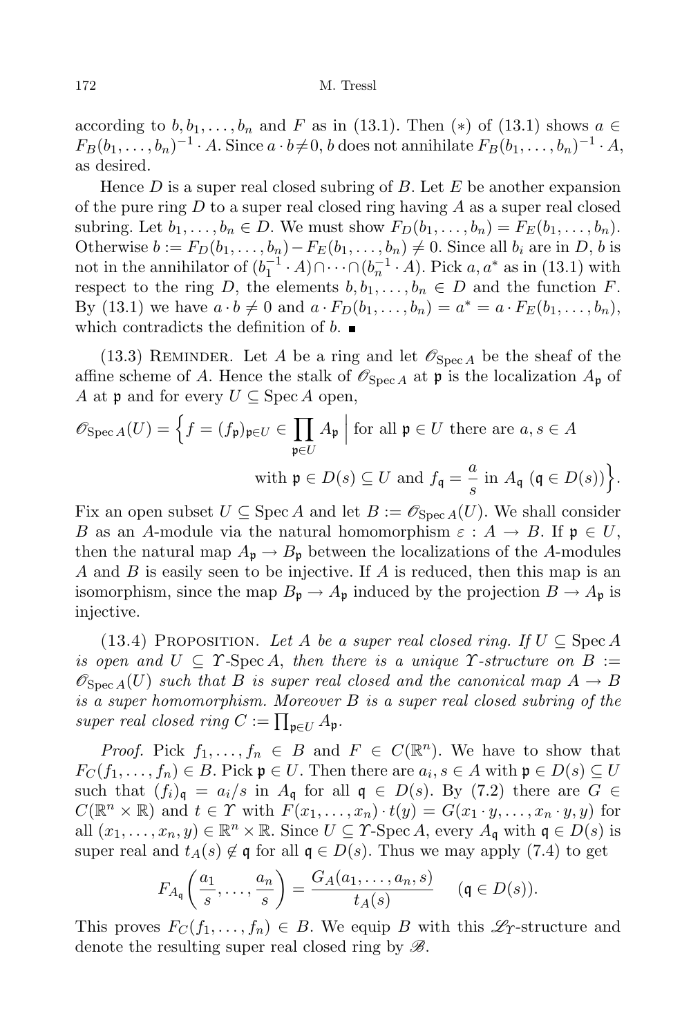according to $b, b_1, \ldots, b_n$ and $F$ as in (13.1). Then $(*)$ of (13.1) shows $a \in F_B(b_1, \ldots, b_n)^{-1} \cdot A$. Since $a \cdot b \neq 0$, $b$ does not annihilate $F_B(b_1, \ldots, b_n)^{-1} \cdot A$, as desired.

Hence $D$ is a super real closed subring of $B$. Let $E$ be another expansion of the pure ring $D$ to a super real closed ring having $A$ as a super real closed subring. Let $b_1, \ldots, b_n \in D$. We must show $F_D(b_1, \ldots, b_n) = F_E(b_1, \ldots, b_n)$. Otherwise $b := F_D(b_1, \ldots, b_n) - F_E(b_1, \ldots, b_n) \neq 0$. Since all $b_i$ are in $D$, $b$ is not in the annihilator of $(b_1^{-1} \cdot A) \cap \cdots \cap (b_n^{-1} \cdot A)$. Pick $a, a^*$ as in (13.1) with respect to the ring $D$, the elements $b, b_1, \ldots, b_n \in D$ and the function $F$. By (13.1) we have $a \cdot b \neq 0$ and $a \cdot F_D(b_1, \ldots, b_n) = a^* = a \cdot F_E(b_1, \ldots, b_n)$, which contradicts the definition of $b$. ∎

(13.3) Reminder. Let $A$ be a ring and let $\mathscr{O}_{\operatorname{Spec} A}$ be the sheaf of the affine scheme of $A$. Hence the stalk of $\mathscr{O}_{\operatorname{Spec} A}$ at $\mathfrak{p}$ is the localization $A_{\mathfrak{p}}$ of $A$ at $\mathfrak{p}$ and for every $U \subseteq \operatorname{Spec} A$ open,

$$\mathscr{O}_{\operatorname{Spec} A}(U) = \Big\{ f = (f_{\mathfrak{p}})_{\mathfrak{p} \in U} \in \prod_{\mathfrak{p} \in U} A_{\mathfrak{p}} \;\Big|\; \text{for all } \mathfrak{p} \in U \text{ there are } a, s \in A \text{ with } \mathfrak{p} \in D(s) \subseteq U \text{ and } f_{\mathfrak{q}} = \frac{a}{s} \text{ in } A_{\mathfrak{q}} \ (\mathfrak{q} \in D(s)) \Big\}.$$

Fix an open subset $U \subseteq \operatorname{Spec} A$ and let $B := \mathscr{O}_{\operatorname{Spec} A}(U)$. We shall consider $B$ as an $A$-module via the natural homomorphism $\varepsilon : A \to B$. If $\mathfrak{p} \in U$, then the natural map $A_{\mathfrak{p}} \to B_{\mathfrak{p}}$ between the localizations of the $A$-modules $A$ and $B$ is easily seen to be injective. If $A$ is reduced, then this map is an isomorphism, since the map $B_{\mathfrak{p}} \to A_{\mathfrak{p}}$ induced by the projection $B \to A_{\mathfrak{p}}$ is injective.

(13.4) Proposition. *Let $A$ be a super real closed ring. If $U \subseteq \operatorname{Spec} A$ is open and $U \subseteq \Upsilon\text{-}\operatorname{Spec} A$, then there is a unique $\Upsilon$-structure on $B := \mathscr{O}_{\operatorname{Spec} A}(U)$ such that $B$ is super real closed and the canonical map $A \to B$ is a super homomorphism. Moreover $B$ is a super real closed subring of the super real closed ring $C := \prod_{\mathfrak{p} \in U} A_{\mathfrak{p}}$.*

*Proof.* Pick $f_1, \ldots, f_n \in B$ and $F \in C(\mathbb{R}^n)$. We have to show that $F_C(f_1, \ldots, f_n) \in B$. Pick $\mathfrak{p} \in U$. Then there are $a_i, s \in A$ with $\mathfrak{p} \in D(s) \subseteq U$ such that $(f_i)_{\mathfrak{q}} = a_i/s$ in $A_{\mathfrak{q}}$ for all $\mathfrak{q} \in D(s)$. By (7.2) there are $G \in C(\mathbb{R}^n \times \mathbb{R})$ and $t \in \Upsilon$ with $F(x_1, \ldots, x_n) \cdot t(y) = G(x_1 \cdot y, \ldots, x_n \cdot y, y)$ for all $(x_1, \ldots, x_n, y) \in \mathbb{R}^n \times \mathbb{R}$. Since $U \subseteq \Upsilon\text{-}\operatorname{Spec} A$, every $A_{\mathfrak{q}}$ with $\mathfrak{q} \in D(s)$ is super real and $t_A(s) \notin \mathfrak{q}$ for all $\mathfrak{q} \in D(s)$. Thus we may apply (7.4) to get

$$F_{A_{\mathfrak{q}}}\Big(\frac{a_1}{s}, \ldots, \frac{a_n}{s}\Big) = \frac{G_A(a_1, \ldots, a_n, s)}{t_A(s)} \quad (\mathfrak{q} \in D(s)).$$

This proves $F_C(f_1, \ldots, f_n) \in B$. We equip $B$ with this $\mathscr{L}_\Upsilon$-structure and denote the resulting super real closed ring by $\mathscr{B}$.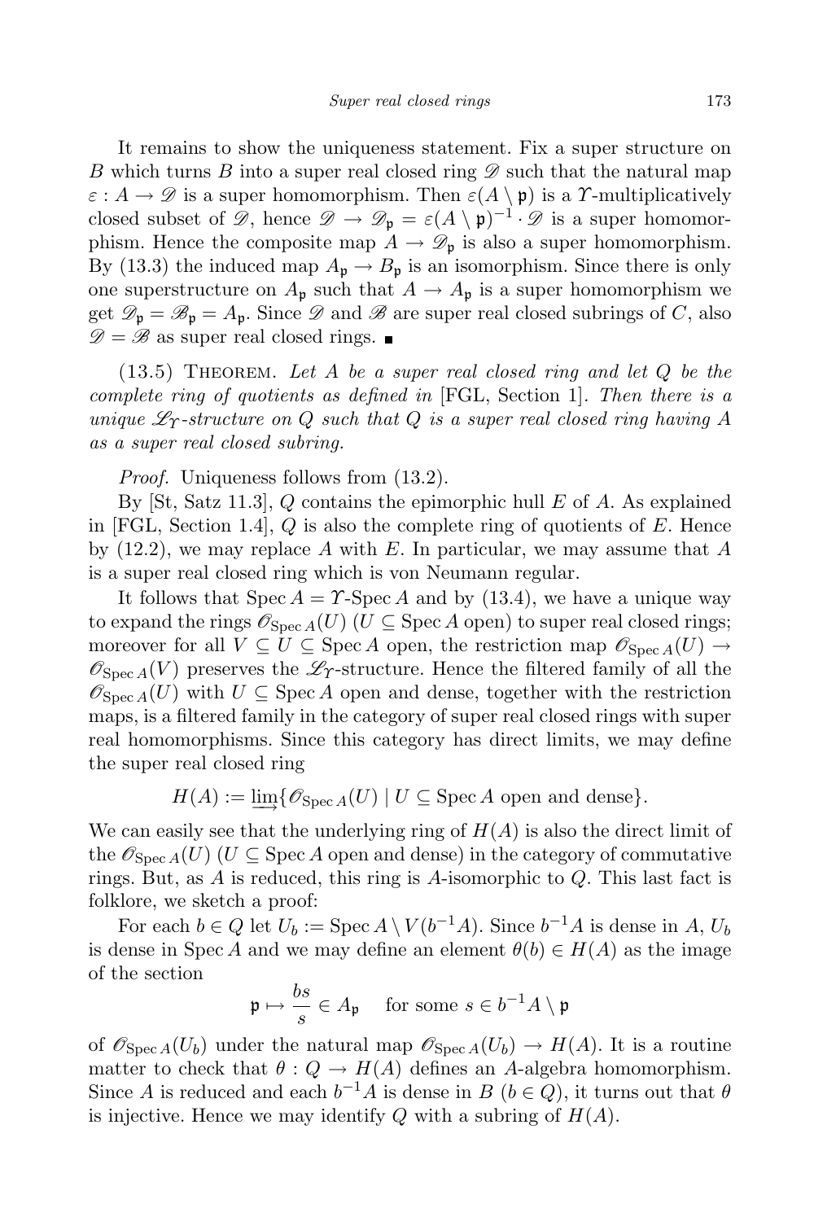It remains to show the uniqueness statement. Fix a super structure on $B$ which turns $B$ into a super real closed ring $\mathscr{D}$ such that the natural map $\varepsilon : A \to \mathscr{D}$ is a super homomorphism. Then $\varepsilon(A \setminus \mathfrak{p})$ is a $\Upsilon$-multiplicatively closed subset of $\mathscr{D}$, hence $\mathscr{D} \to \mathscr{D}_{\mathfrak{p}} = \varepsilon(A \setminus \mathfrak{p})^{-1} \cdot \mathscr{D}$ is a super homomorphism. Hence the composite map $A \to \mathscr{D}_{\mathfrak{p}}$ is also a super homomorphism. By (13.3) the induced map $A_{\mathfrak{p}} \to B_{\mathfrak{p}}$ is an isomorphism. Since there is only one superstructure on $A_{\mathfrak{p}}$ such that $A \to A_{\mathfrak{p}}$ is a super homomorphism we get $\mathscr{D}_{\mathfrak{p}} = \mathscr{B}_{\mathfrak{p}} = A_{\mathfrak{p}}$. Since $\mathscr{D}$ and $\mathscr{B}$ are super real closed subrings of $C$, also $\mathscr{D} = \mathscr{B}$ as super real closed rings. ∎

(13.5) Theorem. *Let $A$ be a super real closed ring and let $Q$ be the complete ring of quotients as defined in* [FGL, Section 1]. *Then there is a unique $\mathscr{L}_{\Upsilon}$-structure on $Q$ such that $Q$ is a super real closed ring having $A$ as a super real closed subring.*

*Proof.* Uniqueness follows from (13.2).

By [St, Satz 11.3], $Q$ contains the epimorphic hull $E$ of $A$. As explained in [FGL, Section 1.4], $Q$ is also the complete ring of quotients of $E$. Hence by (12.2), we may replace $A$ with $E$. In particular, we may assume that $A$ is a super real closed ring which is von Neumann regular.

It follows that $\operatorname{Spec} A = \Upsilon\text{-}\operatorname{Spec} A$ and by (13.4), we have a unique way to expand the rings $\mathscr{O}_{\operatorname{Spec} A}(U)$ ($U \subseteq \operatorname{Spec} A$ open) to super real closed rings; moreover for all $V \subseteq U \subseteq \operatorname{Spec} A$ open, the restriction map $\mathscr{O}_{\operatorname{Spec} A}(U) \to \mathscr{O}_{\operatorname{Spec} A}(V)$ preserves the $\mathscr{L}_{\Upsilon}$-structure. Hence the filtered family of all the $\mathscr{O}_{\operatorname{Spec} A}(U)$ with $U \subseteq \operatorname{Spec} A$ open and dense, together with the restriction maps, is a filtered family in the category of super real closed rings with super real homomorphisms. Since this category has direct limits, we may define the super real closed ring

$$H(A) := \varinjlim \{\mathscr{O}_{\operatorname{Spec} A}(U) \mid U \subseteq \operatorname{Spec} A \text{ open and dense}\}.$$

We can easily see that the underlying ring of $H(A)$ is also the direct limit of the $\mathscr{O}_{\operatorname{Spec} A}(U)$ ($U \subseteq \operatorname{Spec} A$ open and dense) in the category of commutative rings. But, as $A$ is reduced, this ring is $A$-isomorphic to $Q$. This last fact is folklore, we sketch a proof:

For each $b \in Q$ let $U_b := \operatorname{Spec} A \setminus V(b^{-1}A)$. Since $b^{-1}A$ is dense in $A$, $U_b$ is dense in $\operatorname{Spec} A$ and we may define an element $\theta(b) \in H(A)$ as the image of the section

$$\mathfrak{p} \mapsto \frac{bs}{s} \in A_{\mathfrak{p}} \quad \text{for some } s \in b^{-1}A \setminus \mathfrak{p}$$

of $\mathscr{O}_{\operatorname{Spec} A}(U_b)$ under the natural map $\mathscr{O}_{\operatorname{Spec} A}(U_b) \to H(A)$. It is a routine matter to check that $\theta : Q \to H(A)$ defines an $A$-algebra homomorphism. Since $A$ is reduced and each $b^{-1}A$ is dense in $B$ ($b \in Q$), it turns out that $\theta$ is injective. Hence we may identify $Q$ with a subring of $H(A)$.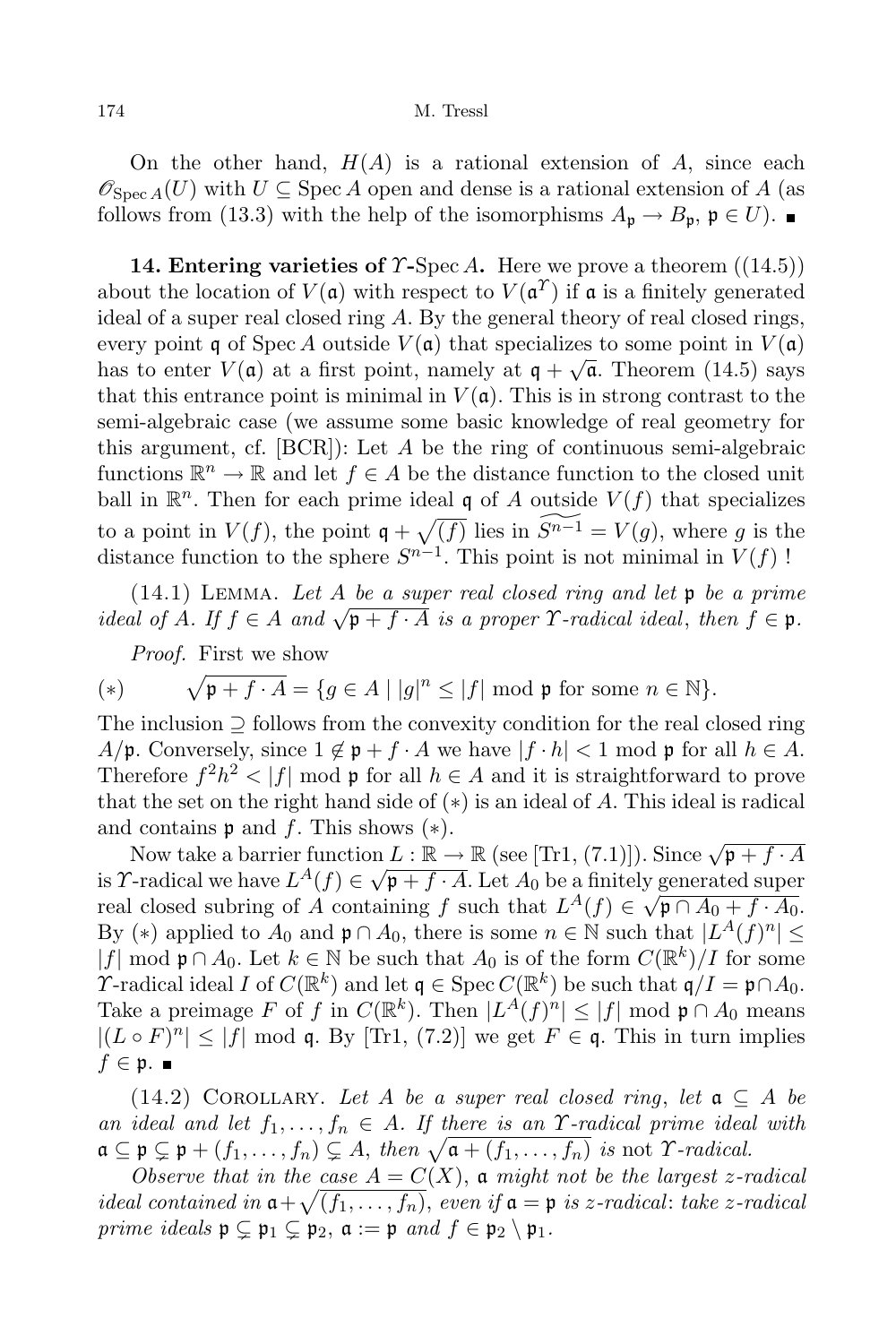On the other hand, $H(A)$ is a rational extension of $A$, since each $\mathscr{O}_{\operatorname{Spec} A}(U)$ with $U \subseteq \operatorname{Spec} A$ open and dense is a rational extension of $A$ (as follows from (13.3) with the help of the isomorphisms $A_{\mathfrak{p}} \to B_{\mathfrak{p}}$, $\mathfrak{p} \in U$). ∎

**14. Entering varieties of $\Upsilon$-Spec $A$.** Here we prove a theorem ((14.5)) about the location of $V(\mathfrak{a})$ with respect to $V(\mathfrak{a}^{\Upsilon})$ if $\mathfrak{a}$ is a finitely generated ideal of a super real closed ring $A$. By the general theory of real closed rings, every point $\mathfrak{q}$ of Spec $A$ outside $V(\mathfrak{a})$ that specializes to some point in $V(\mathfrak{a})$ has to enter $V(\mathfrak{a})$ at a first point, namely at $\mathfrak{q} + \sqrt{\mathfrak{a}}$. Theorem (14.5) says that this entrance point is minimal in $V(\mathfrak{a})$. This is in strong contrast to the semi-algebraic case (we assume some basic knowledge of real geometry for this argument, cf. [BCR]): Let $A$ be the ring of continuous semi-algebraic functions $\mathbb{R}^n \to \mathbb{R}$ and let $f \in A$ be the distance function to the closed unit ball in $\mathbb{R}^n$. Then for each prime ideal $\mathfrak{q}$ of $A$ outside $V(f)$ that specializes to a point in $V(f)$, the point $\mathfrak{q} + \sqrt{(f)}$ lies in $\widetilde{S^{n-1}} = V(g)$, where $g$ is the distance function to the sphere $S^{n-1}$. This point is not minimal in $V(f)$ !

(14.1) Lemma. *Let $A$ be a super real closed ring and let $\mathfrak{p}$ be a prime ideal of $A$. If $f \in A$ and $\sqrt{\mathfrak{p} + f \cdot A}$ is a proper $\Upsilon$-radical ideal, then $f \in \mathfrak{p}$.*

*Proof.* First we show

$$(*) \qquad \sqrt{\mathfrak{p} + f \cdot A} = \{g \in A \mid |g|^n \leq |f| \bmod \mathfrak{p} \text{ for some } n \in \mathbb{N}\}.$$

The inclusion $\supseteq$ follows from the convexity condition for the real closed ring $A/\mathfrak{p}$. Conversely, since $1 \notin \mathfrak{p} + f \cdot A$ we have $|f \cdot h| < 1 \bmod \mathfrak{p}$ for all $h \in A$. Therefore $f^2 h^2 < |f| \bmod \mathfrak{p}$ for all $h \in A$ and it is straightforward to prove that the set on the right hand side of $(*)$ is an ideal of $A$. This ideal is radical and contains $\mathfrak{p}$ and $f$. This shows $(*)$.

Now take a barrier function $L : \mathbb{R} \to \mathbb{R}$ (see [Tr1, (7.1)]). Since $\sqrt{\mathfrak{p} + f \cdot A}$ is $\Upsilon$-radical we have $L^A(f) \in \sqrt{\mathfrak{p} + f \cdot A}$. Let $A_0$ be a finitely generated super real closed subring of $A$ containing $f$ such that $L^A(f) \in \sqrt{\mathfrak{p} \cap A_0 + f \cdot A_0}$. By $(*)$ applied to $A_0$ and $\mathfrak{p} \cap A_0$, there is some $n \in \mathbb{N}$ such that $|L^A(f)^n| \leq |f| \bmod \mathfrak{p} \cap A_0$. Let $k \in \mathbb{N}$ be such that $A_0$ is of the form $C(\mathbb{R}^k)/I$ for some $\Upsilon$-radical ideal $I$ of $C(\mathbb{R}^k)$ and let $\mathfrak{q} \in \operatorname{Spec} C(\mathbb{R}^k)$ be such that $\mathfrak{q}/I = \mathfrak{p} \cap A_0$. Take a preimage $F$ of $f$ in $C(\mathbb{R}^k)$. Then $|L^A(f)^n| \leq |f| \bmod \mathfrak{p} \cap A_0$ means $|(L \circ F)^n| \leq |f| \bmod \mathfrak{q}$. By [Tr1, (7.2)] we get $F \in \mathfrak{q}$. This in turn implies $f \in \mathfrak{p}$. ∎

(14.2) Corollary. *Let $A$ be a super real closed ring, let $\mathfrak{a} \subseteq A$ be an ideal and let $f_1, \ldots, f_n \in A$. If there is an $\Upsilon$-radical prime ideal with $\mathfrak{a} \subseteq \mathfrak{p} \subsetneq \mathfrak{p} + (f_1, \ldots, f_n) \subsetneq A$, then $\sqrt{\mathfrak{a} + (f_1, \ldots, f_n)}$ is* not *$\Upsilon$-radical.*

*Observe that in the case $A = C(X)$, $\mathfrak{a}$ might not be the largest z-radical ideal contained in $\mathfrak{a} + \sqrt{(f_1, \ldots, f_n)}$, even if $\mathfrak{a} = \mathfrak{p}$ is z-radical: take z-radical prime ideals $\mathfrak{p} \subsetneq \mathfrak{p}_1 \subsetneq \mathfrak{p}_2$, $\mathfrak{a} := \mathfrak{p}$ and $f \in \mathfrak{p}_2 \setminus \mathfrak{p}_1$.*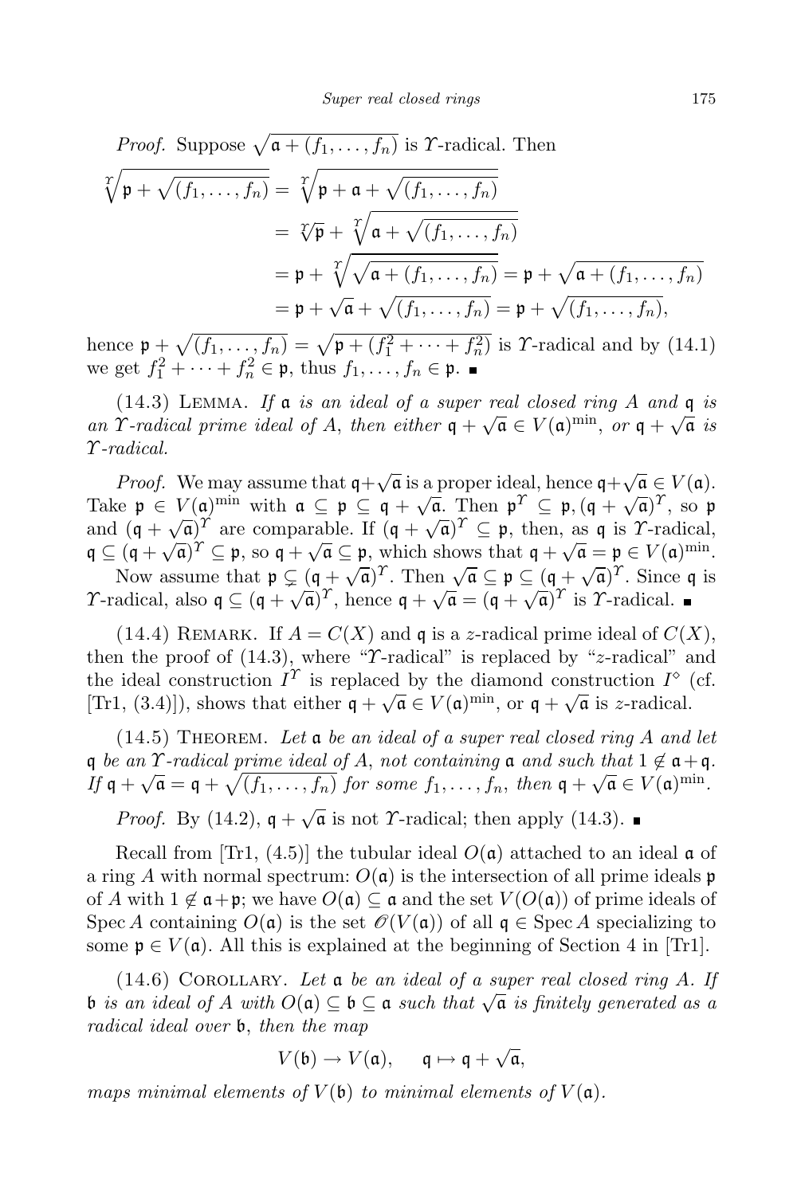*Proof.* Suppose $\sqrt{\mathfrak{a}+(f_1,\ldots,f_n)}$ is $\Upsilon$-radical. Then

$$\begin{aligned}
\sqrt[\Upsilon]{\mathfrak{p}+\sqrt{(f_1,\ldots,f_n)}} &= \sqrt[\Upsilon]{\mathfrak{p}+\mathfrak{a}+\sqrt{(f_1,\ldots,f_n)}} \\
&= \sqrt[\Upsilon]{\mathfrak{p}}+\sqrt[\Upsilon]{\mathfrak{a}+\sqrt{(f_1,\ldots,f_n)}} \\
&= \mathfrak{p}+\sqrt[\Upsilon]{\sqrt{\mathfrak{a}+(f_1,\ldots,f_n)}} = \mathfrak{p}+\sqrt{\mathfrak{a}+(f_1,\ldots,f_n)} \\
&= \mathfrak{p}+\sqrt{\mathfrak{a}}+\sqrt{(f_1,\ldots,f_n)} = \mathfrak{p}+\sqrt{(f_1,\ldots,f_n)},
\end{aligned}$$

hence $\mathfrak{p}+\sqrt{(f_1,\ldots,f_n)}=\sqrt{\mathfrak{p}+(f_1^2+\cdots+f_n^2)}$ is $\Upsilon$-radical and by (14.1) we get $f_1^2+\cdots+f_n^2\in\mathfrak{p}$, thus $f_1,\ldots,f_n\in\mathfrak{p}$. ∎

(14.3) Lemma. *If $\mathfrak{a}$ is an ideal of a super real closed ring $A$ and $\mathfrak{q}$ is an $\Upsilon$-radical prime ideal of $A$, then either $\mathfrak{q}+\sqrt{\mathfrak{a}}\in V(\mathfrak{a})^{\min}$, or $\mathfrak{q}+\sqrt{\mathfrak{a}}$ is $\Upsilon$-radical.*

*Proof.* We may assume that $\mathfrak{q}+\sqrt{\mathfrak{a}}$ is a proper ideal, hence $\mathfrak{q}+\sqrt{\mathfrak{a}}\in V(\mathfrak{a})$. Take $\mathfrak{p}\in V(\mathfrak{a})^{\min}$ with $\mathfrak{a}\subseteq\mathfrak{p}\subseteq\mathfrak{q}+\sqrt{\mathfrak{a}}$. Then $\mathfrak{p}^{\Upsilon}\subseteq\mathfrak{p},(\mathfrak{q}+\sqrt{\mathfrak{a}})^{\Upsilon}$, so $\mathfrak{p}$ and $(\mathfrak{q}+\sqrt{\mathfrak{a}})^{\Upsilon}$ are comparable. If $(\mathfrak{q}+\sqrt{\mathfrak{a}})^{\Upsilon}\subseteq\mathfrak{p}$, then, as $\mathfrak{q}$ is $\Upsilon$-radical, $\mathfrak{q}\subseteq(\mathfrak{q}+\sqrt{\mathfrak{a}})^{\Upsilon}\subseteq\mathfrak{p}$, so $\mathfrak{q}+\sqrt{\mathfrak{a}}\subseteq\mathfrak{p}$, which shows that $\mathfrak{q}+\sqrt{\mathfrak{a}}=\mathfrak{p}\in V(\mathfrak{a})^{\min}$.

Now assume that $\mathfrak{p}\subsetneq(\mathfrak{q}+\sqrt{\mathfrak{a}})^{\Upsilon}$. Then $\sqrt{\mathfrak{a}}\subseteq\mathfrak{p}\subseteq(\mathfrak{q}+\sqrt{\mathfrak{a}})^{\Upsilon}$. Since $\mathfrak{q}$ is $\Upsilon$-radical, also $\mathfrak{q}\subseteq(\mathfrak{q}+\sqrt{\mathfrak{a}})^{\Upsilon}$, hence $\mathfrak{q}+\sqrt{\mathfrak{a}}=(\mathfrak{q}+\sqrt{\mathfrak{a}})^{\Upsilon}$ is $\Upsilon$-radical. ∎

(14.4) Remark. If $A=C(X)$ and $\mathfrak{q}$ is a $z$-radical prime ideal of $C(X)$, then the proof of (14.3), where "$\Upsilon$-radical" is replaced by "$z$-radical" and the ideal construction $I^{\Upsilon}$ is replaced by the diamond construction $I^{\diamond}$ (cf. [Tr1, (3.4)]), shows that either $\mathfrak{q}+\sqrt{\mathfrak{a}}\in V(\mathfrak{a})^{\min}$, or $\mathfrak{q}+\sqrt{\mathfrak{a}}$ is $z$-radical.

(14.5) Theorem. *Let $\mathfrak{a}$ be an ideal of a super real closed ring $A$ and let $\mathfrak{q}$ be an $\Upsilon$-radical prime ideal of $A$, not containing $\mathfrak{a}$ and such that $1\notin\mathfrak{a}+\mathfrak{q}$. If $\mathfrak{q}+\sqrt{\mathfrak{a}}=\mathfrak{q}+\sqrt{(f_1,\ldots,f_n)}$ for some $f_1,\ldots,f_n$, then $\mathfrak{q}+\sqrt{\mathfrak{a}}\in V(\mathfrak{a})^{\min}$.*

*Proof.* By (14.2), $\mathfrak{q}+\sqrt{\mathfrak{a}}$ is not $\Upsilon$-radical; then apply (14.3). ∎

Recall from [Tr1, (4.5)] the tubular ideal $O(\mathfrak{a})$ attached to an ideal $\mathfrak{a}$ of a ring $A$ with normal spectrum: $O(\mathfrak{a})$ is the intersection of all prime ideals $\mathfrak{p}$ of $A$ with $1\notin\mathfrak{a}+\mathfrak{p}$; we have $O(\mathfrak{a})\subseteq\mathfrak{a}$ and the set $V(O(\mathfrak{a}))$ of prime ideals of $\operatorname{Spec} A$ containing $O(\mathfrak{a})$ is the set $\mathscr{O}(V(\mathfrak{a}))$ of all $\mathfrak{q}\in\operatorname{Spec} A$ specializing to some $\mathfrak{p}\in V(\mathfrak{a})$. All this is explained at the beginning of Section 4 in [Tr1].

(14.6) Corollary. *Let $\mathfrak{a}$ be an ideal of a super real closed ring $A$. If $\mathfrak{b}$ is an ideal of $A$ with $O(\mathfrak{a})\subseteq\mathfrak{b}\subseteq\mathfrak{a}$ such that $\sqrt{\mathfrak{a}}$ is finitely generated as a radical ideal over $\mathfrak{b}$, then the map*

$$V(\mathfrak{b})\to V(\mathfrak{a}),\qquad \mathfrak{q}\mapsto\mathfrak{q}+\sqrt{\mathfrak{a}},$$

*maps minimal elements of $V(\mathfrak{b})$ to minimal elements of $V(\mathfrak{a})$.*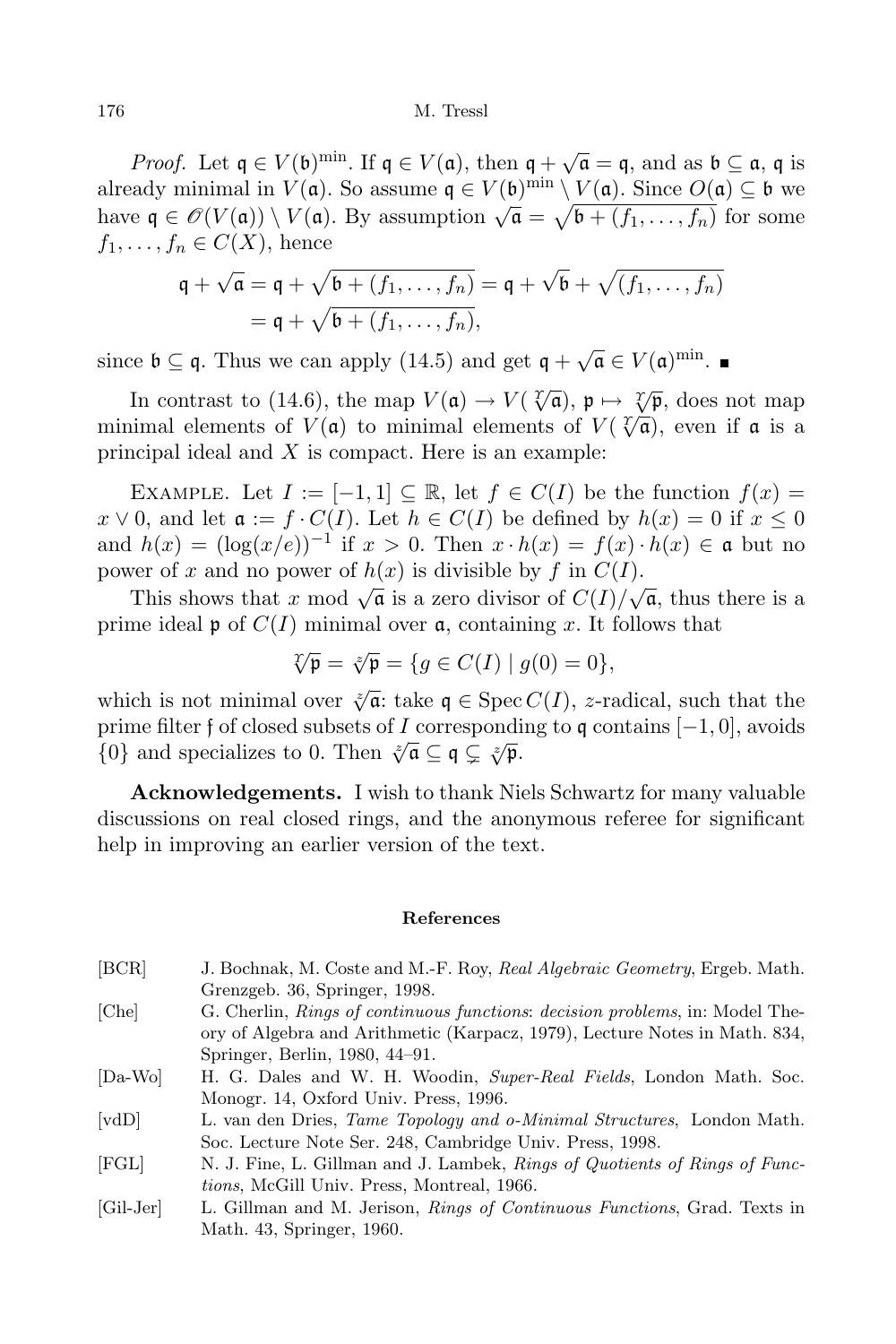*Proof.* Let $\mathfrak{q} \in V(\mathfrak{b})^{\min}$. If $\mathfrak{q} \in V(\mathfrak{a})$, then $\mathfrak{q} + \sqrt{\mathfrak{a}} = \mathfrak{q}$, and as $\mathfrak{b} \subseteq \mathfrak{a}$, $\mathfrak{q}$ is already minimal in $V(\mathfrak{a})$. So assume $\mathfrak{q} \in V(\mathfrak{b})^{\min} \setminus V(\mathfrak{a})$. Since $O(\mathfrak{a}) \subseteq \mathfrak{b}$ we have $\mathfrak{q} \in \mathscr{O}(V(\mathfrak{a})) \setminus V(\mathfrak{a})$. By assumption $\sqrt{\mathfrak{a}} = \sqrt{\mathfrak{b} + (f_1, \ldots, f_n)}$ for some $f_1, \ldots, f_n \in C(X)$, hence

$$\begin{aligned}\mathfrak{q} + \sqrt{\mathfrak{a}} &= \mathfrak{q} + \sqrt{\mathfrak{b} + (f_1, \ldots, f_n)} = \mathfrak{q} + \sqrt{\mathfrak{b}} + \sqrt{(f_1, \ldots, f_n)} \\ &= \mathfrak{q} + \sqrt{\mathfrak{b} + (f_1, \ldots, f_n)},\end{aligned}$$

since $\mathfrak{b} \subseteq \mathfrak{q}$. Thus we can apply (14.5) and get $\mathfrak{q} + \sqrt{\mathfrak{a}} \in V(\mathfrak{a})^{\min}$. ∎

In contrast to (14.6), the map $V(\mathfrak{a}) \to V(\sqrt[z]{\mathfrak{a}})$, $\mathfrak{p} \mapsto \sqrt[z]{\mathfrak{p}}$, does not map minimal elements of $V(\mathfrak{a})$ to minimal elements of $V(\sqrt[z]{\mathfrak{a}})$, even if $\mathfrak{a}$ is a principal ideal and $X$ is compact. Here is an example:

Example. Let $I := [-1, 1] \subseteq \mathbb{R}$, let $f \in C(I)$ be the function $f(x) = x \vee 0$, and let $\mathfrak{a} := f \cdot C(I)$. Let $h \in C(I)$ be defined by $h(x) = 0$ if $x \leq 0$ and $h(x) = (\log(x/e))^{-1}$ if $x > 0$. Then $x \cdot h(x) = f(x) \cdot h(x) \in \mathfrak{a}$ but no power of $x$ and no power of $h(x)$ is divisible by $f$ in $C(I)$.

This shows that $x \bmod \sqrt{\mathfrak{a}}$ is a zero divisor of $C(I)/\sqrt{\mathfrak{a}}$, thus there is a prime ideal $\mathfrak{p}$ of $C(I)$ minimal over $\mathfrak{a}$, containing $x$. It follows that

$$\sqrt[z]{\mathfrak{p}} = \sqrt[z]{\mathfrak{p}} = \{g \in C(I) \mid g(0) = 0\},$$

which is not minimal over $\sqrt[z]{\mathfrak{a}}$: take $\mathfrak{q} \in \operatorname{Spec} C(I)$, $z$-radical, such that the prime filter $\mathfrak{f}$ of closed subsets of $I$ corresponding to $\mathfrak{q}$ contains $[-1, 0]$, avoids $\{0\}$ and specializes to 0. Then $\sqrt[z]{\mathfrak{a}} \subseteq \mathfrak{q} \subsetneq \sqrt[z]{\mathfrak{p}}$.

**Acknowledgements.** I wish to thank Niels Schwartz for many valuable discussions on real closed rings, and the anonymous referee for significant help in improving an earlier version of the text.

#### References

[BCR] J. Bochnak, M. Coste and M.-F. Roy, *Real Algebraic Geometry*, Ergeb. Math. Grenzgeb. 36, Springer, 1998.

[Che] G. Cherlin, *Rings of continuous functions: decision problems*, in: Model Theory of Algebra and Arithmetic (Karpacz, 1979), Lecture Notes in Math. 834, Springer, Berlin, 1980, 44–91.

[Da-Wo] H. G. Dales and W. H. Woodin, *Super-Real Fields*, London Math. Soc. Monogr. 14, Oxford Univ. Press, 1996.

[vdD] L. van den Dries, *Tame Topology and o-Minimal Structures*, London Math. Soc. Lecture Note Ser. 248, Cambridge Univ. Press, 1998.

[FGL] N. J. Fine, L. Gillman and J. Lambek, *Rings of Quotients of Rings of Functions*, McGill Univ. Press, Montreal, 1966.

[Gil-Jer] L. Gillman and M. Jerison, *Rings of Continuous Functions*, Grad. Texts in Math. 43, Springer, 1960.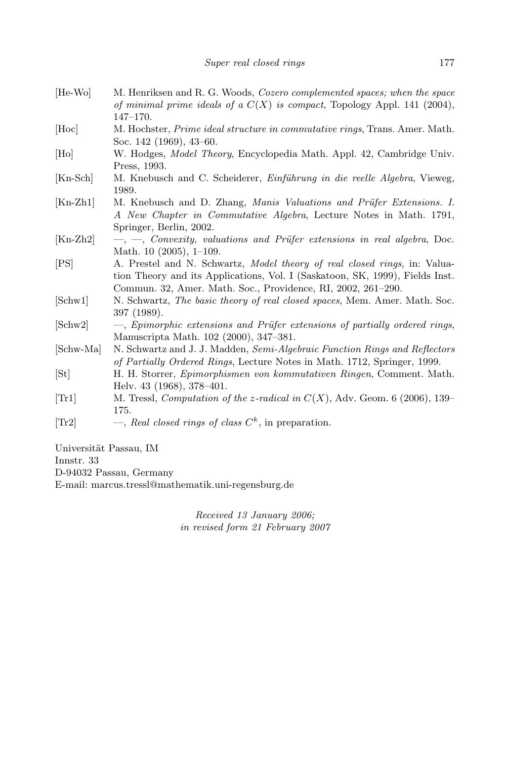[He-Wo] M. Henriksen and R. G. Woods, *Cozero complemented spaces; when the space of minimal prime ideals of a $C(X)$ is compact*, Topology Appl. 141 (2004), 147–170.

[Hoc] M. Hochster, *Prime ideal structure in commutative rings*, Trans. Amer. Math. Soc. 142 (1969), 43–60.

[Ho] W. Hodges, *Model Theory*, Encyclopedia Math. Appl. 42, Cambridge Univ. Press, 1993.

[Kn-Sch] M. Knebusch and C. Scheiderer, *Einführung in die reelle Algebra*, Vieweg, 1989.

[Kn-Zh1] M. Knebusch and D. Zhang, *Manis Valuations and Prüfer Extensions. I. A New Chapter in Commutative Algebra*, Lecture Notes in Math. 1791, Springer, Berlin, 2002.

[Kn-Zh2] —, —, *Convexity, valuations and Prüfer extensions in real algebra*, Doc. Math. 10 (2005), 1–109.

[PS] A. Prestel and N. Schwartz, *Model theory of real closed rings*, in: Valuation Theory and its Applications, Vol. I (Saskatoon, SK, 1999), Fields Inst. Commun. 32, Amer. Math. Soc., Providence, RI, 2002, 261–290.

[Schw1] N. Schwartz, *The basic theory of real closed spaces*, Mem. Amer. Math. Soc. 397 (1989).

[Schw2] —, *Epimorphic extensions and Prüfer extensions of partially ordered rings*, Manuscripta Math. 102 (2000), 347–381.

[Schw-Ma] N. Schwartz and J. J. Madden, *Semi-Algebraic Function Rings and Reflectors of Partially Ordered Rings*, Lecture Notes in Math. 1712, Springer, 1999.

[St] H. H. Storrer, *Epimorphismen von kommutativen Ringen*, Comment. Math. Helv. 43 (1968), 378–401.

[Tr1] M. Tressl, *Computation of the z-radical in $C(X)$*, Adv. Geom. 6 (2006), 139–175.

[Tr2] —, *Real closed rings of class $C^k$*, in preparation.

Universität Passau, IM
Innstr. 33
D-94032 Passau, Germany
E-mail: marcus.tressl@mathematik.uni-regensburg.de

*Received 13 January 2006;*
*in revised form 21 February 2007*